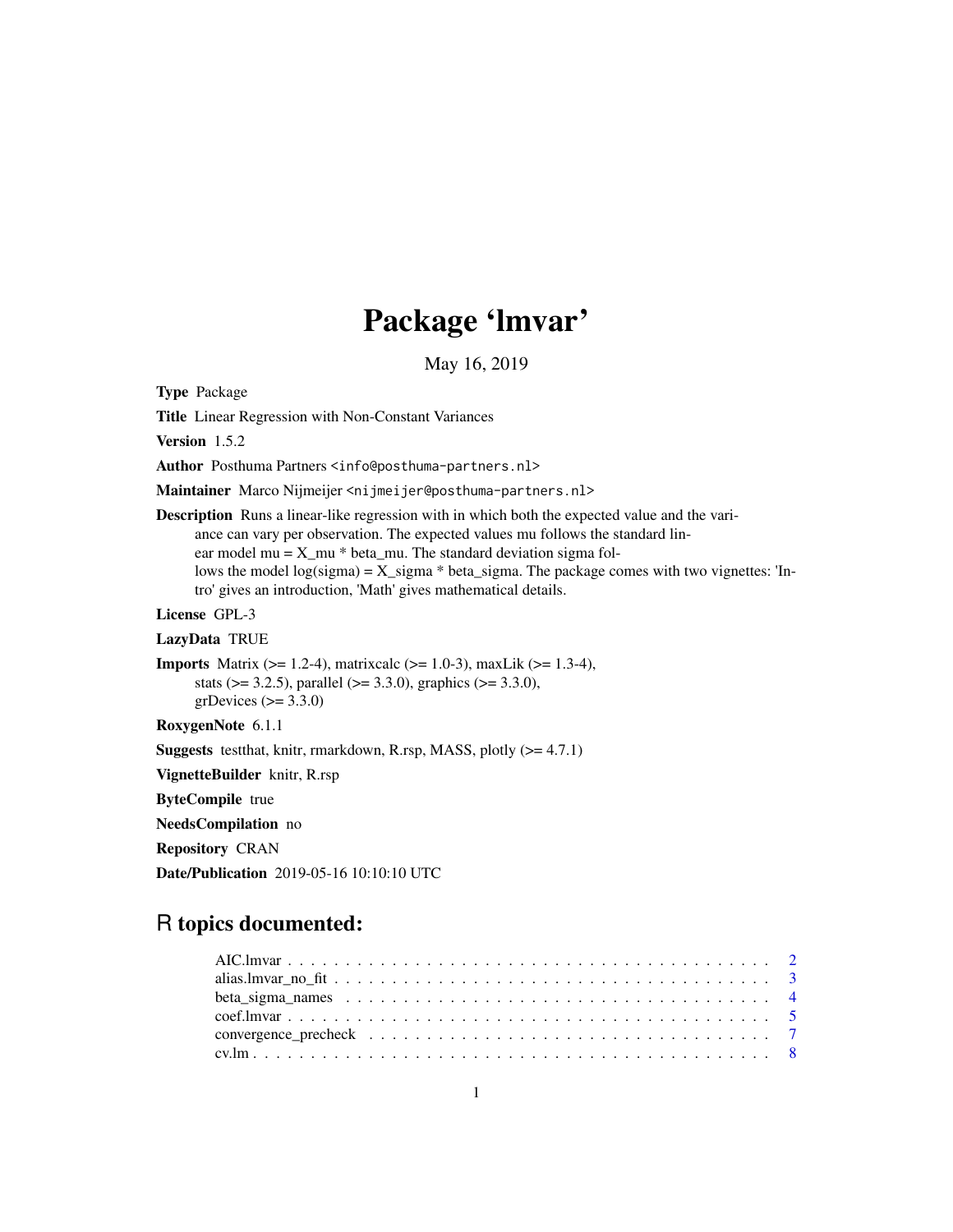# Package 'lmvar'

May 16, 2019

**Type** Package

**Title** Linear Regression with Non-Constant Variances

**Version** 1.5.2

**Author** Posthuma Partners <info@posthuma-partners.nl>

**Maintainer** Marco Nijmeijer <nijmeijer@posthuma-partners.nl>

**Description** Runs a linear-like regression with in which both the expected value and the variance can vary per observation. The expected values mu follows the standard linear model mu = X_mu * beta_mu. The standard deviation sigma follows the model log(sigma) = X_sigma * beta_sigma. The package comes with two vignettes: 'Intro' gives an introduction, 'Math' gives mathematical details.

**License** GPL-3

**LazyData** TRUE

**Imports** Matrix (>= 1.2-4), matrixcalc (>= 1.0-3), maxLik (>= 1.3-4), stats (>= 3.2.5), parallel (>= 3.3.0), graphics (>= 3.3.0), grDevices (>= 3.3.0)

**RoxygenNote** 6.1.1

**Suggests** testthat, knitr, rmarkdown, R.rsp, MASS, plotly (>= 4.7.1)

**VignetteBuilder** knitr, R.rsp

**ByteCompile** true

**NeedsCompilation** no

**Repository** CRAN

**Date/Publication** 2019-05-16 10:10:10 UTC

## R topics documented:

| | |
|---|---|
| AIC.lmvar | 2 |
| alias.lmvar_no_fit | 3 |
| beta_sigma_names | 4 |
| coef.lmvar | 5 |
| convergence_precheck | 7 |
| cv.lm | 8 |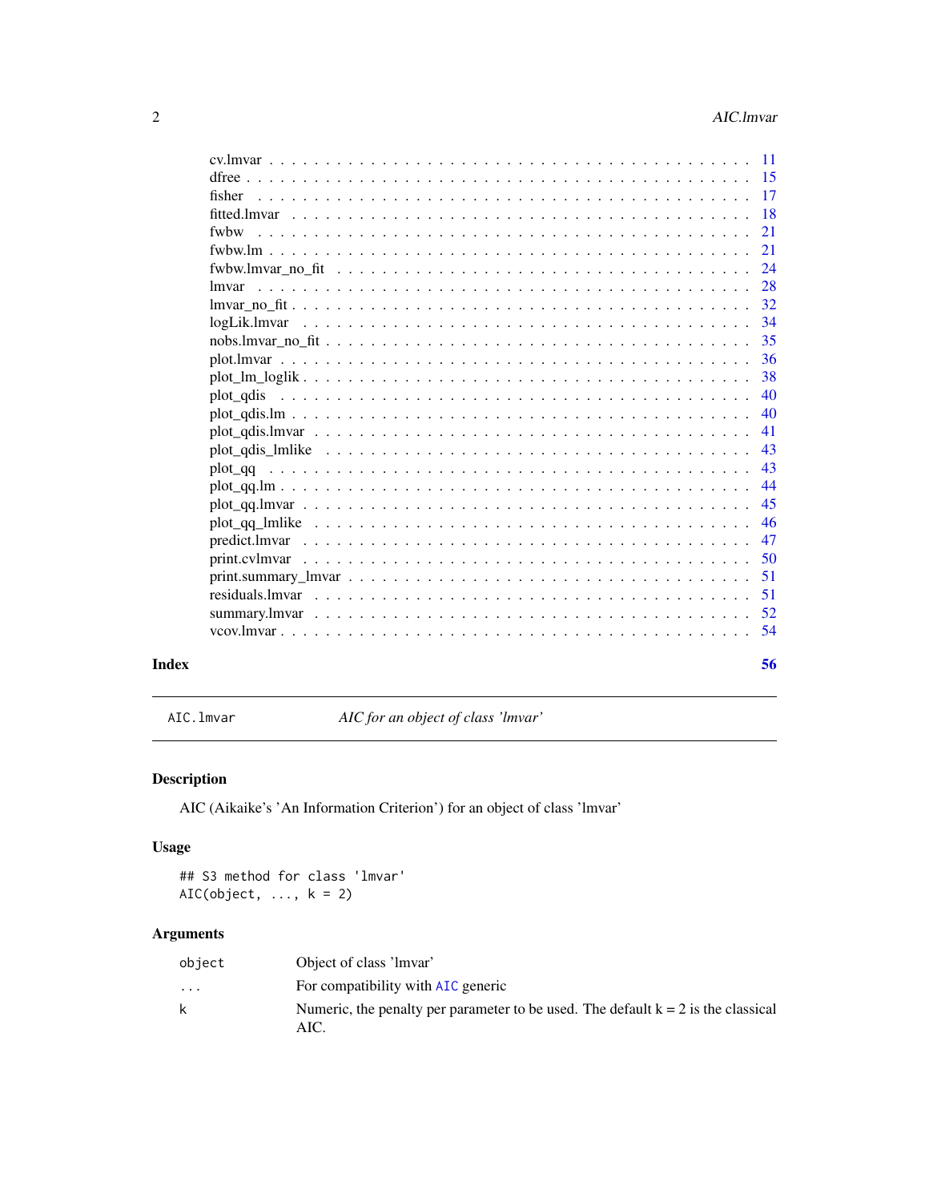cv.lmvar . . . . . . . . . . . . . . . . . . . . . . . . . . . . . . . . . . . . . . . . 11
dfree . . . . . . . . . . . . . . . . . . . . . . . . . . . . . . . . . . . . . . . . . . 15
fisher . . . . . . . . . . . . . . . . . . . . . . . . . . . . . . . . . . . . . . . . . . 17
fitted.lmvar . . . . . . . . . . . . . . . . . . . . . . . . . . . . . . . . . . . . . . 18
fwbw . . . . . . . . . . . . . . . . . . . . . . . . . . . . . . . . . . . . . . . . . . 21
fwbw.lm . . . . . . . . . . . . . . . . . . . . . . . . . . . . . . . . . . . . . . . . 21
fwbw.lmvar_no_fit . . . . . . . . . . . . . . . . . . . . . . . . . . . . . . . . . 24
lmvar . . . . . . . . . . . . . . . . . . . . . . . . . . . . . . . . . . . . . . . . . 28
lmvar_no_fit . . . . . . . . . . . . . . . . . . . . . . . . . . . . . . . . . . . . . 32
logLik.lmvar . . . . . . . . . . . . . . . . . . . . . . . . . . . . . . . . . . . . . 34
nobs.lmvar_no_fit . . . . . . . . . . . . . . . . . . . . . . . . . . . . . . . . . 35
plot.lmvar . . . . . . . . . . . . . . . . . . . . . . . . . . . . . . . . . . . . . . 36
plot_lm_loglik . . . . . . . . . . . . . . . . . . . . . . . . . . . . . . . . . . . 38
plot_qdis . . . . . . . . . . . . . . . . . . . . . . . . . . . . . . . . . . . . . . 40
plot_qdis.lm . . . . . . . . . . . . . . . . . . . . . . . . . . . . . . . . . . . . 40
plot_qdis.lmvar . . . . . . . . . . . . . . . . . . . . . . . . . . . . . . . . . . 41
plot_qdis_lmlike . . . . . . . . . . . . . . . . . . . . . . . . . . . . . . . . . 43
plot_qq . . . . . . . . . . . . . . . . . . . . . . . . . . . . . . . . . . . . . . . 43
plot_qq.lm . . . . . . . . . . . . . . . . . . . . . . . . . . . . . . . . . . . . . 44
plot_qq.lmvar . . . . . . . . . . . . . . . . . . . . . . . . . . . . . . . . . . . 45
plot_qq_lmlike . . . . . . . . . . . . . . . . . . . . . . . . . . . . . . . . . . 46
predict.lmvar . . . . . . . . . . . . . . . . . . . . . . . . . . . . . . . . . . . 47
print.cvlmvar . . . . . . . . . . . . . . . . . . . . . . . . . . . . . . . . . . . 50
print.summary_lmvar . . . . . . . . . . . . . . . . . . . . . . . . . . . . . . . 51
residuals.lmvar . . . . . . . . . . . . . . . . . . . . . . . . . . . . . . . . . . 51
summary.lmvar . . . . . . . . . . . . . . . . . . . . . . . . . . . . . . . . . . 52
vcov.lmvar . . . . . . . . . . . . . . . . . . . . . . . . . . . . . . . . . . . . . 54

**Index** **56**

---

`AIC.lmvar` *AIC for an object of class 'lmvar'*

---

## Description

AIC (Aikaike's 'An Information Criterion') for an object of class 'lmvar'

## Usage

```
## S3 method for class 'lmvar'
AIC(object, ..., k = 2)
```

## Arguments

| | |
|---|---|
| `object` | Object of class 'lmvar' |
| `...` | For compatibility with `AIC` generic |
| `k` | Numeric, the penalty per parameter to be used. The default k = 2 is the classical AIC. |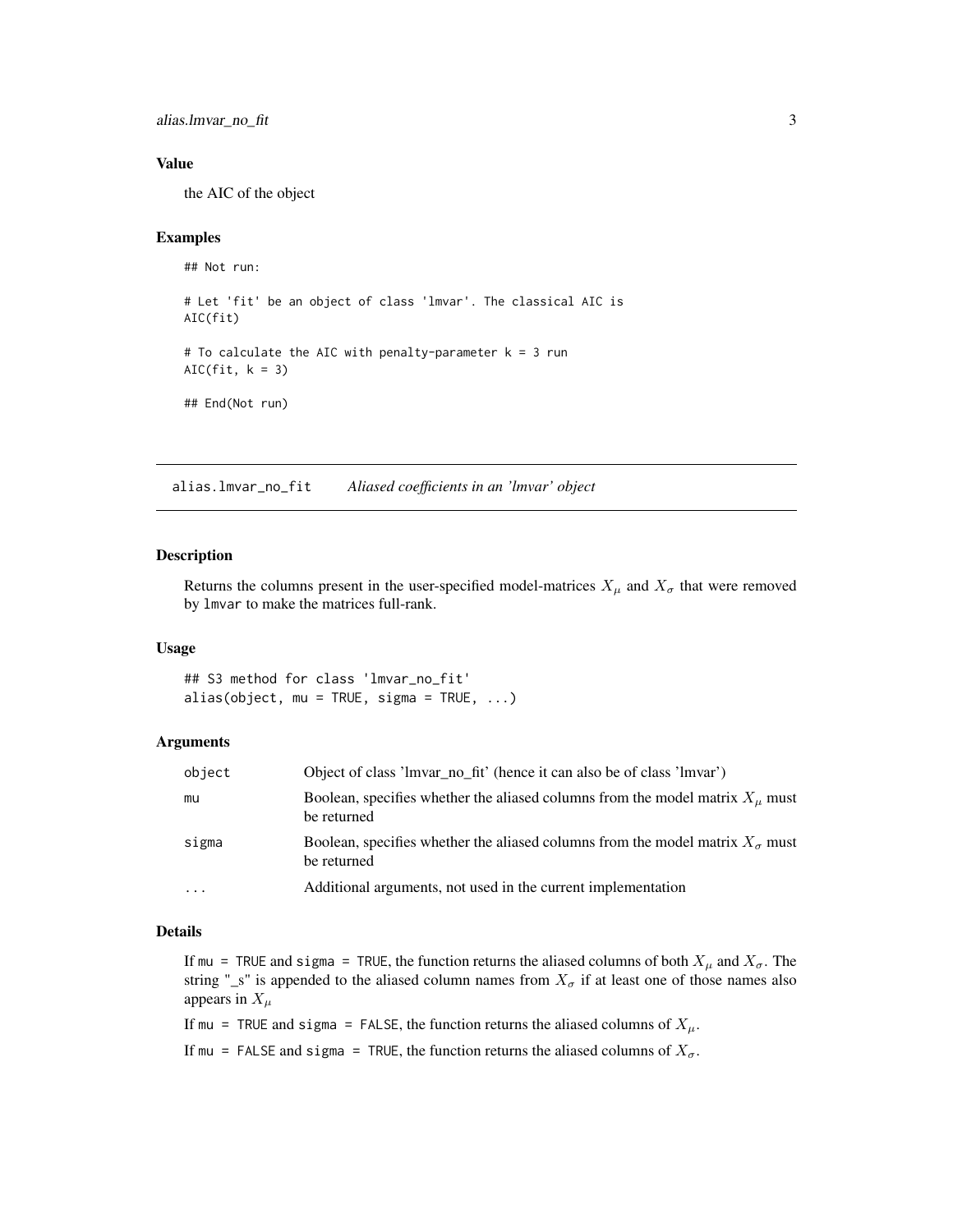### Value

the AIC of the object

### Examples

```
## Not run:

# Let 'fit' be an object of class 'lmvar'. The classical AIC is
AIC(fit)

# To calculate the AIC with penalty-parameter k = 3 run
AIC(fit, k = 3)

## End(Not run)
```

---

## alias.lmvar_no_fit    *Aliased coefficients in an 'lmvar' object*

---

### Description

Returns the columns present in the user-specified model-matrices $X_\mu$ and $X_\sigma$ that were removed by `lmvar` to make the matrices full-rank.

### Usage

```
## S3 method for class 'lmvar_no_fit'
alias(object, mu = TRUE, sigma = TRUE, ...)
```

### Arguments

| | |
|---|---|
| `object` | Object of class 'lmvar_no_fit' (hence it can also be of class 'lmvar') |
| `mu` | Boolean, specifies whether the aliased columns from the model matrix $X_\mu$ must be returned |
| `sigma` | Boolean, specifies whether the aliased columns from the model matrix $X_\sigma$ must be returned |
| `...` | Additional arguments, not used in the current implementation |

### Details

If `mu = TRUE` and `sigma = TRUE`, the function returns the aliased columns of both $X_\mu$ and $X_\sigma$. The string "_s" is appended to the aliased column names from $X_\sigma$ if at least one of those names also appears in $X_\mu$

If `mu = TRUE` and `sigma = FALSE`, the function returns the aliased columns of $X_\mu$.

If `mu = FALSE` and `sigma = TRUE`, the function returns the aliased columns of $X_\sigma$.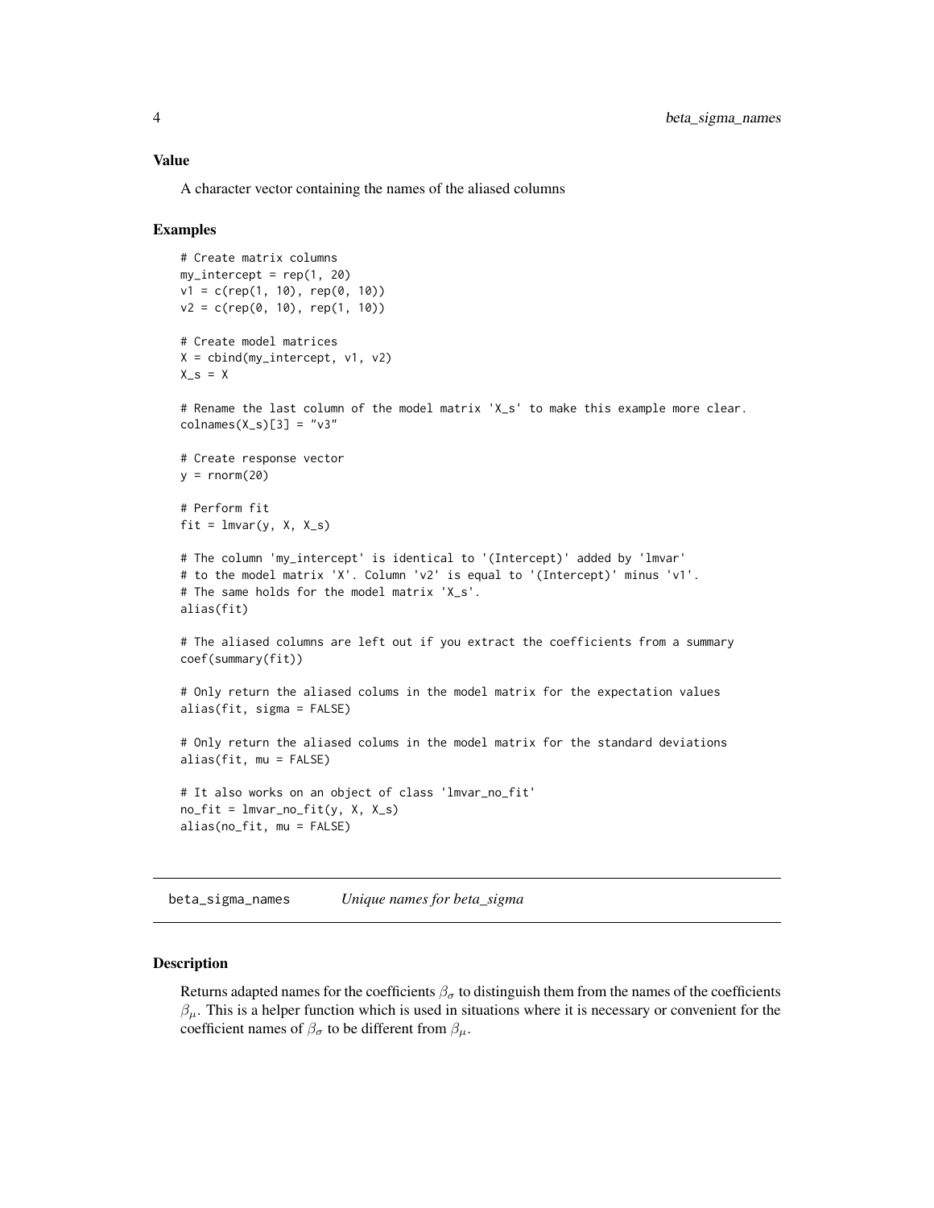### Value

A character vector containing the names of the aliased columns

### Examples

```
# Create matrix columns
my_intercept = rep(1, 20)
v1 = c(rep(1, 10), rep(0, 10))
v2 = c(rep(0, 10), rep(1, 10))

# Create model matrices
X = cbind(my_intercept, v1, v2)
X_s = X

# Rename the last column of the model matrix 'X_s' to make this example more clear.
colnames(X_s)[3] = "v3"

# Create response vector
y = rnorm(20)

# Perform fit
fit = lmvar(y, X, X_s)

# The column 'my_intercept' is identical to '(Intercept)' added by 'lmvar'
# to the model matrix 'X'. Column 'v2' is equal to '(Intercept)' minus 'v1'.
# The same holds for the model matrix 'X_s'.
alias(fit)

# The aliased columns are left out if you extract the coefficients from a summary
coef(summary(fit))

# Only return the aliased colums in the model matrix for the expectation values
alias(fit, sigma = FALSE)

# Only return the aliased colums in the model matrix for the standard deviations
alias(fit, mu = FALSE)

# It also works on an object of class 'lmvar_no_fit'
no_fit = lmvar_no_fit(y, X, X_s)
alias(no_fit, mu = FALSE)
```

---

## beta_sigma_names — *Unique names for beta_sigma*

### Description

Returns adapted names for the coefficients $\beta_\sigma$ to distinguish them from the names of the coefficients $\beta_\mu$. This is a helper function which is used in situations where it is necessary or convenient for the coefficient names of $\beta_\sigma$ to be different from $\beta_\mu$.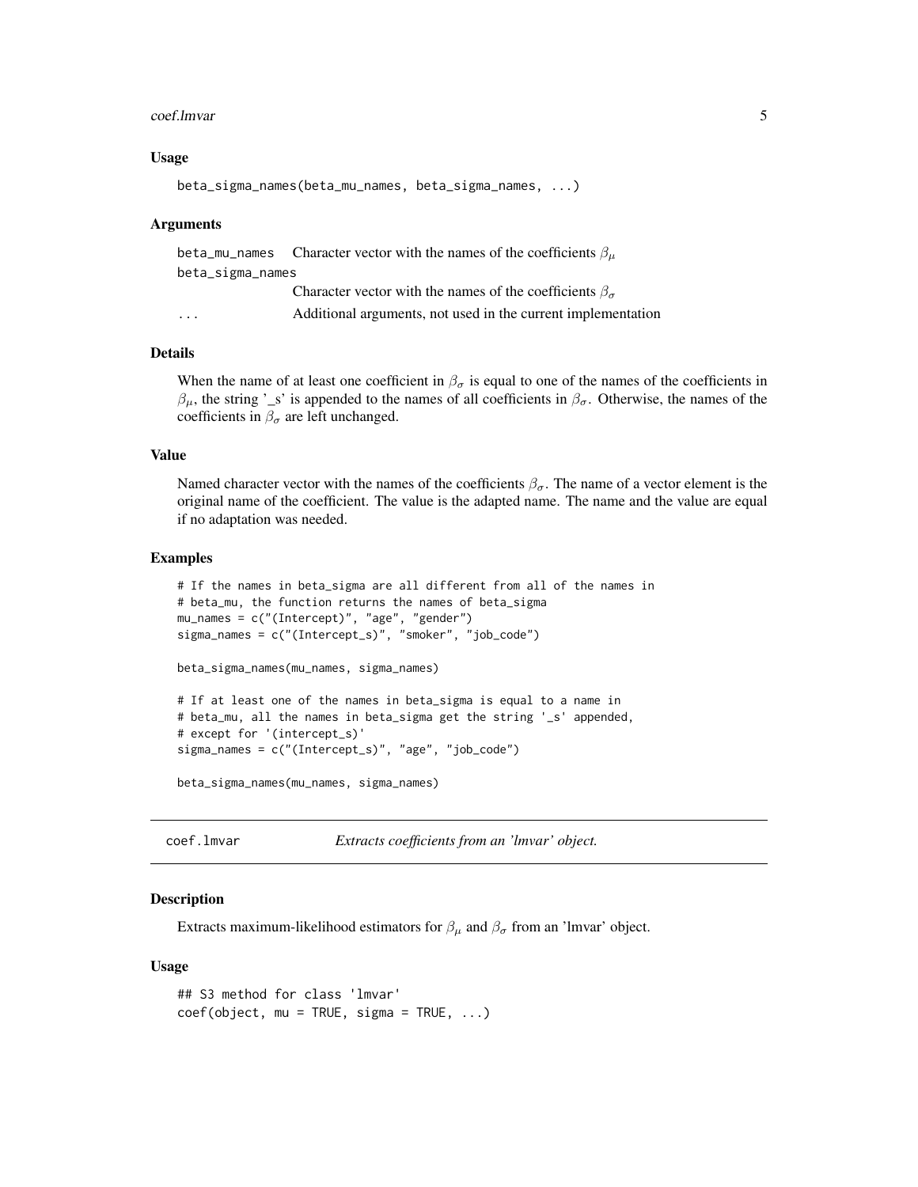### Usage

```
beta_sigma_names(beta_mu_names, beta_sigma_names, ...)
```

### Arguments

| | |
|---|---|
| beta_mu_names | Character vector with the names of the coefficients $\beta_\mu$ |
| beta_sigma_names | Character vector with the names of the coefficients $\beta_\sigma$ |
| ... | Additional arguments, not used in the current implementation |

### Details

When the name of at least one coefficient in $\beta_\sigma$ is equal to one of the names of the coefficients in $\beta_\mu$, the string '_s' is appended to the names of all coefficients in $\beta_\sigma$. Otherwise, the names of the coefficients in $\beta_\sigma$ are left unchanged.

### Value

Named character vector with the names of the coefficients $\beta_\sigma$. The name of a vector element is the original name of the coefficient. The value is the adapted name. The name and the value are equal if no adaptation was needed.

### Examples

```
# If the names in beta_sigma are all different from all of the names in
# beta_mu, the function returns the names of beta_sigma
mu_names = c("(Intercept)", "age", "gender")
sigma_names = c("(Intercept_s)", "smoker", "job_code")

beta_sigma_names(mu_names, sigma_names)

# If at least one of the names in beta_sigma is equal to a name in
# beta_mu, all the names in beta_sigma get the string '_s' appended,
# except for '(intercept_s)'
sigma_names = c("(Intercept_s)", "age", "job_code")

beta_sigma_names(mu_names, sigma_names)
```

---

## coef.lmvar — *Extracts coefficients from an 'lmvar' object.*

### Description

Extracts maximum-likelihood estimators for $\beta_\mu$ and $\beta_\sigma$ from an 'lmvar' object.

### Usage

```
## S3 method for class 'lmvar'
coef(object, mu = TRUE, sigma = TRUE, ...)
```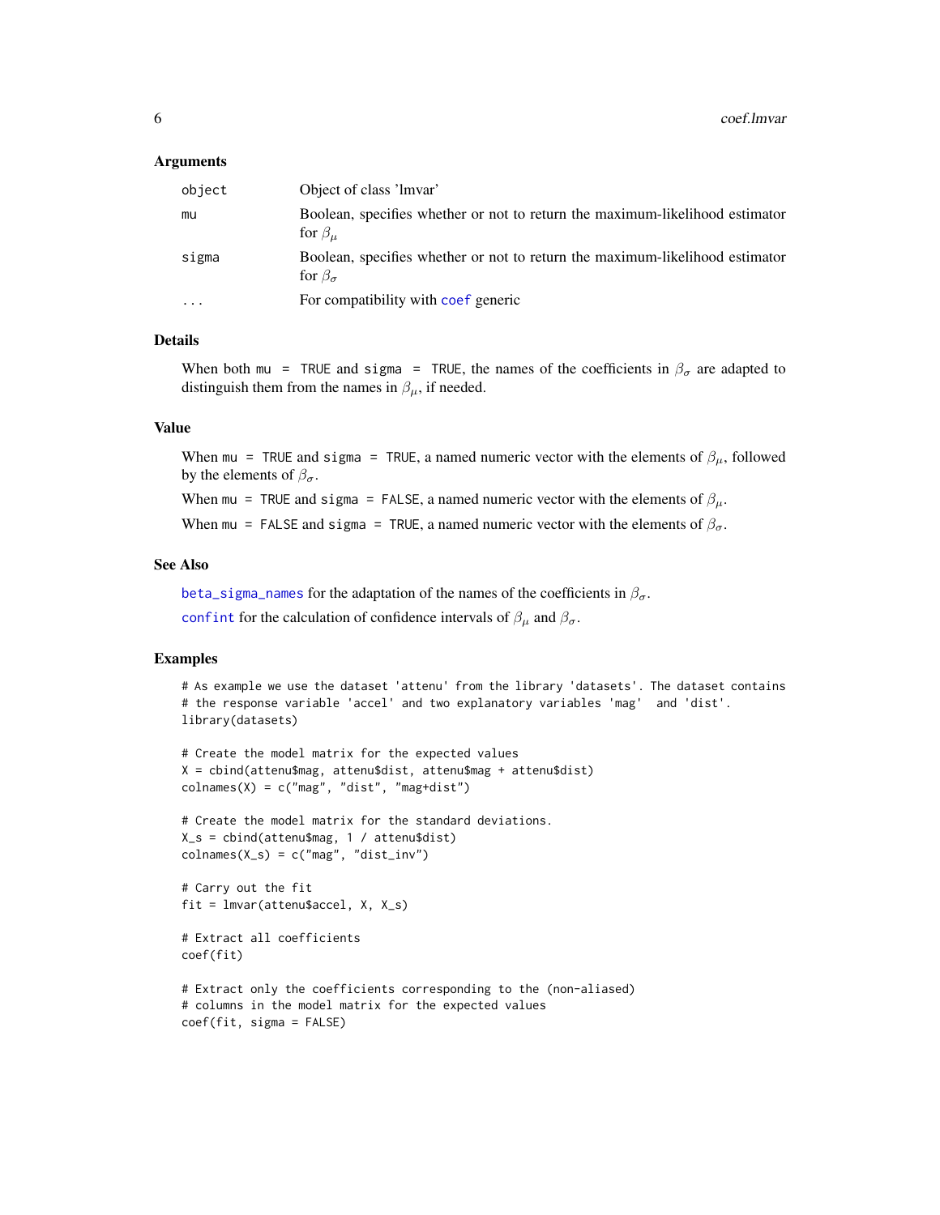### Arguments

| | |
|---|---|
| `object` | Object of class 'lmvar' |
| `mu` | Boolean, specifies whether or not to return the maximum-likelihood estimator for $\beta_\mu$ |
| `sigma` | Boolean, specifies whether or not to return the maximum-likelihood estimator for $\beta_\sigma$ |
| `...` | For compatibility with `coef` generic |

### Details

When both `mu = TRUE` and `sigma = TRUE`, the names of the coefficients in $\beta_\sigma$ are adapted to distinguish them from the names in $\beta_\mu$, if needed.

### Value

When `mu = TRUE` and `sigma = TRUE`, a named numeric vector with the elements of $\beta_\mu$, followed by the elements of $\beta_\sigma$.

When `mu = TRUE` and `sigma = FALSE`, a named numeric vector with the elements of $\beta_\mu$.

When `mu = FALSE` and `sigma = TRUE`, a named numeric vector with the elements of $\beta_\sigma$.

### See Also

`beta_sigma_names` for the adaptation of the names of the coefficients in $\beta_\sigma$.

`confint` for the calculation of confidence intervals of $\beta_\mu$ and $\beta_\sigma$.

### Examples

```
# As example we use the dataset 'attenu' from the library 'datasets'. The dataset contains
# the response variable 'accel' and two explanatory variables 'mag'  and 'dist'.
library(datasets)

# Create the model matrix for the expected values
X = cbind(attenu$mag, attenu$dist, attenu$mag + attenu$dist)
colnames(X) = c("mag", "dist", "mag+dist")

# Create the model matrix for the standard deviations.
X_s = cbind(attenu$mag, 1 / attenu$dist)
colnames(X_s) = c("mag", "dist_inv")

# Carry out the fit
fit = lmvar(attenu$accel, X, X_s)

# Extract all coefficients
coef(fit)

# Extract only the coefficients corresponding to the (non-aliased)
# columns in the model matrix for the expected values
coef(fit, sigma = FALSE)
```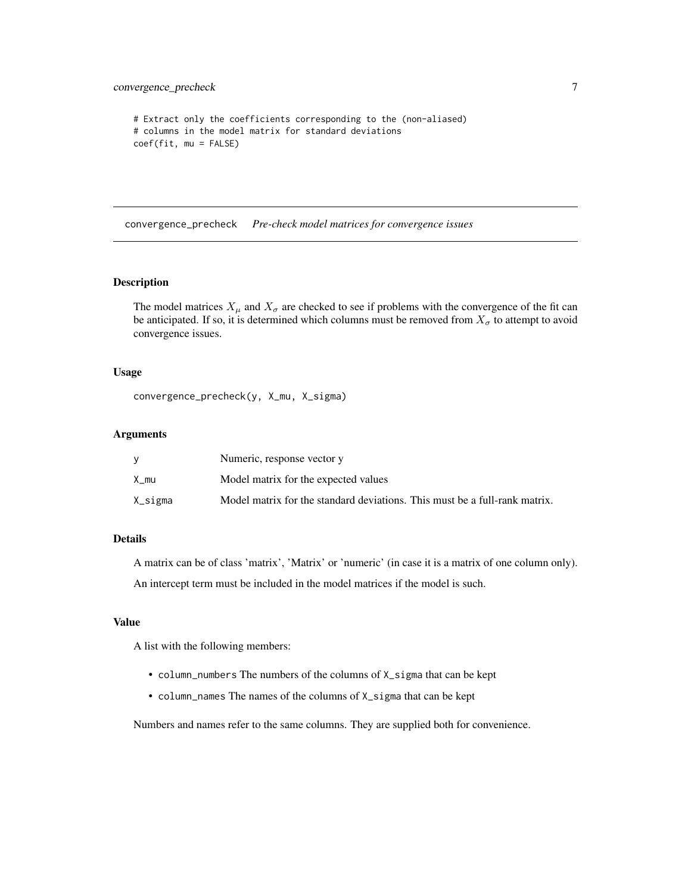```
# Extract only the coefficients corresponding to the (non-aliased)
# columns in the model matrix for standard deviations
coef(fit, mu = FALSE)
```

---

## convergence_precheck — *Pre-check model matrices for convergence issues*

### Description

The model matrices $X_\mu$ and $X_\sigma$ are checked to see if problems with the convergence of the fit can be anticipated. If so, it is determined which columns must be removed from $X_\sigma$ to attempt to avoid convergence issues.

### Usage

```
convergence_precheck(y, X_mu, X_sigma)
```

### Arguments

| | |
|---|---|
| `y` | Numeric, response vector y |
| `X_mu` | Model matrix for the expected values |
| `X_sigma` | Model matrix for the standard deviations. This must be a full-rank matrix. |

### Details

A matrix can be of class 'matrix', 'Matrix' or 'numeric' (in case it is a matrix of one column only).

An intercept term must be included in the model matrices if the model is such.

### Value

A list with the following members:

- `column_numbers` The numbers of the columns of `X_sigma` that can be kept
- `column_names` The names of the columns of `X_sigma` that can be kept

Numbers and names refer to the same columns. They are supplied both for convenience.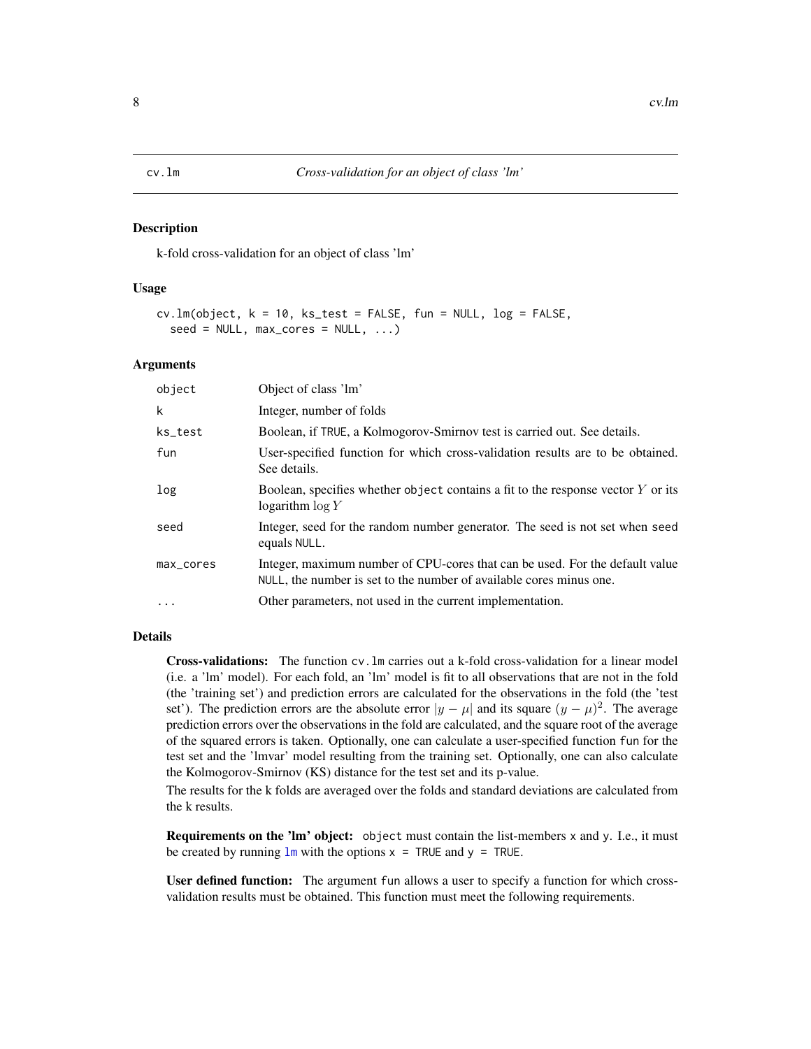## cv.lm *Cross-validation for an object of class 'lm'*

### Description

k-fold cross-validation for an object of class 'lm'

### Usage

```
cv.lm(object, k = 10, ks_test = FALSE, fun = NULL, log = FALSE,
  seed = NULL, max_cores = NULL, ...)
```

### Arguments

| | |
|---|---|
| object | Object of class 'lm' |
| k | Integer, number of folds |
| ks_test | Boolean, if TRUE, a Kolmogorov-Smirnov test is carried out. See details. |
| fun | User-specified function for which cross-validation results are to be obtained. See details. |
| log | Boolean, specifies whether object contains a fit to the response vector $Y$ or its logarithm $\log Y$ |
| seed | Integer, seed for the random number generator. The seed is not set when seed equals NULL. |
| max_cores | Integer, maximum number of CPU-cores that can be used. For the default value NULL, the number is set to the number of available cores minus one. |
| ... | Other parameters, not used in the current implementation. |

### Details

**Cross-validations:** The function cv.lm carries out a k-fold cross-validation for a linear model (i.e. a 'lm' model). For each fold, an 'lm' model is fit to all observations that are not in the fold (the 'training set') and prediction errors are calculated for the observations in the fold (the 'test set'). The prediction errors are the absolute error $|y - \mu|$ and its square $(y - \mu)^2$. The average prediction errors over the observations in the fold are calculated, and the square root of the average of the squared errors is taken. Optionally, one can calculate a user-specified function fun for the test set and the 'lmvar' model resulting from the training set. Optionally, one can also calculate the Kolmogorov-Smirnov (KS) distance for the test set and its p-value.

The results for the k folds are averaged over the folds and standard deviations are calculated from the k results.

**Requirements on the 'lm' object:** object must contain the list-members x and y. I.e., it must be created by running lm with the options x = TRUE and y = TRUE.

**User defined function:** The argument fun allows a user to specify a function for which cross-validation results must be obtained. This function must meet the following requirements.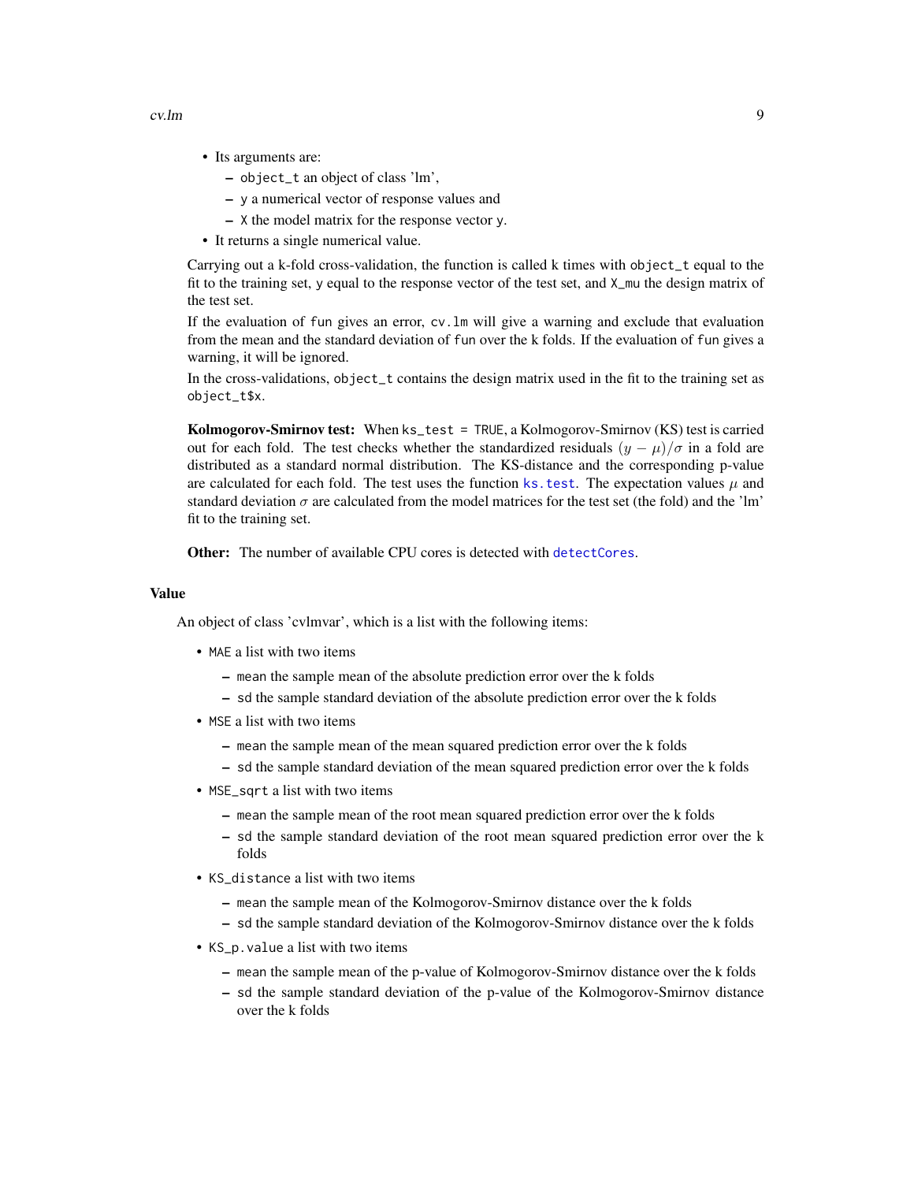- Its arguments are:
  - `object_t` an object of class 'lm',
  - `y` a numerical vector of response values and
  - `X` the model matrix for the response vector `y`.
- It returns a single numerical value.

Carrying out a k-fold cross-validation, the function is called k times with `object_t` equal to the fit to the training set, `y` equal to the response vector of the test set, and `X_mu` the design matrix of the test set.

If the evaluation of `fun` gives an error, `cv.lm` will give a warning and exclude that evaluation from the mean and the standard deviation of `fun` over the k folds. If the evaluation of `fun` gives a warning, it will be ignored.

In the cross-validations, `object_t` contains the design matrix used in the fit to the training set as `object_t$x`.

**Kolmogorov-Smirnov test:** When `ks_test = TRUE`, a Kolmogorov-Smirnov (KS) test is carried out for each fold. The test checks whether the standardized residuals $(y - \mu)/\sigma$ in a fold are distributed as a standard normal distribution. The KS-distance and the corresponding p-value are calculated for each fold. The test uses the function `ks.test`. The expectation values $\mu$ and standard deviation $\sigma$ are calculated from the model matrices for the test set (the fold) and the 'lm' fit to the training set.

**Other:** The number of available CPU cores is detected with `detectCores`.

## Value

An object of class 'cvlmvar', which is a list with the following items:

- `MAE` a list with two items
  - `mean` the sample mean of the absolute prediction error over the k folds
  - `sd` the sample standard deviation of the absolute prediction error over the k folds
- `MSE` a list with two items
  - `mean` the sample mean of the mean squared prediction error over the k folds
  - `sd` the sample standard deviation of the mean squared prediction error over the k folds
- `MSE_sqrt` a list with two items
  - `mean` the sample mean of the root mean squared prediction error over the k folds
  - `sd` the sample standard deviation of the root mean squared prediction error over the k folds
- `KS_distance` a list with two items
  - `mean` the sample mean of the Kolmogorov-Smirnov distance over the k folds
  - `sd` the sample standard deviation of the Kolmogorov-Smirnov distance over the k folds
- `KS_p.value` a list with two items
  - `mean` the sample mean of the p-value of Kolmogorov-Smirnov distance over the k folds
  - `sd` the sample standard deviation of the p-value of the Kolmogorov-Smirnov distance over the k folds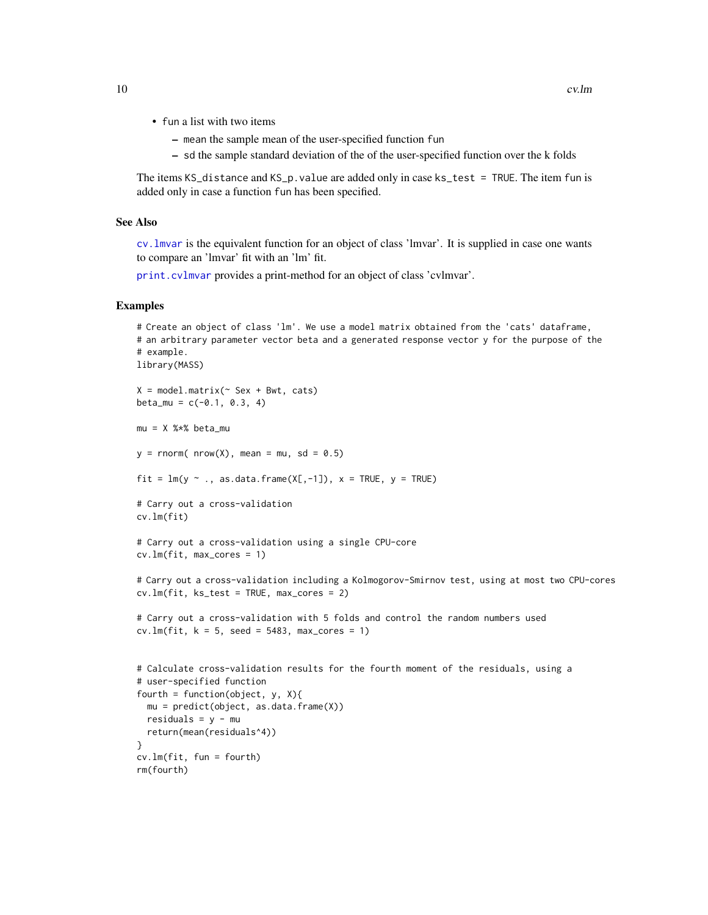- fun a list with two items
  - mean the sample mean of the user-specified function fun
  - sd the sample standard deviation of the of the user-specified function over the k folds

The items KS_distance and KS_p.value are added only in case ks_test = TRUE. The item fun is added only in case a function fun has been specified.

### See Also

cv.lmvar is the equivalent function for an object of class 'lmvar'. It is supplied in case one wants to compare an 'lmvar' fit with an 'lm' fit.

print.cvlmvar provides a print-method for an object of class 'cvlmvar'.

### Examples

```
# Create an object of class 'lm'. We use a model matrix obtained from the 'cats' dataframe,
# an arbitrary parameter vector beta and a generated response vector y for the purpose of the
# example.
library(MASS)

X = model.matrix(~ Sex + Bwt, cats)
beta_mu = c(-0.1, 0.3, 4)

mu = X %*% beta_mu

y = rnorm( nrow(X), mean = mu, sd = 0.5)

fit = lm(y ~ ., as.data.frame(X[,-1]), x = TRUE, y = TRUE)

# Carry out a cross-validation
cv.lm(fit)

# Carry out a cross-validation using a single CPU-core
cv.lm(fit, max_cores = 1)

# Carry out a cross-validation including a Kolmogorov-Smirnov test, using at most two CPU-cores
cv.lm(fit, ks_test = TRUE, max_cores = 2)

# Carry out a cross-validation with 5 folds and control the random numbers used
cv.lm(fit, k = 5, seed = 5483, max_cores = 1)


# Calculate cross-validation results for the fourth moment of the residuals, using a
# user-specified function
fourth = function(object, y, X){
  mu = predict(object, as.data.frame(X))
  residuals = y - mu
  return(mean(residuals^4))
}
cv.lm(fit, fun = fourth)
rm(fourth)
```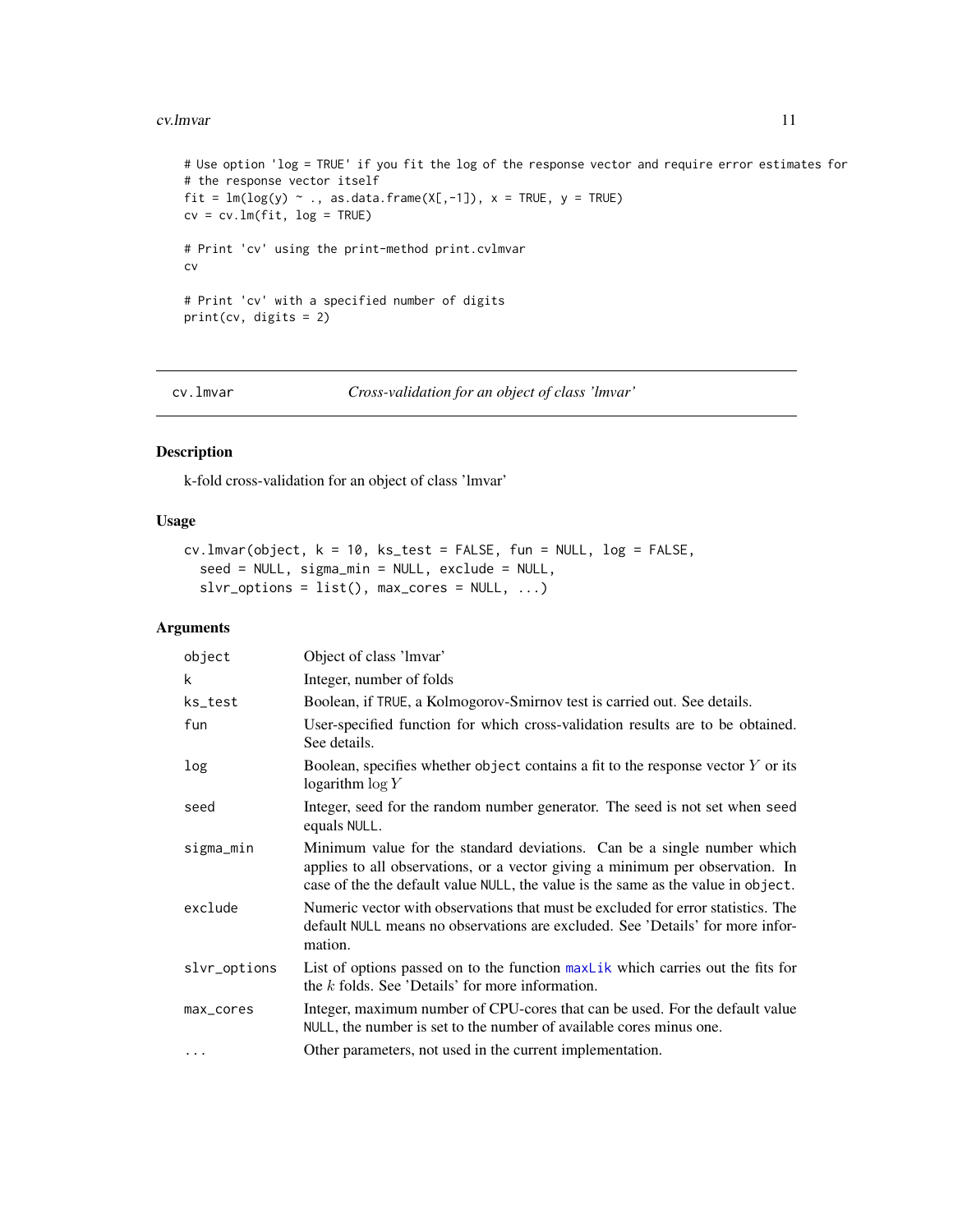```
# Use option 'log = TRUE' if you fit the log of the response vector and require error estimates for
# the response vector itself
fit = lm(log(y) ~ ., as.data.frame(X[,-1]), x = TRUE, y = TRUE)
cv = cv.lm(fit, log = TRUE)

# Print 'cv' using the print-method print.cvlmvar
cv

# Print 'cv' with a specified number of digits
print(cv, digits = 2)
```

---

## cv.lmvar — *Cross-validation for an object of class 'lmvar'*

### Description

k-fold cross-validation for an object of class 'lmvar'

### Usage

```
cv.lmvar(object, k = 10, ks_test = FALSE, fun = NULL, log = FALSE,
  seed = NULL, sigma_min = NULL, exclude = NULL,
  slvr_options = list(), max_cores = NULL, ...)
```

### Arguments

| | |
|---|---|
| object | Object of class 'lmvar' |
| k | Integer, number of folds |
| ks_test | Boolean, if TRUE, a Kolmogorov-Smirnov test is carried out. See details. |
| fun | User-specified function for which cross-validation results are to be obtained. See details. |
| log | Boolean, specifies whether object contains a fit to the response vector $Y$ or its logarithm $\log Y$ |
| seed | Integer, seed for the random number generator. The seed is not set when seed equals NULL. |
| sigma_min | Minimum value for the standard deviations. Can be a single number which applies to all observations, or a vector giving a minimum per observation. In case of the the default value NULL, the value is the same as the value in object. |
| exclude | Numeric vector with observations that must be excluded for error statistics. The default NULL means no observations are excluded. See 'Details' for more information. |
| slvr_options | List of options passed on to the function maxLik which carries out the fits for the $k$ folds. See 'Details' for more information. |
| max_cores | Integer, maximum number of CPU-cores that can be used. For the default value NULL, the number is set to the number of available cores minus one. |
| ... | Other parameters, not used in the current implementation. |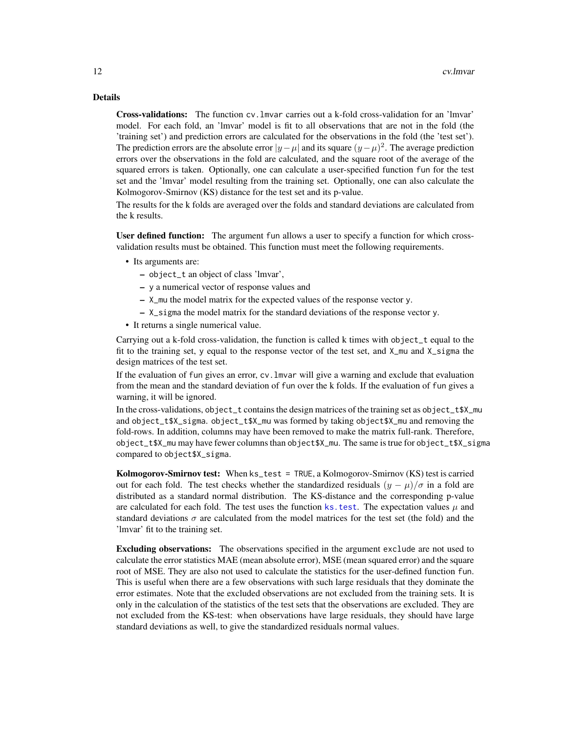## Details

**Cross-validations:** The function `cv.lmvar` carries out a k-fold cross-validation for an 'lmvar' model. For each fold, an 'lmvar' model is fit to all observations that are not in the fold (the 'training set') and prediction errors are calculated for the observations in the fold (the 'test set'). The prediction errors are the absolute error $|y - \mu|$ and its square $(y - \mu)^2$. The average prediction errors over the observations in the fold are calculated, and the square root of the average of the squared errors is taken. Optionally, one can calculate a user-specified function `fun` for the test set and the 'lmvar' model resulting from the training set. Optionally, one can also calculate the Kolmogorov-Smirnov (KS) distance for the test set and its p-value.

The results for the k folds are averaged over the folds and standard deviations are calculated from the k results.

**User defined function:** The argument `fun` allows a user to specify a function for which cross-validation results must be obtained. This function must meet the following requirements.

- Its arguments are:
  - `object_t` an object of class 'lmvar',
  - `y` a numerical vector of response values and
  - `X_mu` the model matrix for the expected values of the response vector `y`.
  - `X_sigma` the model matrix for the standard deviations of the response vector `y`.
- It returns a single numerical value.

Carrying out a k-fold cross-validation, the function is called k times with `object_t` equal to the fit to the training set, `y` equal to the response vector of the test set, and `X_mu` and `X_sigma` the design matrices of the test set.

If the evaluation of `fun` gives an error, `cv.lmvar` will give a warning and exclude that evaluation from the mean and the standard deviation of `fun` over the k folds. If the evaluation of `fun` gives a warning, it will be ignored.

In the cross-validations, `object_t` contains the design matrices of the training set as `object_t$X_mu` and `object_t$X_sigma`. `object_t$X_mu` was formed by taking `object$X_mu` and removing the fold-rows. In addition, columns may have been removed to make the matrix full-rank. Therefore, `object_t$X_mu` may have fewer columns than `object$X_mu`. The same is true for `object_t$X_sigma` compared to `object$X_sigma`.

**Kolmogorov-Smirnov test:** When `ks_test = TRUE`, a Kolmogorov-Smirnov (KS) test is carried out for each fold. The test checks whether the standardized residuals $(y - \mu)/\sigma$ in a fold are distributed as a standard normal distribution. The KS-distance and the corresponding p-value are calculated for each fold. The test uses the function `ks.test`. The expectation values $\mu$ and standard deviations $\sigma$ are calculated from the model matrices for the test set (the fold) and the 'lmvar' fit to the training set.

**Excluding observations:** The observations specified in the argument `exclude` are not used to calculate the error statistics MAE (mean absolute error), MSE (mean squared error) and the square root of MSE. They are also not used to calculate the statistics for the user-defined function `fun`. This is useful when there are a few observations with such large residuals that they dominate the error estimates. Note that the excluded observations are not excluded from the training sets. It is only in the calculation of the statistics of the test sets that the observations are excluded. They are not excluded from the KS-test: when observations have large residuals, they should have large standard deviations as well, to give the standardized residuals normal values.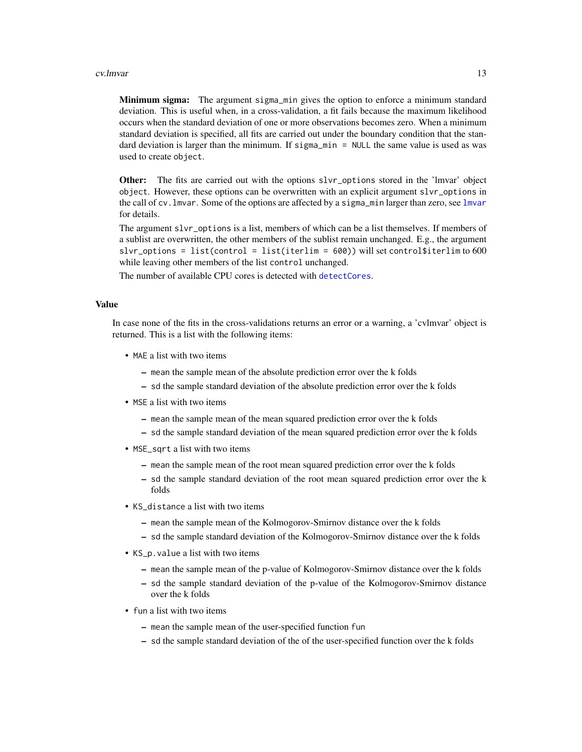**Minimum sigma:** The argument `sigma_min` gives the option to enforce a minimum standard deviation. This is useful when, in a cross-validation, a fit fails because the maximum likelihood occurs when the standard deviation of one or more observations becomes zero. When a minimum standard deviation is specified, all fits are carried out under the boundary condition that the standard deviation is larger than the minimum. If `sigma_min = NULL` the same value is used as was used to create `object`.

**Other:** The fits are carried out with the options `slvr_options` stored in the 'lmvar' object `object`. However, these options can be overwritten with an explicit argument `slvr_options` in the call of `cv.lmvar`. Some of the options are affected by a `sigma_min` larger than zero, see `lmvar` for details.

The argument `slvr_options` is a list, members of which can be a list themselves. If members of a sublist are overwritten, the other members of the sublist remain unchanged. E.g., the argument `slvr_options = list(control = list(iterlim = 600))` will set `control$iterlim` to 600 while leaving other members of the list `control` unchanged.

The number of available CPU cores is detected with `detectCores`.

## Value

In case none of the fits in the cross-validations returns an error or a warning, a 'cvlmvar' object is returned. This is a list with the following items:

- `MAE` a list with two items
  - `mean` the sample mean of the absolute prediction error over the k folds
  - `sd` the sample standard deviation of the absolute prediction error over the k folds
- `MSE` a list with two items
  - `mean` the sample mean of the mean squared prediction error over the k folds
  - `sd` the sample standard deviation of the mean squared prediction error over the k folds
- `MSE_sqrt` a list with two items
  - `mean` the sample mean of the root mean squared prediction error over the k folds
  - `sd` the sample standard deviation of the root mean squared prediction error over the k folds
- `KS_distance` a list with two items
  - `mean` the sample mean of the Kolmogorov-Smirnov distance over the k folds
  - `sd` the sample standard deviation of the Kolmogorov-Smirnov distance over the k folds
- `KS_p.value` a list with two items
  - `mean` the sample mean of the p-value of Kolmogorov-Smirnov distance over the k folds
  - `sd` the sample standard deviation of the p-value of the Kolmogorov-Smirnov distance over the k folds
- `fun` a list with two items
  - `mean` the sample mean of the user-specified function `fun`
  - `sd` the sample standard deviation of the of the user-specified function over the k folds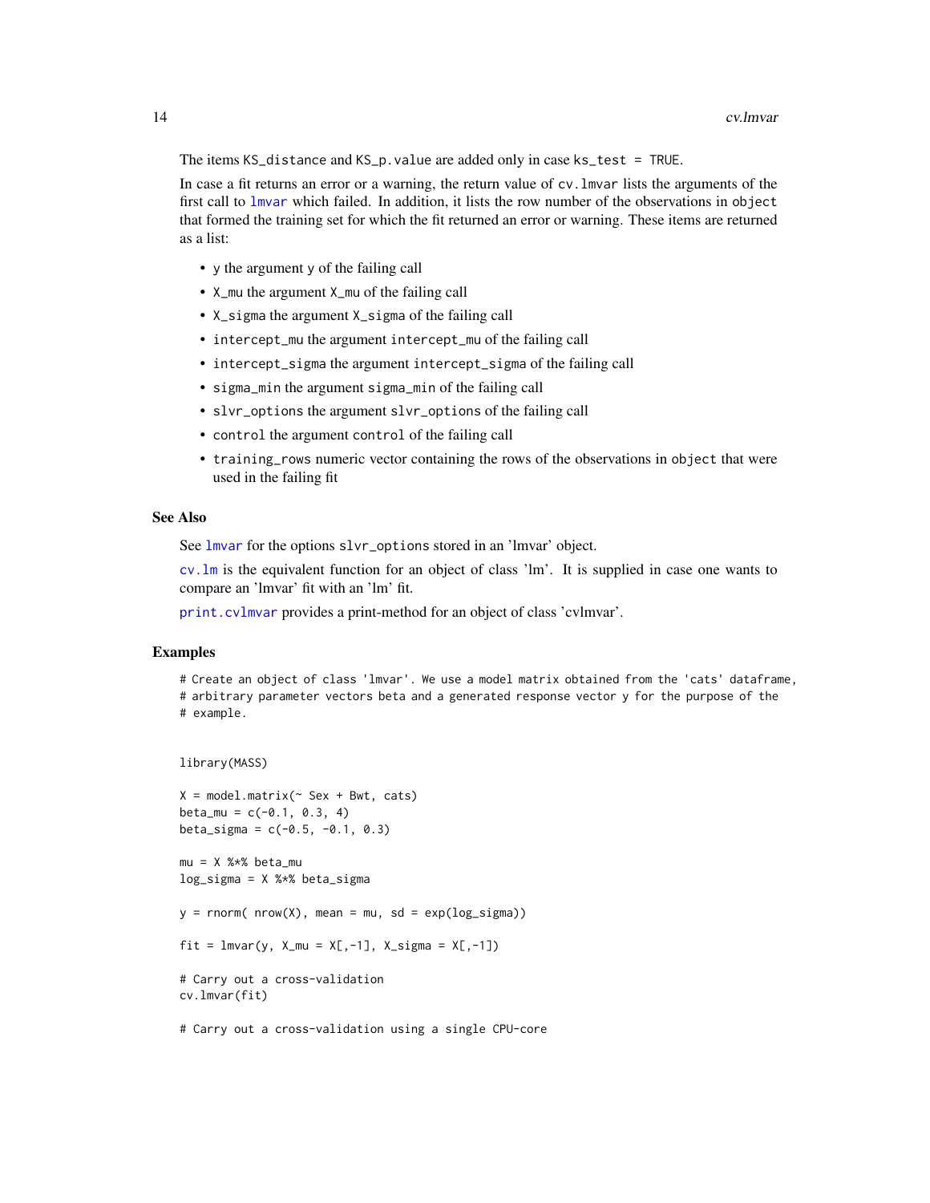The items `KS_distance` and `KS_p.value` are added only in case `ks_test = TRUE`.

In case a fit returns an error or a warning, the return value of `cv.lmvar` lists the arguments of the first call to `lmvar` which failed. In addition, it lists the row number of the observations in `object` that formed the training set for which the fit returned an error or warning. These items are returned as a list:

- `y` the argument `y` of the failing call
- `X_mu` the argument `X_mu` of the failing call
- `X_sigma` the argument `X_sigma` of the failing call
- `intercept_mu` the argument `intercept_mu` of the failing call
- `intercept_sigma` the argument `intercept_sigma` of the failing call
- `sigma_min` the argument `sigma_min` of the failing call
- `slvr_options` the argument `slvr_options` of the failing call
- `control` the argument `control` of the failing call
- `training_rows` numeric vector containing the rows of the observations in `object` that were used in the failing fit

### See Also

See `lmvar` for the options `slvr_options` stored in an 'lmvar' object.

`cv.lm` is the equivalent function for an object of class 'lm'. It is supplied in case one wants to compare an 'lmvar' fit with an 'lm' fit.

`print.cvlmvar` provides a print-method for an object of class 'cvlmvar'.

### Examples

```
# Create an object of class 'lmvar'. We use a model matrix obtained from the 'cats' dataframe,
# arbitrary parameter vectors beta and a generated response vector y for the purpose of the
# example.


library(MASS)

X = model.matrix(~ Sex + Bwt, cats)
beta_mu = c(-0.1, 0.3, 4)
beta_sigma = c(-0.5, -0.1, 0.3)

mu = X %*% beta_mu
log_sigma = X %*% beta_sigma

y = rnorm( nrow(X), mean = mu, sd = exp(log_sigma))

fit = lmvar(y, X_mu = X[,-1], X_sigma = X[,-1])

# Carry out a cross-validation
cv.lmvar(fit)

# Carry out a cross-validation using a single CPU-core
```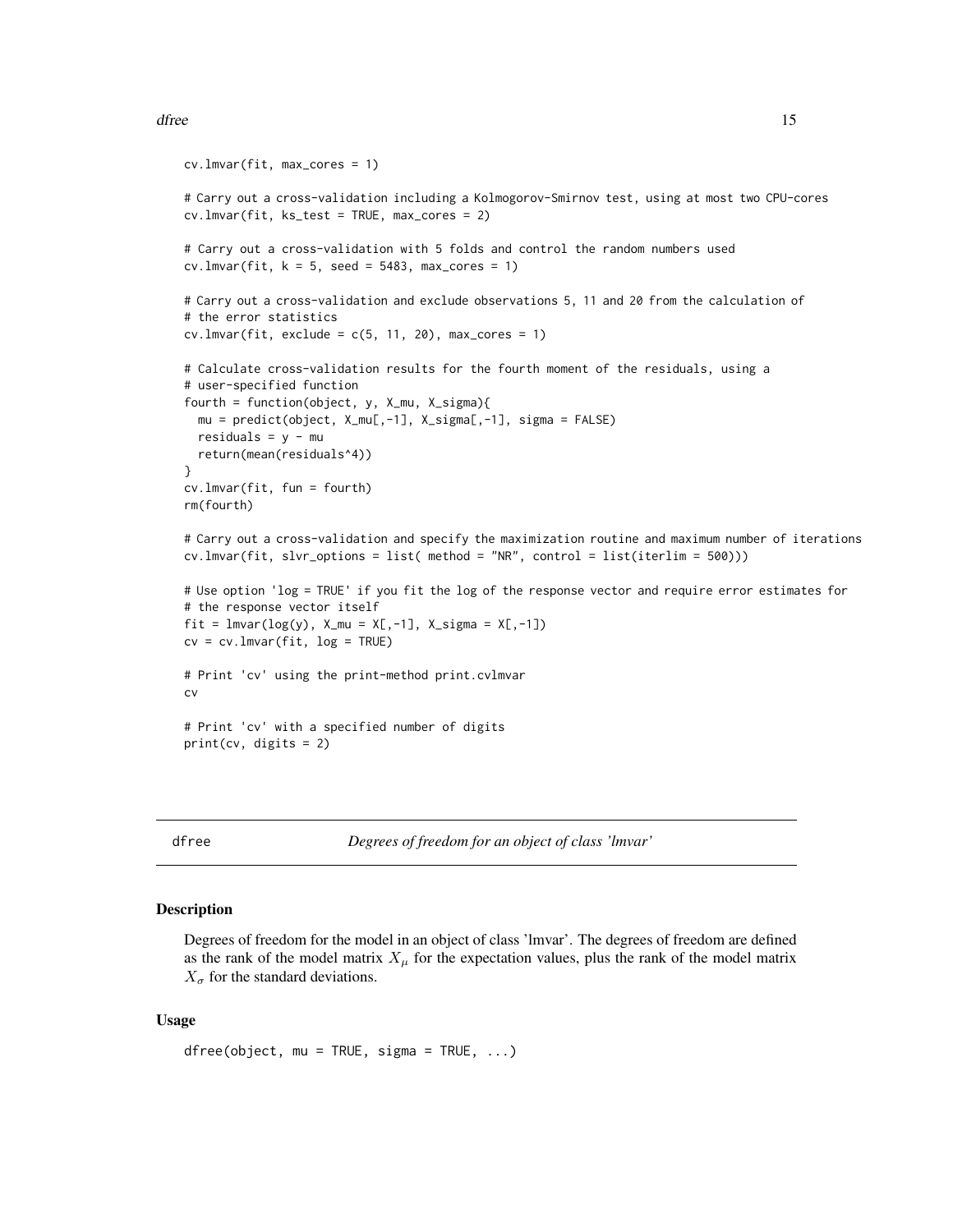```
cv.lmvar(fit, max_cores = 1)

# Carry out a cross-validation including a Kolmogorov-Smirnov test, using at most two CPU-cores
cv.lmvar(fit, ks_test = TRUE, max_cores = 2)

# Carry out a cross-validation with 5 folds and control the random numbers used
cv.lmvar(fit, k = 5, seed = 5483, max_cores = 1)

# Carry out a cross-validation and exclude observations 5, 11 and 20 from the calculation of
# the error statistics
cv.lmvar(fit, exclude = c(5, 11, 20), max_cores = 1)

# Calculate cross-validation results for the fourth moment of the residuals, using a
# user-specified function
fourth = function(object, y, X_mu, X_sigma){
  mu = predict(object, X_mu[,-1], X_sigma[,-1], sigma = FALSE)
  residuals = y - mu
  return(mean(residuals^4))
}
cv.lmvar(fit, fun = fourth)
rm(fourth)

# Carry out a cross-validation and specify the maximization routine and maximum number of iterations
cv.lmvar(fit, slvr_options = list( method = "NR", control = list(iterlim = 500)))

# Use option 'log = TRUE' if you fit the log of the response vector and require error estimates for
# the response vector itself
fit = lmvar(log(y), X_mu = X[,-1], X_sigma = X[,-1])
cv = cv.lmvar(fit, log = TRUE)

# Print 'cv' using the print-method print.cvlmvar
cv

# Print 'cv' with a specified number of digits
print(cv, digits = 2)
```

---

## dfree — *Degrees of freedom for an object of class 'lmvar'*

### Description

Degrees of freedom for the model in an object of class 'lmvar'. The degrees of freedom are defined as the rank of the model matrix $X_\mu$ for the expectation values, plus the rank of the model matrix $X_\sigma$ for the standard deviations.

### Usage

```
dfree(object, mu = TRUE, sigma = TRUE, ...)
```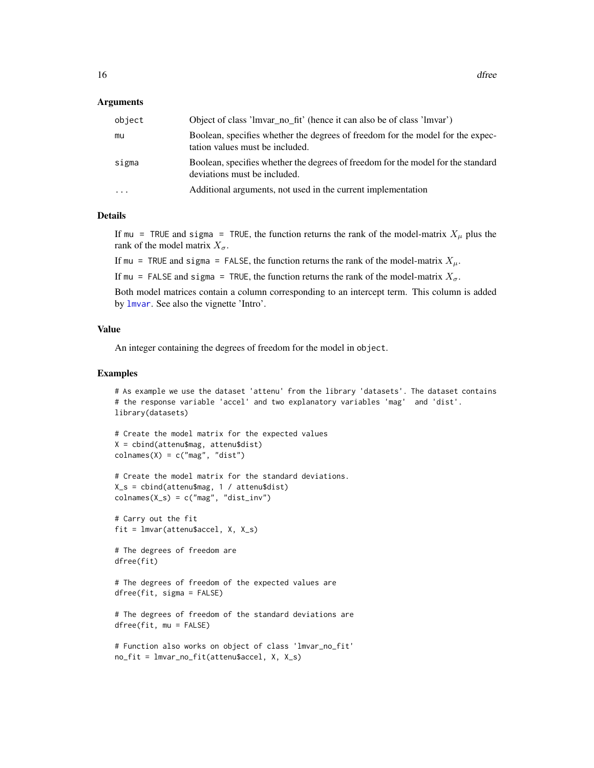### Arguments

| | |
|---|---|
| `object` | Object of class 'lmvar_no_fit' (hence it can also be of class 'lmvar') |
| `mu` | Boolean, specifies whether the degrees of freedom for the model for the expectation values must be included. |
| `sigma` | Boolean, specifies whether the degrees of freedom for the model for the standard deviations must be included. |
| `...` | Additional arguments, not used in the current implementation |

### Details

If `mu = TRUE` and `sigma = TRUE`, the function returns the rank of the model-matrix $X_\mu$ plus the rank of the model matrix $X_\sigma$.

If `mu = TRUE` and `sigma = FALSE`, the function returns the rank of the model-matrix $X_\mu$.

If `mu = FALSE` and `sigma = TRUE`, the function returns the rank of the model-matrix $X_\sigma$.

Both model matrices contain a column corresponding to an intercept term. This column is added by `lmvar`. See also the vignette 'Intro'.

### Value

An integer containing the degrees of freedom for the model in `object`.

### Examples

```
# As example we use the dataset 'attenu' from the library 'datasets'. The dataset contains
# the response variable 'accel' and two explanatory variables 'mag'  and 'dist'.
library(datasets)

# Create the model matrix for the expected values
X = cbind(attenu$mag, attenu$dist)
colnames(X) = c("mag", "dist")

# Create the model matrix for the standard deviations.
X_s = cbind(attenu$mag, 1 / attenu$dist)
colnames(X_s) = c("mag", "dist_inv")

# Carry out the fit
fit = lmvar(attenu$accel, X, X_s)

# The degrees of freedom are
dfree(fit)

# The degrees of freedom of the expected values are
dfree(fit, sigma = FALSE)

# The degrees of freedom of the standard deviations are
dfree(fit, mu = FALSE)

# Function also works on object of class 'lmvar_no_fit'
no_fit = lmvar_no_fit(attenu$accel, X, X_s)
```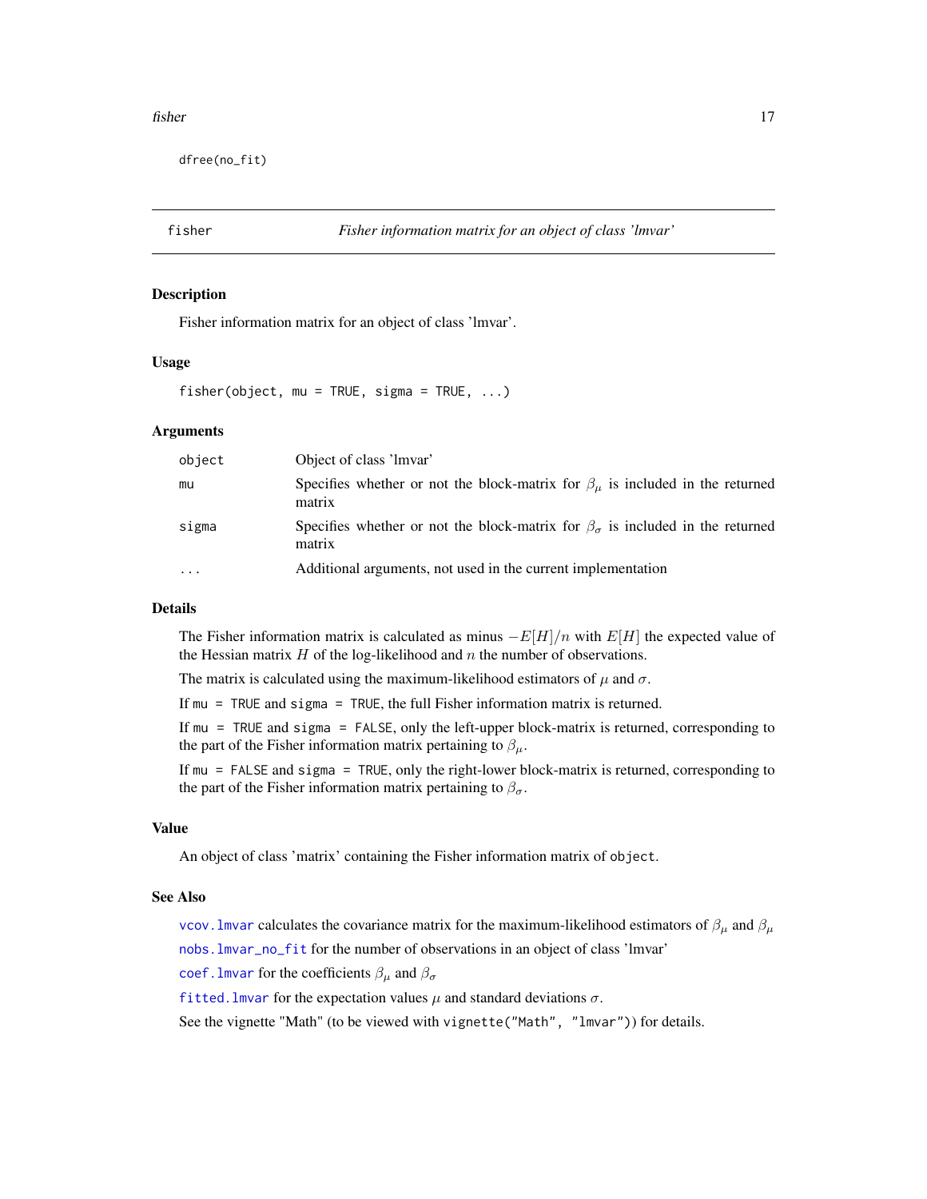```
dfree(no_fit)
```

---

## fisher — *Fisher information matrix for an object of class 'lmvar'*

### Description

Fisher information matrix for an object of class 'lmvar'.

### Usage

```
fisher(object, mu = TRUE, sigma = TRUE, ...)
```

### Arguments

| | |
|---|---|
| `object` | Object of class 'lmvar' |
| `mu` | Specifies whether or not the block-matrix for $\beta_\mu$ is included in the returned matrix |
| `sigma` | Specifies whether or not the block-matrix for $\beta_\sigma$ is included in the returned matrix |
| `...` | Additional arguments, not used in the current implementation |

### Details

The Fisher information matrix is calculated as minus $-E[H]/n$ with $E[H]$ the expected value of the Hessian matrix $H$ of the log-likelihood and $n$ the number of observations.

The matrix is calculated using the maximum-likelihood estimators of $\mu$ and $\sigma$.

If `mu = TRUE` and `sigma = TRUE`, the full Fisher information matrix is returned.

If `mu = TRUE` and `sigma = FALSE`, only the left-upper block-matrix is returned, corresponding to the part of the Fisher information matrix pertaining to $\beta_\mu$.

If `mu = FALSE` and `sigma = TRUE`, only the right-lower block-matrix is returned, corresponding to the part of the Fisher information matrix pertaining to $\beta_\sigma$.

### Value

An object of class 'matrix' containing the Fisher information matrix of `object`.

### See Also

`vcov.lmvar` calculates the covariance matrix for the maximum-likelihood estimators of $\beta_\mu$ and $\beta_\mu$

`nobs.lmvar_no_fit` for the number of observations in an object of class 'lmvar'

`coef.lmvar` for the coefficients $\beta_\mu$ and $\beta_\sigma$

`fitted.lmvar` for the expectation values $\mu$ and standard deviations $\sigma$.

See the vignette "Math" (to be viewed with `vignette("Math", "lmvar")`) for details.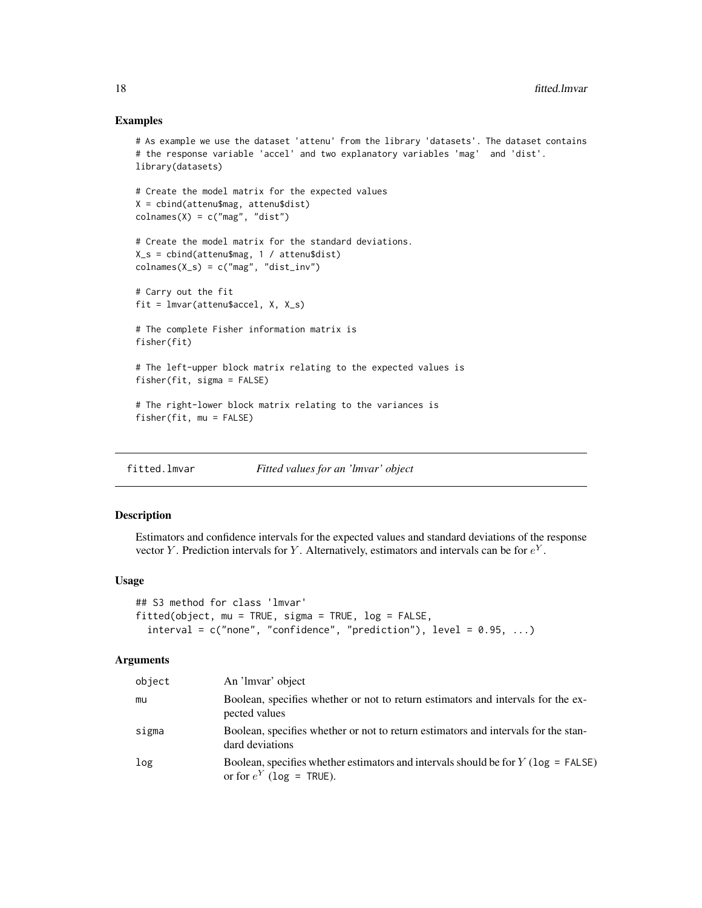## Examples

```
# As example we use the dataset 'attenu' from the library 'datasets'. The dataset contains
# the response variable 'accel' and two explanatory variables 'mag'  and 'dist'.
library(datasets)

# Create the model matrix for the expected values
X = cbind(attenu$mag, attenu$dist)
colnames(X) = c("mag", "dist")

# Create the model matrix for the standard deviations.
X_s = cbind(attenu$mag, 1 / attenu$dist)
colnames(X_s) = c("mag", "dist_inv")

# Carry out the fit
fit = lmvar(attenu$accel, X, X_s)

# The complete Fisher information matrix is
fisher(fit)

# The left-upper block matrix relating to the expected values is
fisher(fit, sigma = FALSE)

# The right-lower block matrix relating to the variances is
fisher(fit, mu = FALSE)
```

---

# fitted.lmvar — *Fitted values for an 'lmvar' object*

## Description

Estimators and confidence intervals for the expected values and standard deviations of the response vector $Y$. Prediction intervals for $Y$. Alternatively, estimators and intervals can be for $e^Y$.

## Usage

```
## S3 method for class 'lmvar'
fitted(object, mu = TRUE, sigma = TRUE, log = FALSE,
  interval = c("none", "confidence", "prediction"), level = 0.95, ...)
```

## Arguments

| | |
|---|---|
| object | An 'lmvar' object |
| mu | Boolean, specifies whether or not to return estimators and intervals for the expected values |
| sigma | Boolean, specifies whether or not to return estimators and intervals for the standard deviations |
| log | Boolean, specifies whether estimators and intervals should be for $Y$ (`log = FALSE`) or for $e^Y$ (`log = TRUE`). |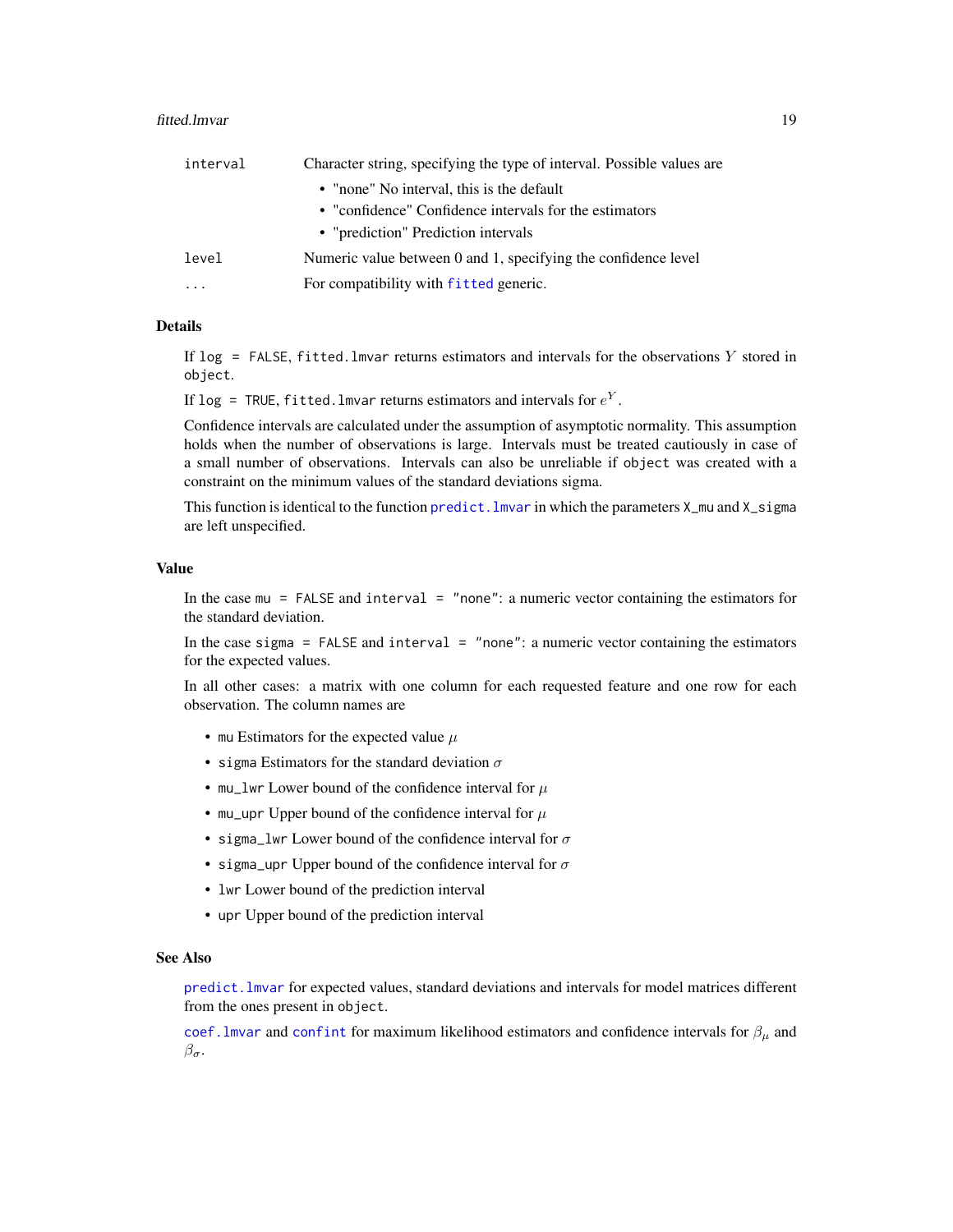| | |
|---|---|
| interval | Character string, specifying the type of interval. Possible values are<br>• "none" No interval, this is the default<br>• "confidence" Confidence intervals for the estimators<br>• "prediction" Prediction intervals |
| level | Numeric value between 0 and 1, specifying the confidence level |
| ... | For compatibility with fitted generic. |

## Details

If `log = FALSE`, `fitted.lmvar` returns estimators and intervals for the observations $Y$ stored in `object`.

If `log = TRUE`, `fitted.lmvar` returns estimators and intervals for $e^Y$.

Confidence intervals are calculated under the assumption of asymptotic normality. This assumption holds when the number of observations is large. Intervals must be treated cautiously in case of a small number of observations. Intervals can also be unreliable if `object` was created with a constraint on the minimum values of the standard deviations sigma.

This function is identical to the function `predict.lmvar` in which the parameters `X_mu` and `X_sigma` are left unspecified.

## Value

In the case `mu = FALSE` and `interval = "none"`: a numeric vector containing the estimators for the standard deviation.

In the case `sigma = FALSE` and `interval = "none"`: a numeric vector containing the estimators for the expected values.

In all other cases: a matrix with one column for each requested feature and one row for each observation. The column names are

- `mu` Estimators for the expected value $\mu$
- `sigma` Estimators for the standard deviation $\sigma$
- `mu_lwr` Lower bound of the confidence interval for $\mu$
- `mu_upr` Upper bound of the confidence interval for $\mu$
- `sigma_lwr` Lower bound of the confidence interval for $\sigma$
- `sigma_upr` Upper bound of the confidence interval for $\sigma$
- `lwr` Lower bound of the prediction interval
- `upr` Upper bound of the prediction interval

## See Also

`predict.lmvar` for expected values, standard deviations and intervals for model matrices different from the ones present in `object`.

`coef.lmvar` and `confint` for maximum likelihood estimators and confidence intervals for $\beta_\mu$ and $\beta_\sigma$.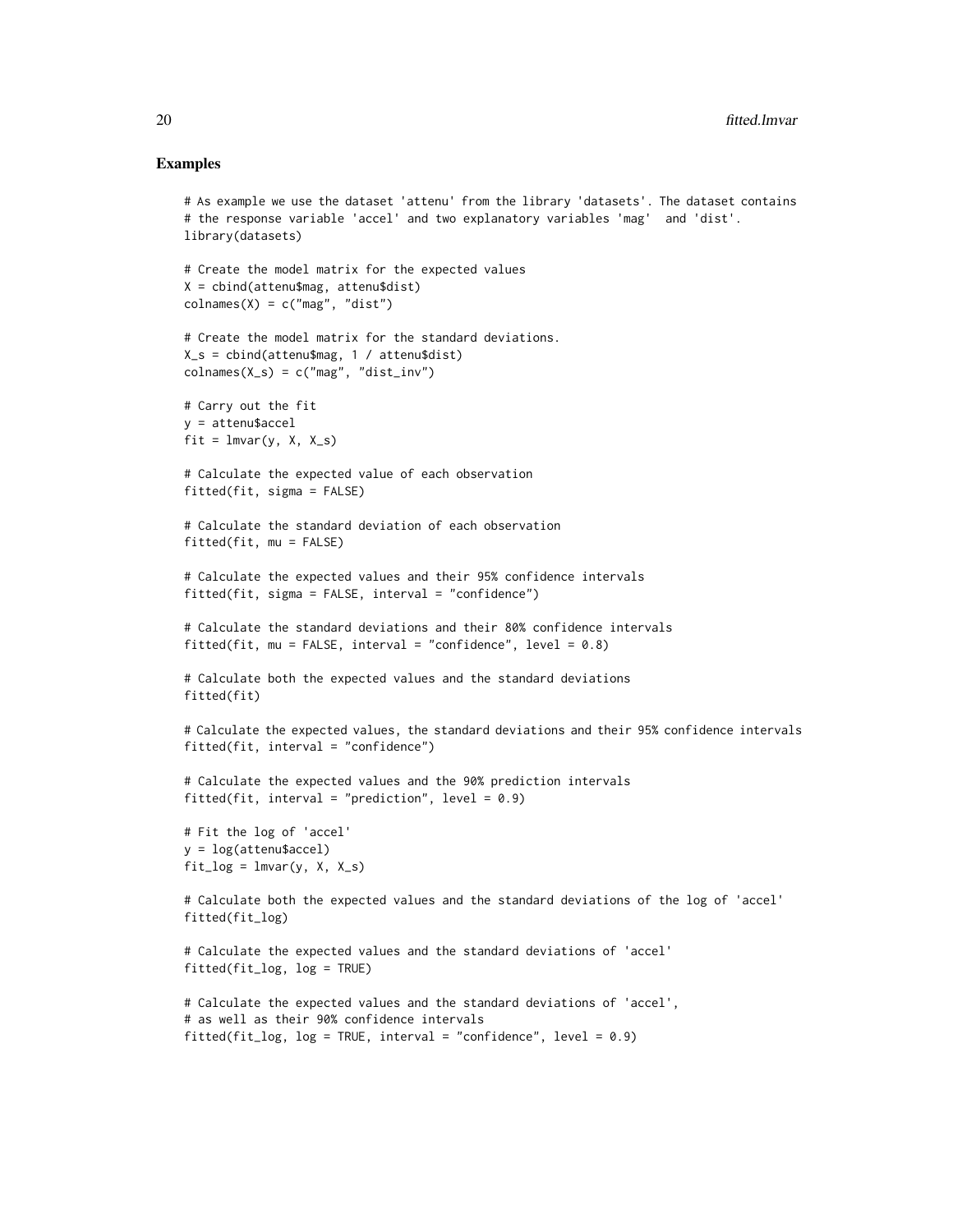## Examples

```
# As example we use the dataset 'attenu' from the library 'datasets'. The dataset contains
# the response variable 'accel' and two explanatory variables 'mag'  and 'dist'.
library(datasets)

# Create the model matrix for the expected values
X = cbind(attenu$mag, attenu$dist)
colnames(X) = c("mag", "dist")

# Create the model matrix for the standard deviations.
X_s = cbind(attenu$mag, 1 / attenu$dist)
colnames(X_s) = c("mag", "dist_inv")

# Carry out the fit
y = attenu$accel
fit = lmvar(y, X, X_s)

# Calculate the expected value of each observation
fitted(fit, sigma = FALSE)

# Calculate the standard deviation of each observation
fitted(fit, mu = FALSE)

# Calculate the expected values and their 95% confidence intervals
fitted(fit, sigma = FALSE, interval = "confidence")

# Calculate the standard deviations and their 80% confidence intervals
fitted(fit, mu = FALSE, interval = "confidence", level = 0.8)

# Calculate both the expected values and the standard deviations
fitted(fit)

# Calculate the expected values, the standard deviations and their 95% confidence intervals
fitted(fit, interval = "confidence")

# Calculate the expected values and the 90% prediction intervals
fitted(fit, interval = "prediction", level = 0.9)

# Fit the log of 'accel'
y = log(attenu$accel)
fit_log = lmvar(y, X, X_s)

# Calculate both the expected values and the standard deviations of the log of 'accel'
fitted(fit_log)

# Calculate the expected values and the standard deviations of 'accel'
fitted(fit_log, log = TRUE)

# Calculate the expected values and the standard deviations of 'accel',
# as well as their 90% confidence intervals
fitted(fit_log, log = TRUE, interval = "confidence", level = 0.9)
```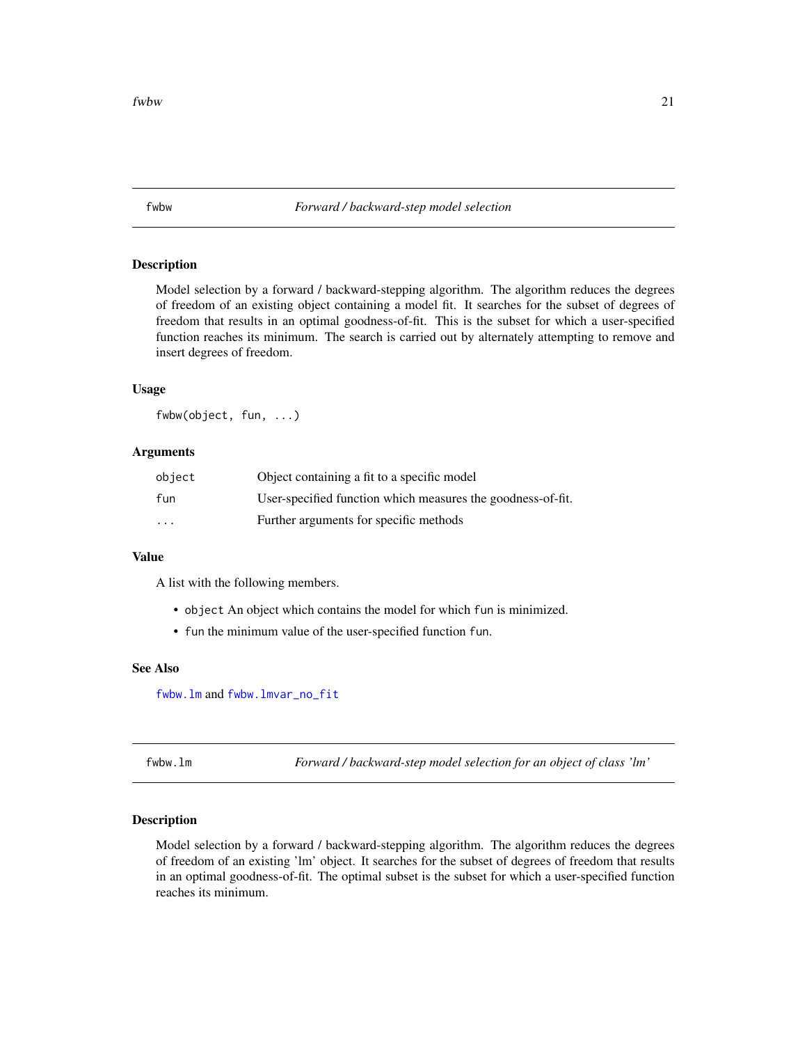## fwbw — *Forward / backward-step model selection*

### Description

Model selection by a forward / backward-stepping algorithm. The algorithm reduces the degrees of freedom of an existing object containing a model fit. It searches for the subset of degrees of freedom that results in an optimal goodness-of-fit. This is the subset for which a user-specified function reaches its minimum. The search is carried out by alternately attempting to remove and insert degrees of freedom.

### Usage

```
fwbw(object, fun, ...)
```

### Arguments

| | |
|---|---|
| `object` | Object containing a fit to a specific model |
| `fun` | User-specified function which measures the goodness-of-fit. |
| `...` | Further arguments for specific methods |

### Value

A list with the following members.

- `object` An object which contains the model for which `fun` is minimized.
- `fun` the minimum value of the user-specified function `fun`.

### See Also

`fwbw.lm` and `fwbw.lmvar_no_fit`

## fwbw.lm — *Forward / backward-step model selection for an object of class 'lm'*

### Description

Model selection by a forward / backward-stepping algorithm. The algorithm reduces the degrees of freedom of an existing 'lm' object. It searches for the subset of degrees of freedom that results in an optimal goodness-of-fit. The optimal subset is the subset for which a user-specified function reaches its minimum.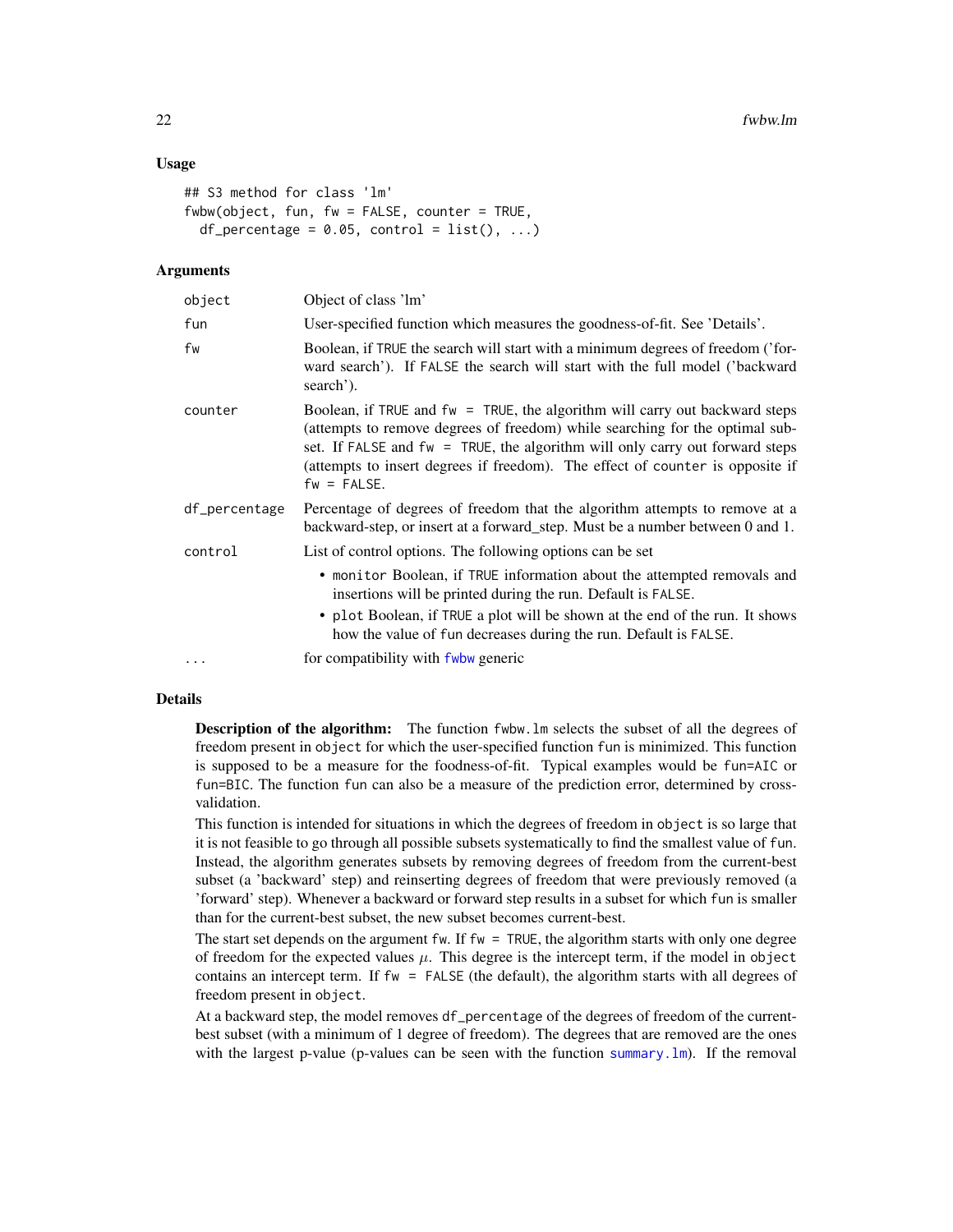## Usage

```
## S3 method for class 'lm'
fwbw(object, fun, fw = FALSE, counter = TRUE,
  df_percentage = 0.05, control = list(), ...)
```

## Arguments

| | |
|---|---|
| `object` | Object of class 'lm' |
| `fun` | User-specified function which measures the goodness-of-fit. See 'Details'. |
| `fw` | Boolean, if `TRUE` the search will start with a minimum degrees of freedom ('forward search'). If `FALSE` the search will start with the full model ('backward search'). |
| `counter` | Boolean, if `TRUE` and `fw = TRUE`, the algorithm will carry out backward steps (attempts to remove degrees of freedom) while searching for the optimal subset. If `FALSE` and `fw = TRUE`, the algorithm will only carry out forward steps (attempts to insert degrees if freedom). The effect of `counter` is opposite if `fw = FALSE`. |
| `df_percentage` | Percentage of degrees of freedom that the algorithm attempts to remove at a backward-step, or insert at a forward_step. Must be a number between 0 and 1. |
| `control` | List of control options. The following options can be set<br>• `monitor` Boolean, if `TRUE` information about the attempted removals and insertions will be printed during the run. Default is `FALSE`.<br>• `plot` Boolean, if `TRUE` a plot will be shown at the end of the run. It shows how the value of `fun` decreases during the run. Default is `FALSE`. |
| `...` | for compatibility with `fwbw` generic |

## Details

**Description of the algorithm:** The function `fwbw.lm` selects the subset of all the degrees of freedom present in `object` for which the user-specified function `fun` is minimized. This function is supposed to be a measure for the foodness-of-fit. Typical examples would be `fun=AIC` or `fun=BIC`. The function `fun` can also be a measure of the prediction error, determined by cross-validation.

This function is intended for situations in which the degrees of freedom in `object` is so large that it is not feasible to go through all possible subsets systematically to find the smallest value of `fun`. Instead, the algorithm generates subsets by removing degrees of freedom from the current-best subset (a 'backward' step) and reinserting degrees of freedom that were previously removed (a 'forward' step). Whenever a backward or forward step results in a subset for which `fun` is smaller than for the current-best subset, the new subset becomes current-best.

The start set depends on the argument `fw`. If `fw = TRUE`, the algorithm starts with only one degree of freedom for the expected values $\mu$. This degree is the intercept term, if the model in `object` contains an intercept term. If `fw = FALSE` (the default), the algorithm starts with all degrees of freedom present in `object`.

At a backward step, the model removes `df_percentage` of the degrees of freedom of the current-best subset (with a minimum of 1 degree of freedom). The degrees that are removed are the ones with the largest p-value (p-values can be seen with the function `summary.lm`). If the removal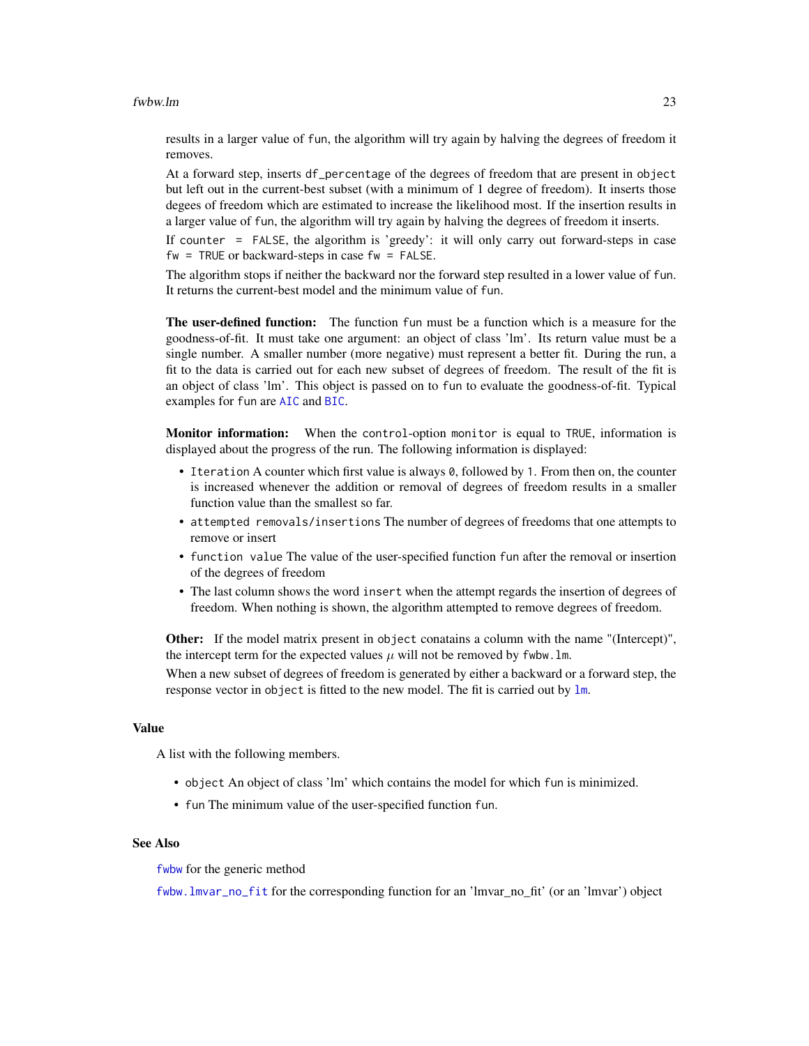results in a larger value of fun, the algorithm will try again by halving the degrees of freedom it removes.

At a forward step, inserts `df_percentage` of the degrees of freedom that are present in `object` but left out in the current-best subset (with a minimum of 1 degree of freedom). It inserts those degees of freedom which are estimated to increase the likelihood most. If the insertion results in a larger value of `fun`, the algorithm will try again by halving the degrees of freedom it inserts.

If `counter = FALSE`, the algorithm is 'greedy': it will only carry out forward-steps in case `fw = TRUE` or backward-steps in case `fw = FALSE`.

The algorithm stops if neither the backward nor the forward step resulted in a lower value of `fun`. It returns the current-best model and the minimum value of `fun`.

**The user-defined function:** The function `fun` must be a function which is a measure for the goodness-of-fit. It must take one argument: an object of class 'lm'. Its return value must be a single number. A smaller number (more negative) must represent a better fit. During the run, a fit to the data is carried out for each new subset of degrees of freedom. The result of the fit is an object of class 'lm'. This object is passed on to `fun` to evaluate the goodness-of-fit. Typical examples for `fun` are `AIC` and `BIC`.

**Monitor information:** When the `control`-option `monitor` is equal to `TRUE`, information is displayed about the progress of the run. The following information is displayed:

- `Iteration` A counter which first value is always `0`, followed by `1`. From then on, the counter is increased whenever the addition or removal of degrees of freedom results in a smaller function value than the smallest so far.
- `attempted removals/insertions` The number of degrees of freedoms that one attempts to remove or insert
- `function value` The value of the user-specified function `fun` after the removal or insertion of the degrees of freedom
- The last column shows the word `insert` when the attempt regards the insertion of degrees of freedom. When nothing is shown, the algorithm attempted to remove degrees of freedom.

**Other:** If the model matrix present in `object` conatains a column with the name "(Intercept)", the intercept term for the expected values $\mu$ will not be removed by `fwbw.lm`.

When a new subset of degrees of freedom is generated by either a backward or a forward step, the response vector in `object` is fitted to the new model. The fit is carried out by `lm`.

## Value

A list with the following members.

- `object` An object of class 'lm' which contains the model for which `fun` is minimized.
- `fun` The minimum value of the user-specified function `fun`.

## See Also

`fwbw` for the generic method

`fwbw.lmvar_no_fit` for the corresponding function for an 'lmvar_no_fit' (or an 'lmvar') object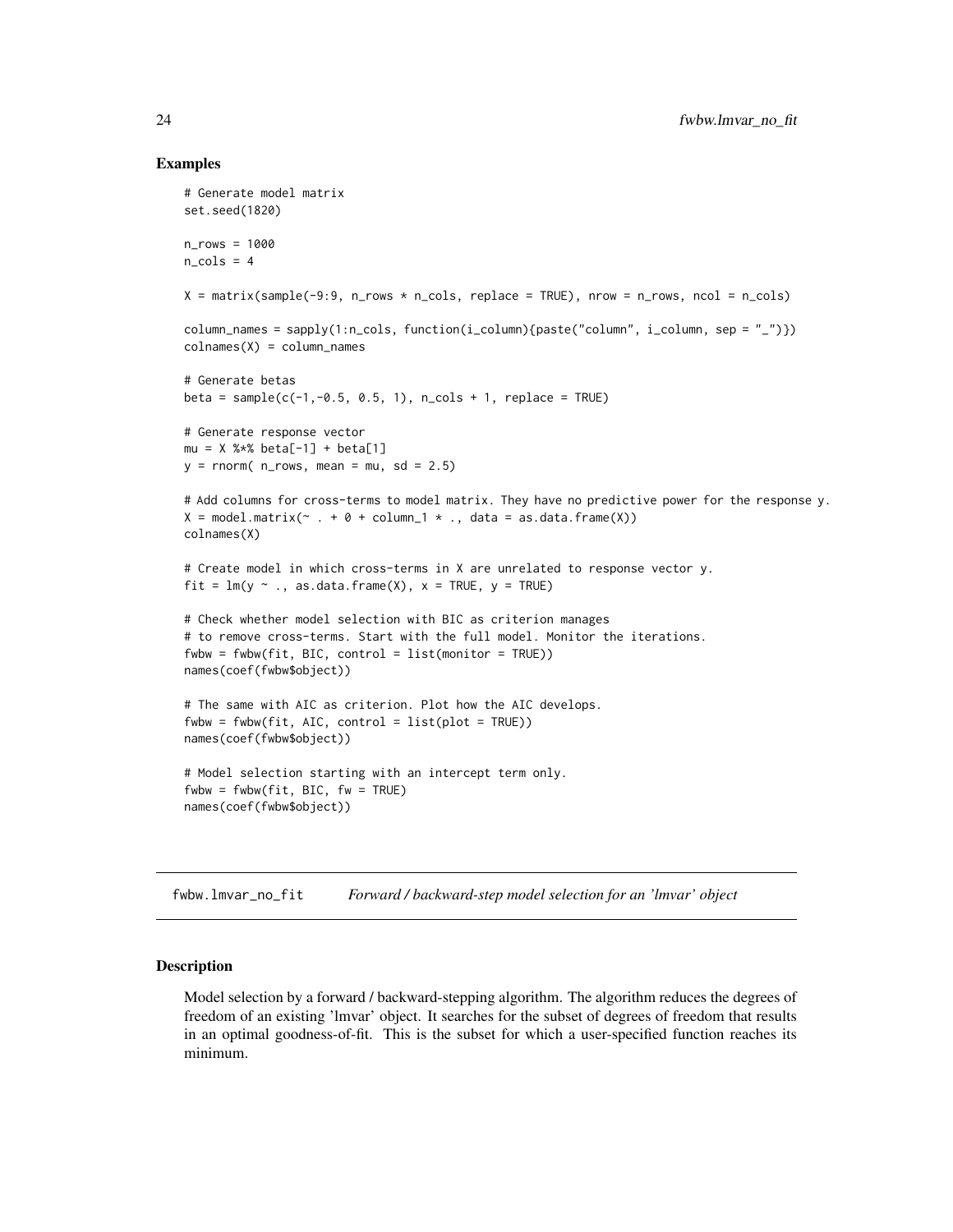## Examples

```
# Generate model matrix
set.seed(1820)

n_rows = 1000
n_cols = 4

X = matrix(sample(-9:9, n_rows * n_cols, replace = TRUE), nrow = n_rows, ncol = n_cols)

column_names = sapply(1:n_cols, function(i_column){paste("column", i_column, sep = "_")})
colnames(X) = column_names

# Generate betas
beta = sample(c(-1,-0.5, 0.5, 1), n_cols + 1, replace = TRUE)

# Generate response vector
mu = X %*% beta[-1] + beta[1]
y = rnorm( n_rows, mean = mu, sd = 2.5)

# Add columns for cross-terms to model matrix. They have no predictive power for the response y.
X = model.matrix(~ . + 0 + column_1 * ., data = as.data.frame(X))
colnames(X)

# Create model in which cross-terms in X are unrelated to response vector y.
fit = lm(y ~ ., as.data.frame(X), x = TRUE, y = TRUE)

# Check whether model selection with BIC as criterion manages
# to remove cross-terms. Start with the full model. Monitor the iterations.
fwbw = fwbw(fit, BIC, control = list(monitor = TRUE))
names(coef(fwbw$object))

# The same with AIC as criterion. Plot how the AIC develops.
fwbw = fwbw(fit, AIC, control = list(plot = TRUE))
names(coef(fwbw$object))

# Model selection starting with an intercept term only.
fwbw = fwbw(fit, BIC, fw = TRUE)
names(coef(fwbw$object))
```

---

## fwbw.lmvar_no_fit — *Forward / backward-step model selection for an 'lmvar' object*

### Description

Model selection by a forward / backward-stepping algorithm. The algorithm reduces the degrees of freedom of an existing 'lmvar' object. It searches for the subset of degrees of freedom that results in an optimal goodness-of-fit. This is the subset for which a user-specified function reaches its minimum.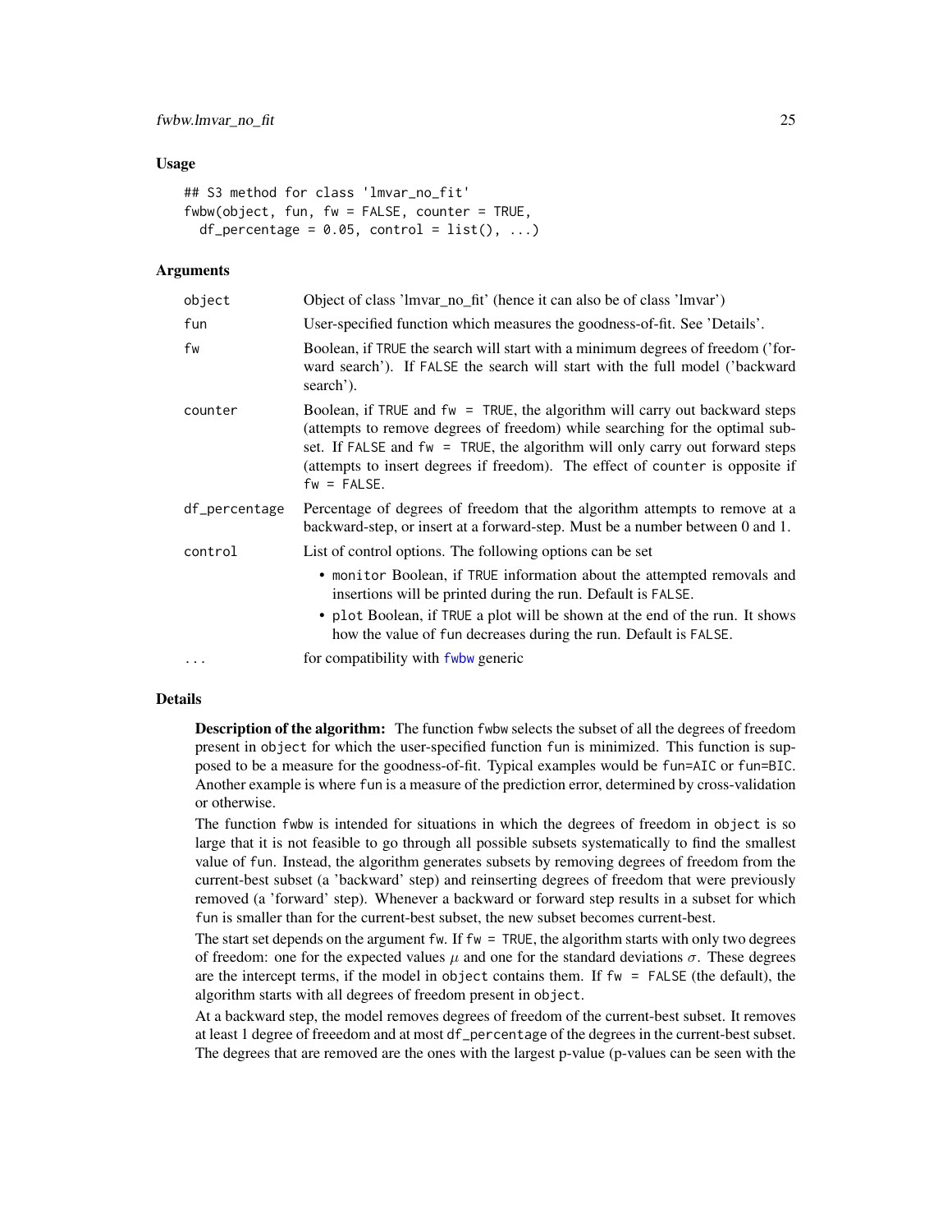### Usage

```
## S3 method for class 'lmvar_no_fit'
fwbw(object, fun, fw = FALSE, counter = TRUE,
  df_percentage = 0.05, control = list(), ...)
```

### Arguments

| | |
|---|---|
| object | Object of class 'lmvar_no_fit' (hence it can also be of class 'lmvar') |
| fun | User-specified function which measures the goodness-of-fit. See 'Details'. |
| fw | Boolean, if TRUE the search will start with a minimum degrees of freedom ('forward search'). If FALSE the search will start with the full model ('backward search'). |
| counter | Boolean, if TRUE and fw = TRUE, the algorithm will carry out backward steps (attempts to remove degrees of freedom) while searching for the optimal subset. If FALSE and fw = TRUE, the algorithm will only carry out forward steps (attempts to insert degrees if freedom). The effect of counter is opposite if fw = FALSE. |
| df_percentage | Percentage of degrees of freedom that the algorithm attempts to remove at a backward-step, or insert at a forward-step. Must be a number between 0 and 1. |
| control | List of control options. The following options can be set<br>• monitor Boolean, if TRUE information about the attempted removals and insertions will be printed during the run. Default is FALSE.<br>• plot Boolean, if TRUE a plot will be shown at the end of the run. It shows how the value of fun decreases during the run. Default is FALSE. |
| ... | for compatibility with fwbw generic |

### Details

**Description of the algorithm:** The function fwbw selects the subset of all the degrees of freedom present in object for which the user-specified function fun is minimized. This function is supposed to be a measure for the goodness-of-fit. Typical examples would be fun=AIC or fun=BIC. Another example is where fun is a measure of the prediction error, determined by cross-validation or otherwise.

The function fwbw is intended for situations in which the degrees of freedom in object is so large that it is not feasible to go through all possible subsets systematically to find the smallest value of fun. Instead, the algorithm generates subsets by removing degrees of freedom from the current-best subset (a 'backward' step) and reinserting degrees of freedom that were previously removed (a 'forward' step). Whenever a backward or forward step results in a subset for which fun is smaller than for the current-best subset, the new subset becomes current-best.

The start set depends on the argument fw. If fw = TRUE, the algorithm starts with only two degrees of freedom: one for the expected values $\mu$ and one for the standard deviations $\sigma$. These degrees are the intercept terms, if the model in object contains them. If fw = FALSE (the default), the algorithm starts with all degrees of freedom present in object.

At a backward step, the model removes degrees of freedom of the current-best subset. It removes at least 1 degree of freeedom and at most df_percentage of the degrees in the current-best subset. The degrees that are removed are the ones with the largest p-value (p-values can be seen with the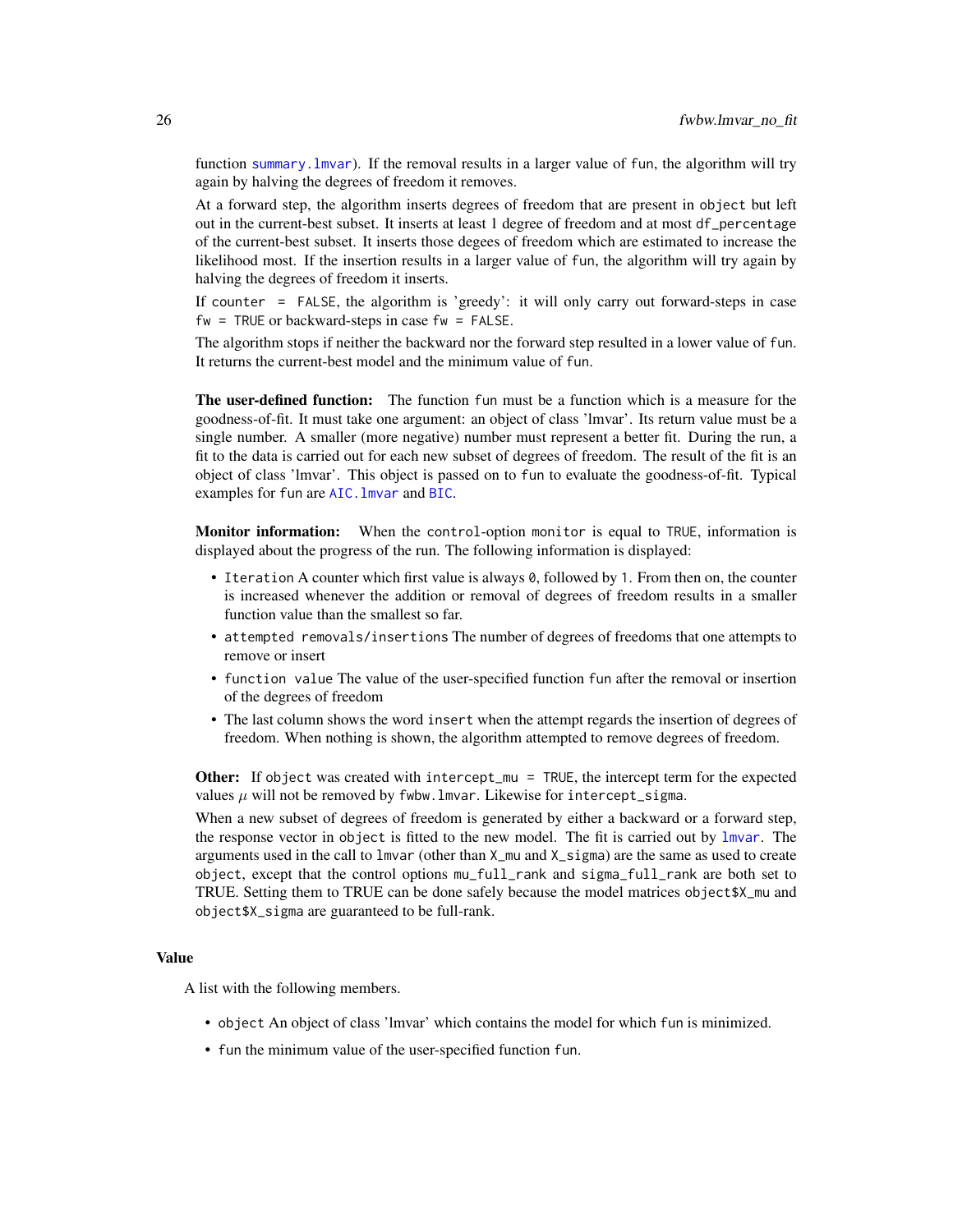function `summary.lmvar`). If the removal results in a larger value of `fun`, the algorithm will try again by halving the degrees of freedom it removes.

At a forward step, the algorithm inserts degrees of freedom that are present in `object` but left out in the current-best subset. It inserts at least 1 degree of freedom and at most `df_percentage` of the current-best subset. It inserts those degees of freedom which are estimated to increase the likelihood most. If the insertion results in a larger value of `fun`, the algorithm will try again by halving the degrees of freedom it inserts.

If `counter = FALSE`, the algorithm is 'greedy': it will only carry out forward-steps in case `fw = TRUE` or backward-steps in case `fw = FALSE`.

The algorithm stops if neither the backward nor the forward step resulted in a lower value of `fun`. It returns the current-best model and the minimum value of `fun`.

**The user-defined function:** The function `fun` must be a function which is a measure for the goodness-of-fit. It must take one argument: an object of class 'lmvar'. Its return value must be a single number. A smaller (more negative) number must represent a better fit. During the run, a fit to the data is carried out for each new subset of degrees of freedom. The result of the fit is an object of class 'lmvar'. This object is passed on to `fun` to evaluate the goodness-of-fit. Typical examples for `fun` are `AIC.lmvar` and `BIC`.

**Monitor information:** When the `control`-option `monitor` is equal to `TRUE`, information is displayed about the progress of the run. The following information is displayed:

- `Iteration` A counter which first value is always `0`, followed by `1`. From then on, the counter is increased whenever the addition or removal of degrees of freedom results in a smaller function value than the smallest so far.
- `attempted removals/insertions` The number of degrees of freedoms that one attempts to remove or insert
- `function value` The value of the user-specified function `fun` after the removal or insertion of the degrees of freedom
- The last column shows the word `insert` when the attempt regards the insertion of degrees of freedom. When nothing is shown, the algorithm attempted to remove degrees of freedom.

**Other:** If `object` was created with `intercept_mu = TRUE`, the intercept term for the expected values $\mu$ will not be removed by `fwbw.lmvar`. Likewise for `intercept_sigma`.

When a new subset of degrees of freedom is generated by either a backward or a forward step, the response vector in `object` is fitted to the new model. The fit is carried out by `lmvar`. The arguments used in the call to `lmvar` (other than `X_mu` and `X_sigma`) are the same as used to create `object`, except that the control options `mu_full_rank` and `sigma_full_rank` are both set to TRUE. Setting them to TRUE can be done safely because the model matrices `object$X_mu` and `object$X_sigma` are guaranteed to be full-rank.

## Value

A list with the following members.

- `object` An object of class 'lmvar' which contains the model for which `fun` is minimized.
- `fun` the minimum value of the user-specified function `fun`.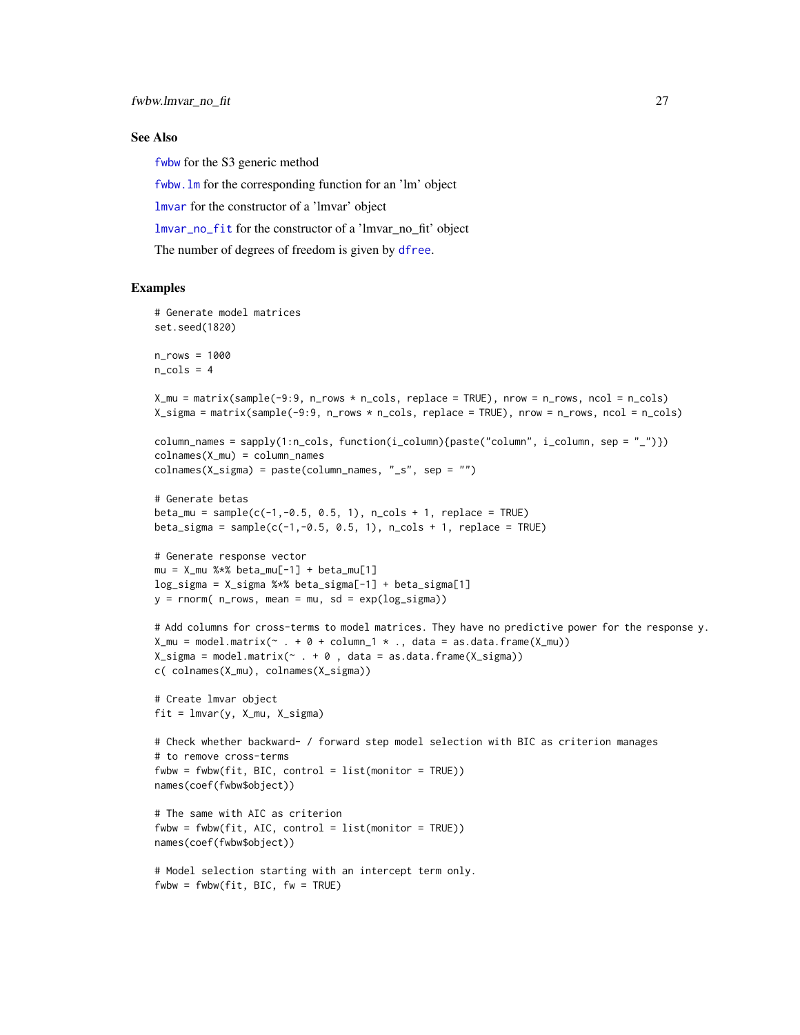### See Also

`fwbw` for the S3 generic method

`fwbw.lm` for the corresponding function for an 'lm' object

`lmvar` for the constructor of a 'lmvar' object

`lmvar_no_fit` for the constructor of a 'lmvar_no_fit' object

The number of degrees of freedom is given by `dfree`.

### Examples

```
# Generate model matrices
set.seed(1820)

n_rows = 1000
n_cols = 4

X_mu = matrix(sample(-9:9, n_rows * n_cols, replace = TRUE), nrow = n_rows, ncol = n_cols)
X_sigma = matrix(sample(-9:9, n_rows * n_cols, replace = TRUE), nrow = n_rows, ncol = n_cols)

column_names = sapply(1:n_cols, function(i_column){paste("column", i_column, sep = "_")})
colnames(X_mu) = column_names
colnames(X_sigma) = paste(column_names, "_s", sep = "")

# Generate betas
beta_mu = sample(c(-1,-0.5, 0.5, 1), n_cols + 1, replace = TRUE)
beta_sigma = sample(c(-1,-0.5, 0.5, 1), n_cols + 1, replace = TRUE)

# Generate response vector
mu = X_mu %*% beta_mu[-1] + beta_mu[1]
log_sigma = X_sigma %*% beta_sigma[-1] + beta_sigma[1]
y = rnorm( n_rows, mean = mu, sd = exp(log_sigma))

# Add columns for cross-terms to model matrices. They have no predictive power for the response y.
X_mu = model.matrix(~ . + 0 + column_1 * ., data = as.data.frame(X_mu))
X_sigma = model.matrix(~ . + 0 , data = as.data.frame(X_sigma))
c( colnames(X_mu), colnames(X_sigma))

# Create lmvar object
fit = lmvar(y, X_mu, X_sigma)

# Check whether backward- / forward step model selection with BIC as criterion manages
# to remove cross-terms
fwbw = fwbw(fit, BIC, control = list(monitor = TRUE))
names(coef(fwbw$object))

# The same with AIC as criterion
fwbw = fwbw(fit, AIC, control = list(monitor = TRUE))
names(coef(fwbw$object))

# Model selection starting with an intercept term only.
fwbw = fwbw(fit, BIC, fw = TRUE)
```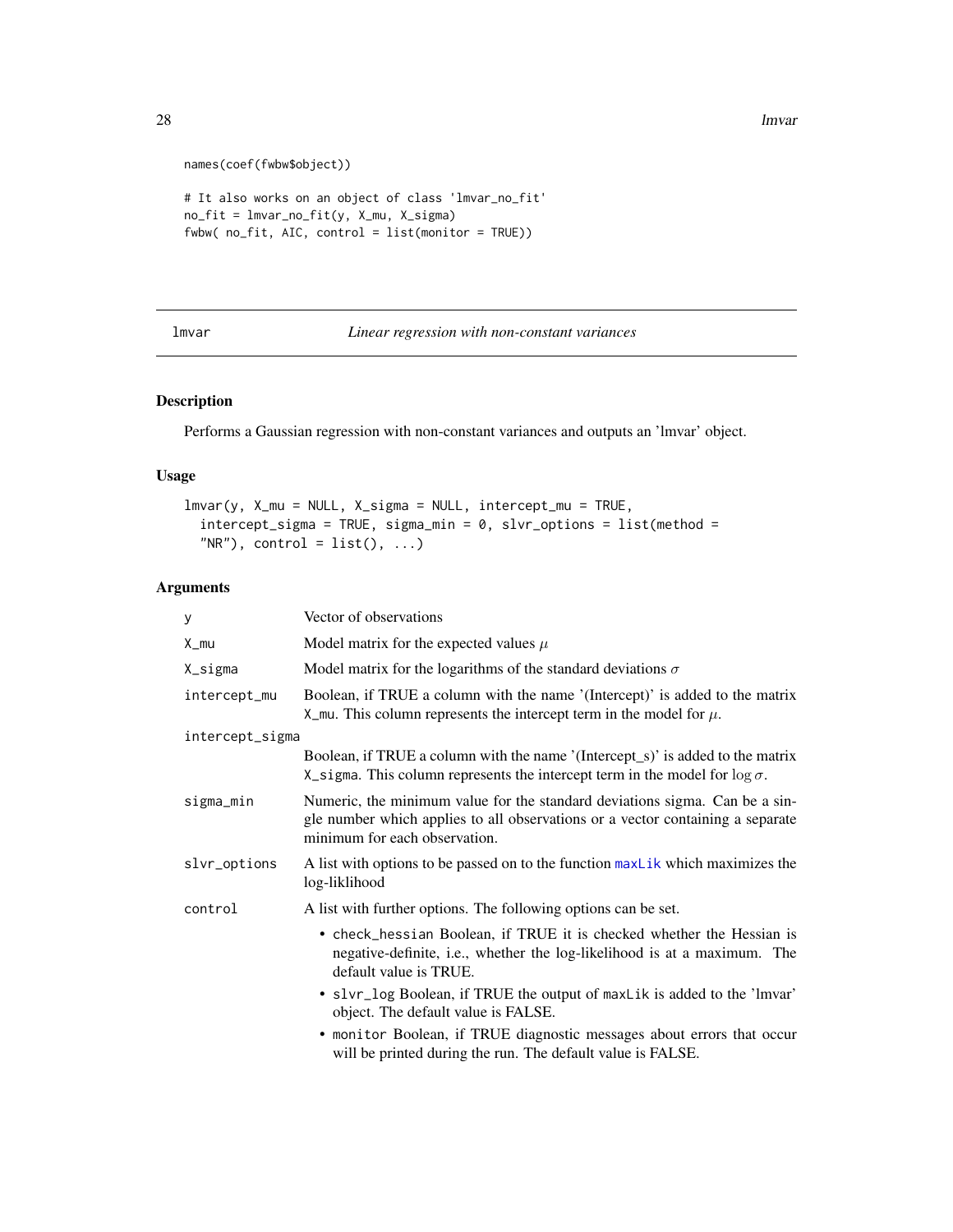```
names(coef(fwbw$object))

# It also works on an object of class 'lmvar_no_fit'
no_fit = lmvar_no_fit(y, X_mu, X_sigma)
fwbw( no_fit, AIC, control = list(monitor = TRUE))
```

## lmvar — *Linear regression with non-constant variances*

### Description

Performs a Gaussian regression with non-constant variances and outputs an 'lmvar' object.

### Usage

```
lmvar(y, X_mu = NULL, X_sigma = NULL, intercept_mu = TRUE,
  intercept_sigma = TRUE, sigma_min = 0, slvr_options = list(method =
  "NR"), control = list(), ...)
```

### Arguments

| Argument | Description |
|---|---|
| y | Vector of observations |
| X_mu | Model matrix for the expected values $\mu$ |
| X_sigma | Model matrix for the logarithms of the standard deviations $\sigma$ |
| intercept_mu | Boolean, if TRUE a column with the name '(Intercept)' is added to the matrix X_mu. This column represents the intercept term in the model for $\mu$. |
| intercept_sigma | Boolean, if TRUE a column with the name '(Intercept_s)' is added to the matrix X_sigma. This column represents the intercept term in the model for $\log \sigma$. |
| sigma_min | Numeric, the minimum value for the standard deviations sigma. Can be a single number which applies to all observations or a vector containing a separate minimum for each observation. |
| slvr_options | A list with options to be passed on to the function maxLik which maximizes the log-liklihood |
| control | A list with further options. The following options can be set.<br>• check_hessian Boolean, if TRUE it is checked whether the Hessian is negative-definite, i.e., whether the log-likelihood is at a maximum. The default value is TRUE.<br>• slvr_log Boolean, if TRUE the output of maxLik is added to the 'lmvar' object. The default value is FALSE.<br>• monitor Boolean, if TRUE diagnostic messages about errors that occur will be printed during the run. The default value is FALSE. |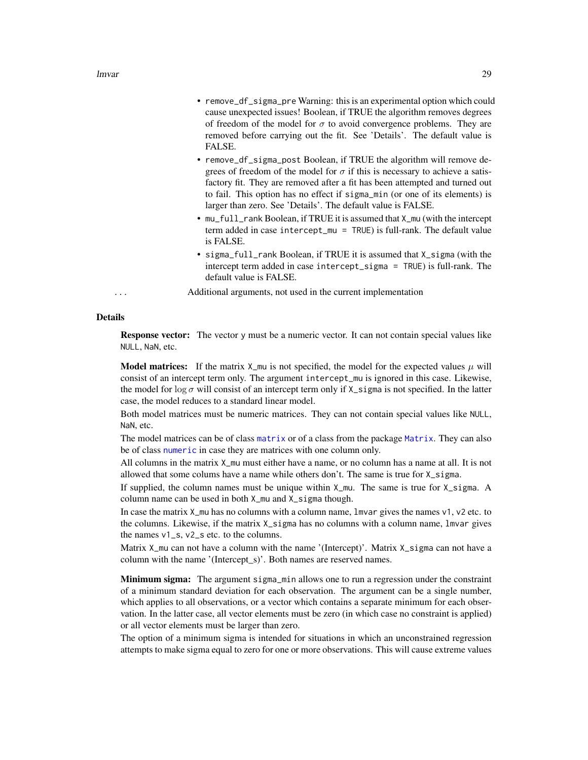- `remove_df_sigma_pre` Warning: this is an experimental option which could cause unexpected issues! Boolean, if TRUE the algorithm removes degrees of freedom of the model for $\sigma$ to avoid convergence problems. They are removed before carrying out the fit. See 'Details'. The default value is FALSE.
- `remove_df_sigma_post` Boolean, if TRUE the algorithm will remove degrees of freedom of the model for $\sigma$ if this is necessary to achieve a satisfactory fit. They are removed after a fit has been attempted and turned out to fail. This option has no effect if `sigma_min` (or one of its elements) is larger than zero. See 'Details'. The default value is FALSE.
- `mu_full_rank` Boolean, if TRUE it is assumed that `X_mu` (with the intercept term added in case `intercept_mu = TRUE`) is full-rank. The default value is FALSE.
- `sigma_full_rank` Boolean, if TRUE it is assumed that `X_sigma` (with the intercept term added in case `intercept_sigma = TRUE`) is full-rank. The default value is FALSE.

`...` Additional arguments, not used in the current implementation

### Details

**Response vector:** The vector `y` must be a numeric vector. It can not contain special values like `NULL`, `NaN`, etc.

**Model matrices:** If the matrix `X_mu` is not specified, the model for the expected values $\mu$ will consist of an intercept term only. The argument `intercept_mu` is ignored in this case. Likewise, the model for $\log \sigma$ will consist of an intercept term only if `X_sigma` is not specified. In the latter case, the model reduces to a standard linear model.

Both model matrices must be numeric matrices. They can not contain special values like `NULL`, `NaN`, etc.

The model matrices can be of class `matrix` or of a class from the package `Matrix`. They can also be of class `numeric` in case they are matrices with one column only.

All columns in the matrix `X_mu` must either have a name, or no column has a name at all. It is not allowed that some colums have a name while others don't. The same is true for `X_sigma`.

If supplied, the column names must be unique within `X_mu`. The same is true for `X_sigma`. A column name can be used in both `X_mu` and `X_sigma` though.

In case the matrix `X_mu` has no columns with a column name, `lmvar` gives the names `v1`, `v2` etc. to the columns. Likewise, if the matrix `X_sigma` has no columns with a column name, `lmvar` gives the names `v1_s`, `v2_s` etc. to the columns.

Matrix `X_mu` can not have a column with the name '(Intercept)'. Matrix `X_sigma` can not have a column with the name '(Intercept_s)'. Both names are reserved names.

**Minimum sigma:** The argument `sigma_min` allows one to run a regression under the constraint of a minimum standard deviation for each observation. The argument can be a single number, which applies to all observations, or a vector which contains a separate minimum for each observation. In the latter case, all vector elements must be zero (in which case no constraint is applied) or all vector elements must be larger than zero.

The option of a minimum sigma is intended for situations in which an unconstrained regression attempts to make sigma equal to zero for one or more observations. This will cause extreme values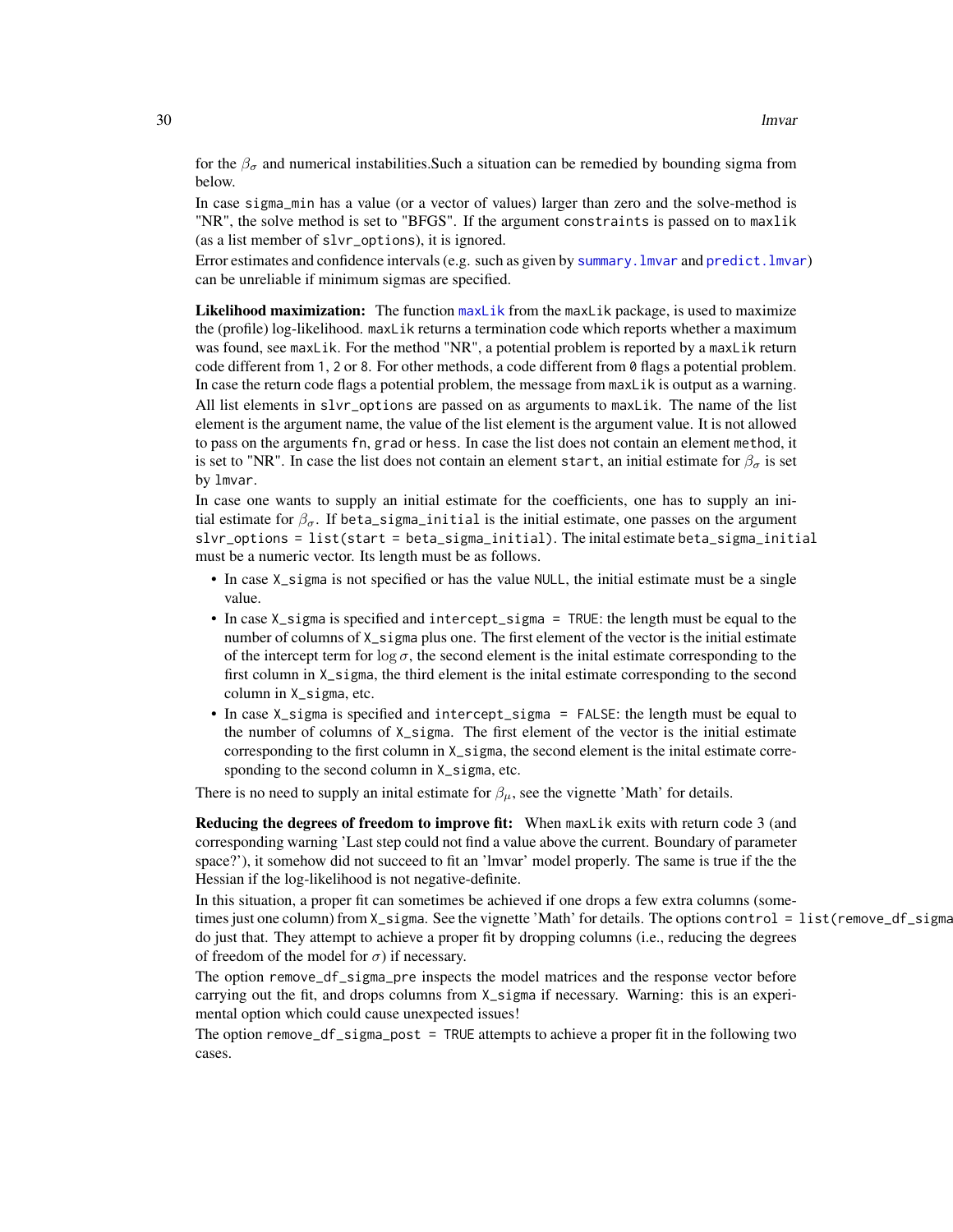for the $\beta_\sigma$ and numerical instabilities.Such a situation can be remedied by bounding sigma from below.

In case `sigma_min` has a value (or a vector of values) larger than zero and the solve-method is "NR", the solve method is set to "BFGS". If the argument `constraints` is passed on to `maxlik` (as a list member of `slvr_options`), it is ignored.

Error estimates and confidence intervals (e.g. such as given by `summary.lmvar` and `predict.lmvar`) can be unreliable if minimum sigmas are specified.

**Likelihood maximization:** The function `maxLik` from the `maxLik` package, is used to maximize the (profile) log-likelihood. `maxLik` returns a termination code which reports whether a maximum was found, see `maxLik`. For the method "NR", a potential problem is reported by a `maxLik` return code different from `1`, `2` or `8`. For other methods, a code different from `0` flags a potential problem. In case the return code flags a potential problem, the message from `maxLik` is output as a warning.

All list elements in `slvr_options` are passed on as arguments to `maxLik`. The name of the list element is the argument name, the value of the list element is the argument value. It is not allowed to pass on the arguments `fn`, `grad` or `hess`. In case the list does not contain an element `method`, it is set to "NR". In case the list does not contain an element `start`, an initial estimate for $\beta_\sigma$ is set by `lmvar`.

In case one wants to supply an initial estimate for the coefficients, one has to supply an initial estimate for $\beta_\sigma$. If `beta_sigma_initial` is the initial estimate, one passes on the argument `slvr_options = list(start = beta_sigma_initial)`. The inital estimate `beta_sigma_initial` must be a numeric vector. Its length must be as follows.

- In case `X_sigma` is not specified or has the value `NULL`, the initial estimate must be a single value.
- In case `X_sigma` is specified and `intercept_sigma = TRUE`: the length must be equal to the number of columns of `X_sigma` plus one. The first element of the vector is the initial estimate of the intercept term for $\log \sigma$, the second element is the inital estimate corresponding to the first column in `X_sigma`, the third element is the inital estimate corresponding to the second column in `X_sigma`, etc.
- In case `X_sigma` is specified and `intercept_sigma = FALSE`: the length must be equal to the number of columns of `X_sigma`. The first element of the vector is the initial estimate corresponding to the first column in `X_sigma`, the second element is the inital estimate corresponding to the second column in `X_sigma`, etc.

There is no need to supply an inital estimate for $\beta_\mu$, see the vignette 'Math' for details.

**Reducing the degrees of freedom to improve fit:** When `maxLik` exits with return code 3 (and corresponding warning 'Last step could not find a value above the current. Boundary of parameter space?'), it somehow did not succeed to fit an 'lmvar' model properly. The same is true if the the Hessian if the log-likelihood is not negative-definite.

In this situation, a proper fit can sometimes be achieved if one drops a few extra columns (sometimes just one column) from `X_sigma`. See the vignette 'Math' for details. The options `control = list(remove_df_sigma` do just that. They attempt to achieve a proper fit by dropping columns (i.e., reducing the degrees of freedom of the model for $\sigma$) if necessary.

The option `remove_df_sigma_pre` inspects the model matrices and the response vector before carrying out the fit, and drops columns from `X_sigma` if necessary. Warning: this is an experimental option which could cause unexpected issues!

The option `remove_df_sigma_post = TRUE` attempts to achieve a proper fit in the following two cases.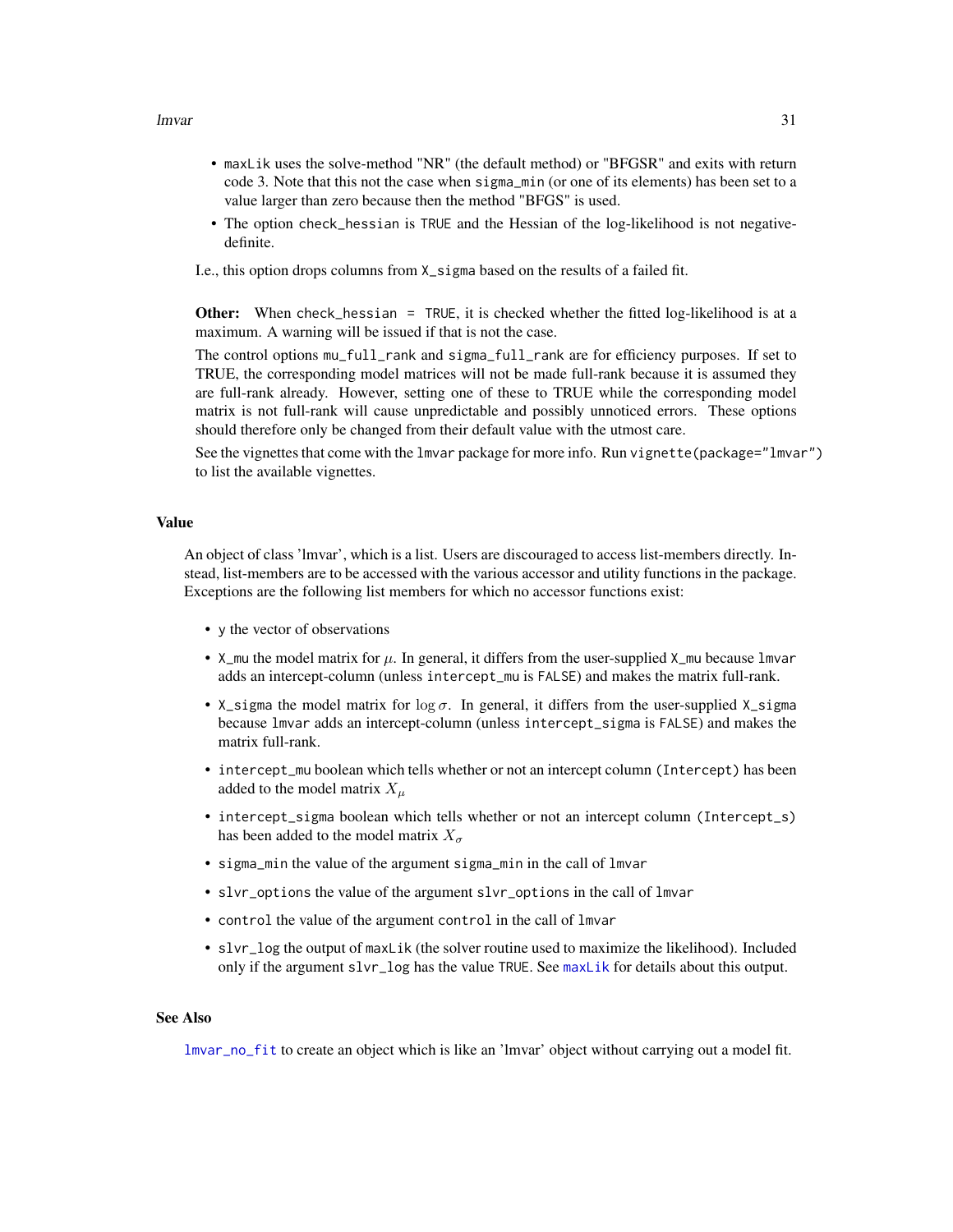- maxLik uses the solve-method "NR" (the default method) or "BFGSR" and exits with return code 3. Note that this not the case when sigma_min (or one of its elements) has been set to a value larger than zero because then the method "BFGS" is used.
- The option check_hessian is TRUE and the Hessian of the log-likelihood is not negative-definite.

I.e., this option drops columns from X_sigma based on the results of a failed fit.

**Other:** When check_hessian = TRUE, it is checked whether the fitted log-likelihood is at a maximum. A warning will be issued if that is not the case.

The control options mu_full_rank and sigma_full_rank are for efficiency purposes. If set to TRUE, the corresponding model matrices will not be made full-rank because it is assumed they are full-rank already. However, setting one of these to TRUE while the corresponding model matrix is not full-rank will cause unpredictable and possibly unnoticed errors. These options should therefore only be changed from their default value with the utmost care.

See the vignettes that come with the lmvar package for more info. Run vignette(package="lmvar") to list the available vignettes.

## Value

An object of class 'lmvar', which is a list. Users are discouraged to access list-members directly. Instead, list-members are to be accessed with the various accessor and utility functions in the package. Exceptions are the following list members for which no accessor functions exist:

- y the vector of observations
- X_mu the model matrix for $\mu$. In general, it differs from the user-supplied X_mu because lmvar adds an intercept-column (unless intercept_mu is FALSE) and makes the matrix full-rank.
- X_sigma the model matrix for $\log \sigma$. In general, it differs from the user-supplied X_sigma because lmvar adds an intercept-column (unless intercept_sigma is FALSE) and makes the matrix full-rank.
- intercept_mu boolean which tells whether or not an intercept column (Intercept) has been added to the model matrix $X_\mu$
- intercept_sigma boolean which tells whether or not an intercept column (Intercept_s) has been added to the model matrix $X_\sigma$
- sigma_min the value of the argument sigma_min in the call of lmvar
- slvr_options the value of the argument slvr_options in the call of lmvar
- control the value of the argument control in the call of lmvar
- slvr_log the output of maxLik (the solver routine used to maximize the likelihood). Included only if the argument slvr_log has the value TRUE. See maxLik for details about this output.

## See Also

lmvar_no_fit to create an object which is like an 'lmvar' object without carrying out a model fit.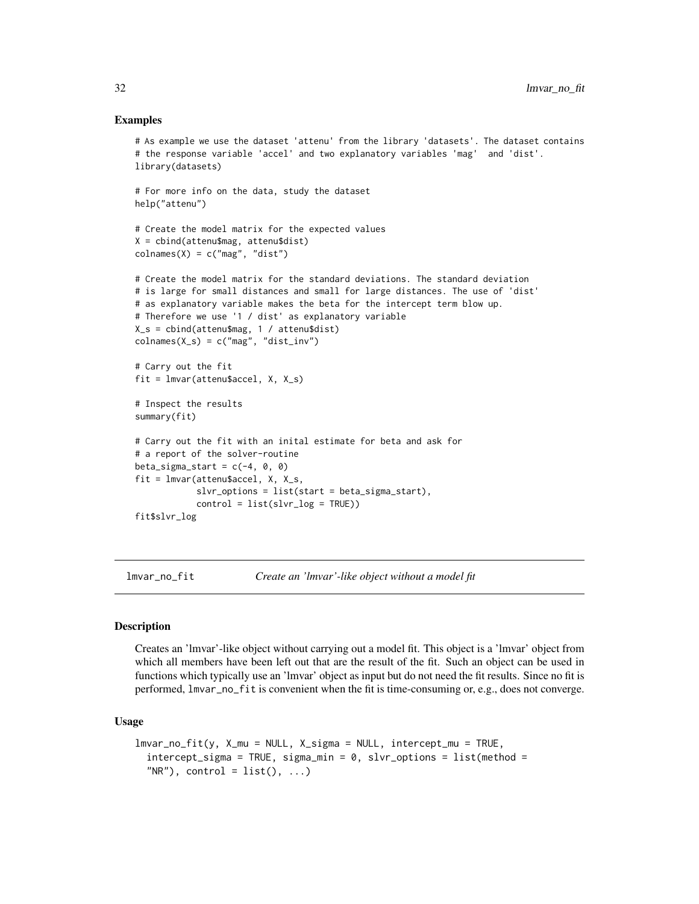### Examples

```
# As example we use the dataset 'attenu' from the library 'datasets'. The dataset contains
# the response variable 'accel' and two explanatory variables 'mag'  and 'dist'.
library(datasets)

# For more info on the data, study the dataset
help("attenu")

# Create the model matrix for the expected values
X = cbind(attenu$mag, attenu$dist)
colnames(X) = c("mag", "dist")

# Create the model matrix for the standard deviations. The standard deviation
# is large for small distances and small for large distances. The use of 'dist'
# as explanatory variable makes the beta for the intercept term blow up.
# Therefore we use '1 / dist' as explanatory variable
X_s = cbind(attenu$mag, 1 / attenu$dist)
colnames(X_s) = c("mag", "dist_inv")

# Carry out the fit
fit = lmvar(attenu$accel, X, X_s)

# Inspect the results
summary(fit)

# Carry out the fit with an inital estimate for beta and ask for
# a report of the solver-routine
beta_sigma_start = c(-4, 0, 0)
fit = lmvar(attenu$accel, X, X_s,
            slvr_options = list(start = beta_sigma_start),
            control = list(slvr_log = TRUE))
fit$slvr_log
```

---

## lmvar_no_fit — *Create an 'lmvar'-like object without a model fit*

### Description

Creates an 'lmvar'-like object without carrying out a model fit. This object is a 'lmvar' object from which all members have been left out that are the result of the fit. Such an object can be used in functions which typically use an 'lmvar' object as input but do not need the fit results. Since no fit is performed, `lmvar_no_fit` is convenient when the fit is time-consuming or, e.g., does not converge.

### Usage

```
lmvar_no_fit(y, X_mu = NULL, X_sigma = NULL, intercept_mu = TRUE,
  intercept_sigma = TRUE, sigma_min = 0, slvr_options = list(method =
  "NR"), control = list(), ...)
```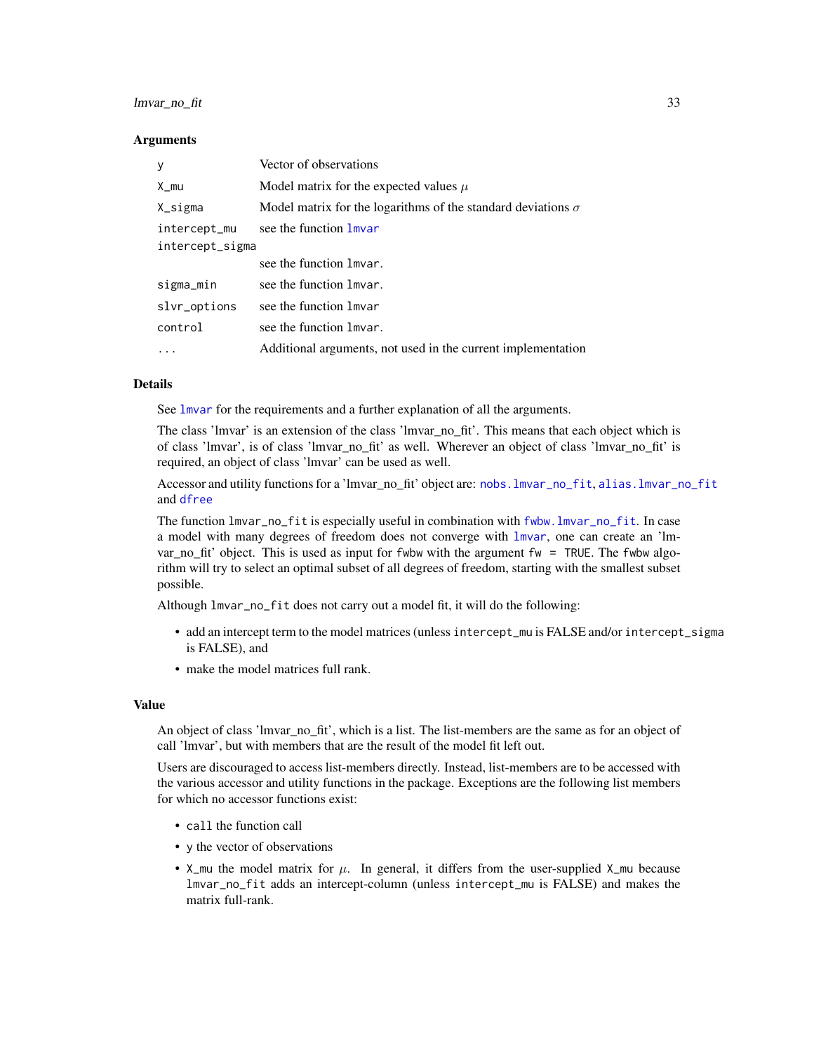### Arguments

| | |
|---|---|
| y | Vector of observations |
| X_mu | Model matrix for the expected values $\mu$ |
| X_sigma | Model matrix for the logarithms of the standard deviations $\sigma$ |
| intercept_mu | see the function lmvar |
| intercept_sigma | see the function lmvar. |
| sigma_min | see the function lmvar. |
| slvr_options | see the function lmvar |
| control | see the function lmvar. |
| ... | Additional arguments, not used in the current implementation |

### Details

See lmvar for the requirements and a further explanation of all the arguments.

The class 'lmvar' is an extension of the class 'lmvar_no_fit'. This means that each object which is of class 'lmvar', is of class 'lmvar_no_fit' as well. Wherever an object of class 'lmvar_no_fit' is required, an object of class 'lmvar' can be used as well.

Accessor and utility functions for a 'lmvar_no_fit' object are: nobs.lmvar_no_fit, alias.lmvar_no_fit and dfree

The function lmvar_no_fit is especially useful in combination with fwbw.lmvar_no_fit. In case a model with many degrees of freedom does not converge with lmvar, one can create an 'lmvar_no_fit' object. This is used as input for fwbw with the argument fw = TRUE. The fwbw algorithm will try to select an optimal subset of all degrees of freedom, starting with the smallest subset possible.

Although lmvar_no_fit does not carry out a model fit, it will do the following:

- add an intercept term to the model matrices (unless intercept_mu is FALSE and/or intercept_sigma is FALSE), and
- make the model matrices full rank.

### Value

An object of class 'lmvar_no_fit', which is a list. The list-members are the same as for an object of call 'lmvar', but with members that are the result of the model fit left out.

Users are discouraged to access list-members directly. Instead, list-members are to be accessed with the various accessor and utility functions in the package. Exceptions are the following list members for which no accessor functions exist:

- call the function call
- y the vector of observations
- X_mu the model matrix for $\mu$. In general, it differs from the user-supplied X_mu because lmvar_no_fit adds an intercept-column (unless intercept_mu is FALSE) and makes the matrix full-rank.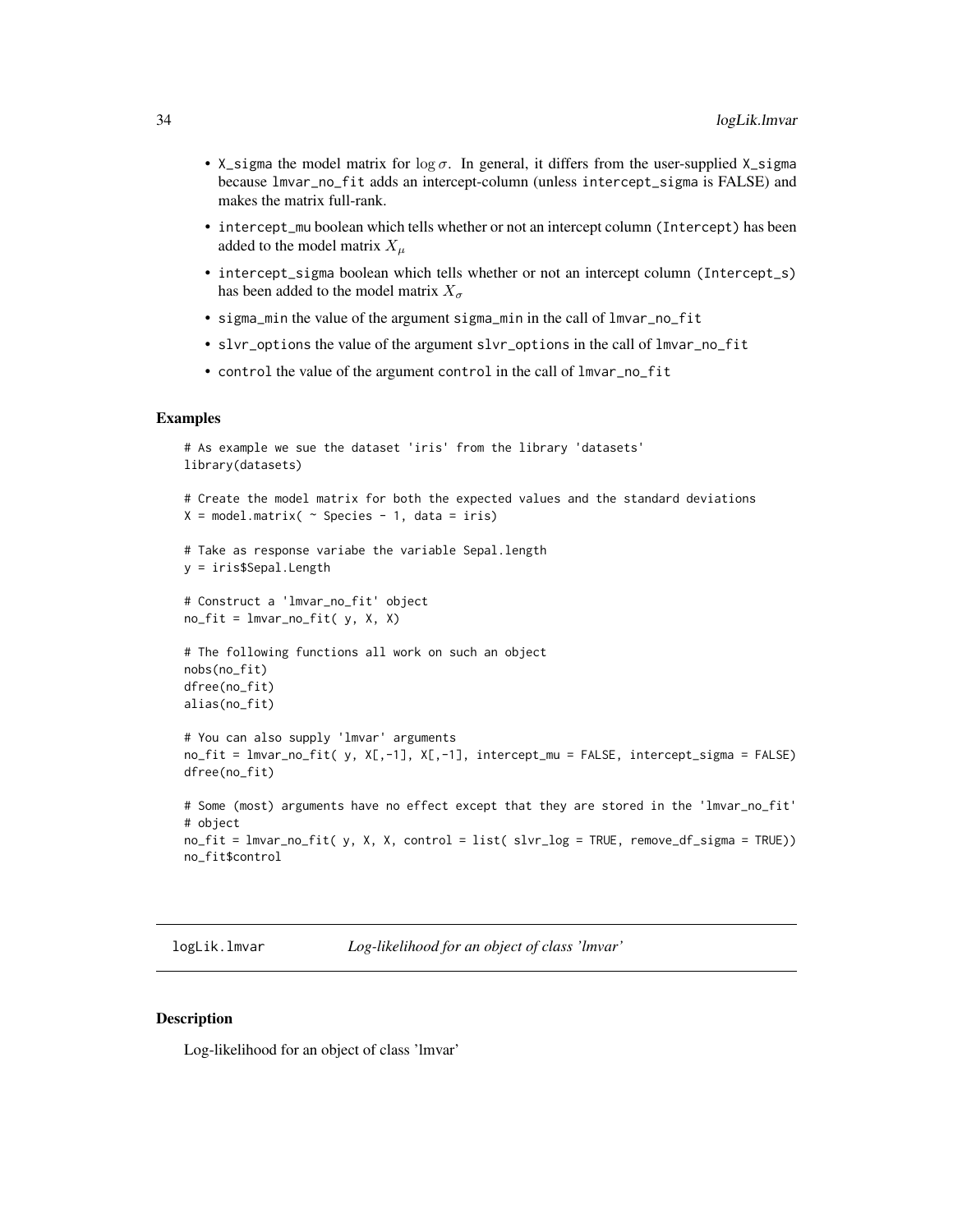- `X_sigma` the model matrix for $\log \sigma$. In general, it differs from the user-supplied `X_sigma` because `lmvar_no_fit` adds an intercept-column (unless `intercept_sigma` is FALSE) and makes the matrix full-rank.
- `intercept_mu` boolean which tells whether or not an intercept column `(Intercept)` has been added to the model matrix $X_\mu$
- `intercept_sigma` boolean which tells whether or not an intercept column `(Intercept_s)` has been added to the model matrix $X_\sigma$
- `sigma_min` the value of the argument `sigma_min` in the call of `lmvar_no_fit`
- `slvr_options` the value of the argument `slvr_options` in the call of `lmvar_no_fit`
- `control` the value of the argument `control` in the call of `lmvar_no_fit`

### Examples

```
# As example we sue the dataset 'iris' from the library 'datasets'
library(datasets)

# Create the model matrix for both the expected values and the standard deviations
X = model.matrix( ~ Species - 1, data = iris)

# Take as response variabe the variable Sepal.length
y = iris$Sepal.Length

# Construct a 'lmvar_no_fit' object
no_fit = lmvar_no_fit( y, X, X)

# The following functions all work on such an object
nobs(no_fit)
dfree(no_fit)
alias(no_fit)

# You can also supply 'lmvar' arguments
no_fit = lmvar_no_fit( y, X[,-1], X[,-1], intercept_mu = FALSE, intercept_sigma = FALSE)
dfree(no_fit)

# Some (most) arguments have no effect except that they are stored in the 'lmvar_no_fit'
# object
no_fit = lmvar_no_fit( y, X, X, control = list( slvr_log = TRUE, remove_df_sigma = TRUE))
no_fit$control
```

---

## logLik.lmvar    *Log-likelihood for an object of class 'lmvar'*

### Description

Log-likelihood for an object of class 'lmvar'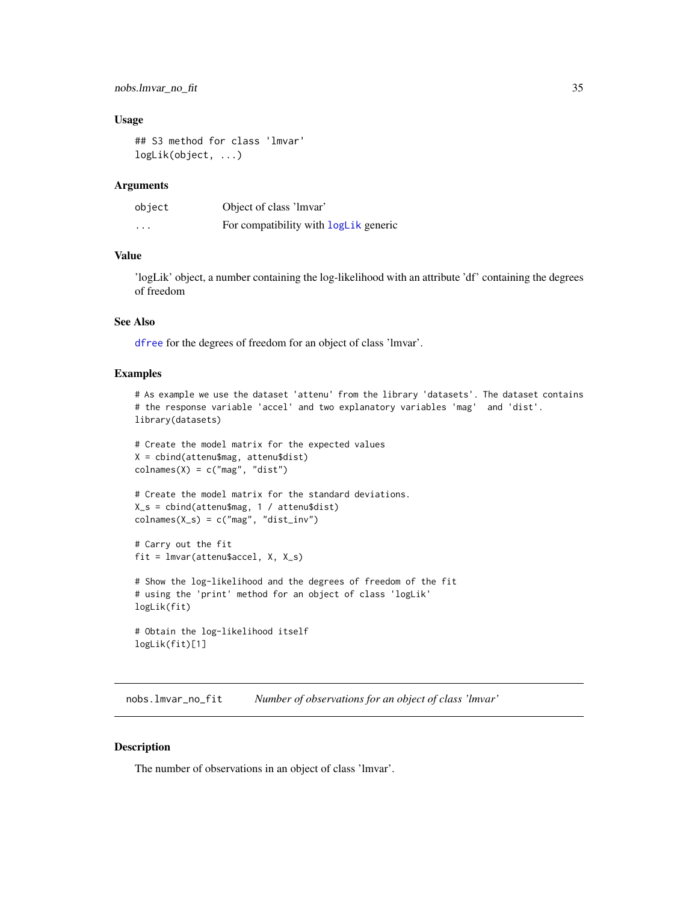### Usage

```
## S3 method for class 'lmvar'
logLik(object, ...)
```

### Arguments

| | |
|---|---|
| object | Object of class 'lmvar' |
| ... | For compatibility with logLik generic |

### Value

'logLik' object, a number containing the log-likelihood with an attribute 'df' containing the degrees of freedom

### See Also

dfree for the degrees of freedom for an object of class 'lmvar'.

### Examples

```
# As example we use the dataset 'attenu' from the library 'datasets'. The dataset contains
# the response variable 'accel' and two explanatory variables 'mag'  and 'dist'.
library(datasets)

# Create the model matrix for the expected values
X = cbind(attenu$mag, attenu$dist)
colnames(X) = c("mag", "dist")

# Create the model matrix for the standard deviations.
X_s = cbind(attenu$mag, 1 / attenu$dist)
colnames(X_s) = c("mag", "dist_inv")

# Carry out the fit
fit = lmvar(attenu$accel, X, X_s)

# Show the log-likelihood and the degrees of freedom of the fit
# using the 'print' method for an object of class 'logLik'
logLik(fit)

# Obtain the log-likelihood itself
logLik(fit)[1]
```

---

## nobs.lmvar_no_fit — *Number of observations for an object of class 'lmvar'*

### Description

The number of observations in an object of class 'lmvar'.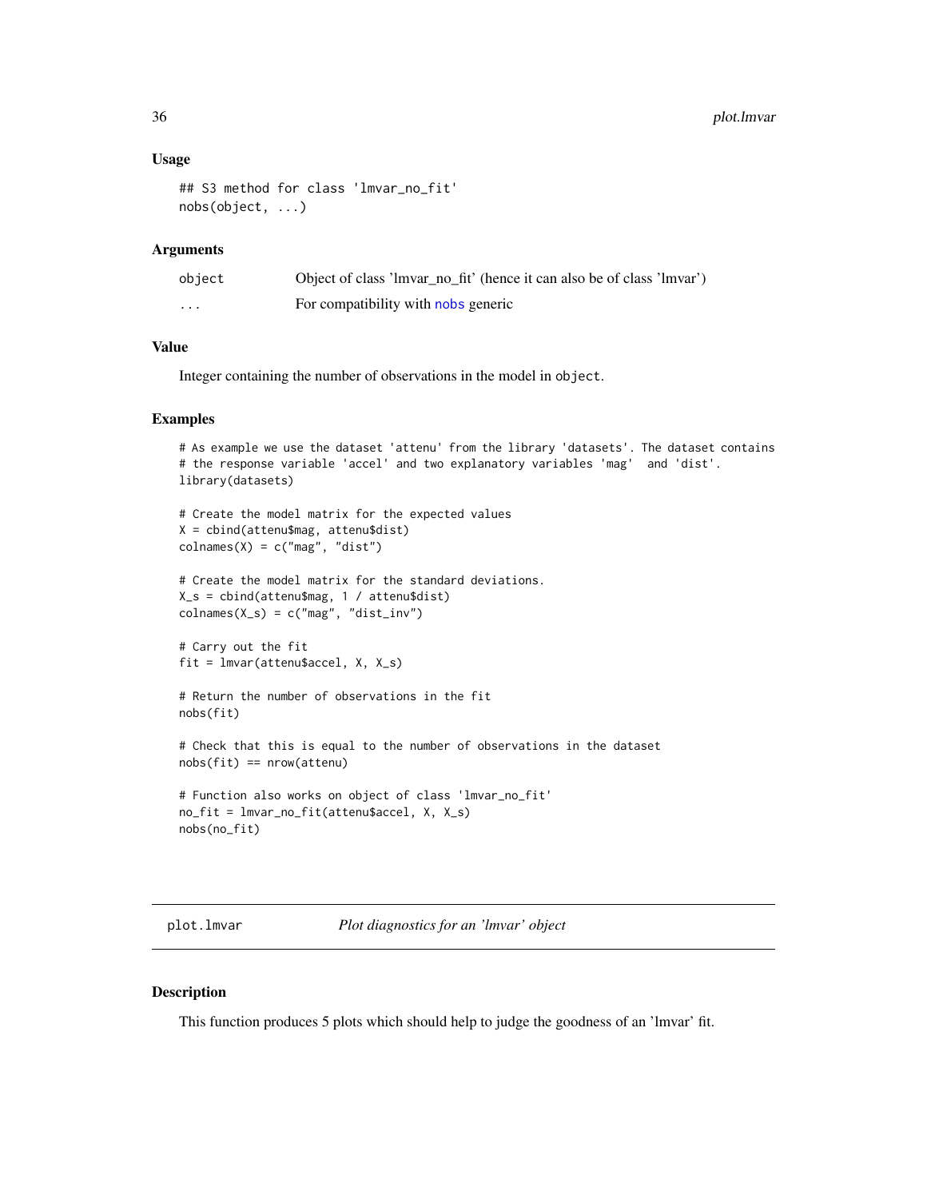### Usage

```
## S3 method for class 'lmvar_no_fit'
nobs(object, ...)
```

### Arguments

| | |
|---|---|
| object | Object of class 'lmvar_no_fit' (hence it can also be of class 'lmvar') |
| ... | For compatibility with nobs generic |

### Value

Integer containing the number of observations in the model in object.

### Examples

```
# As example we use the dataset 'attenu' from the library 'datasets'. The dataset contains
# the response variable 'accel' and two explanatory variables 'mag'  and 'dist'.
library(datasets)

# Create the model matrix for the expected values
X = cbind(attenu$mag, attenu$dist)
colnames(X) = c("mag", "dist")

# Create the model matrix for the standard deviations.
X_s = cbind(attenu$mag, 1 / attenu$dist)
colnames(X_s) = c("mag", "dist_inv")

# Carry out the fit
fit = lmvar(attenu$accel, X, X_s)

# Return the number of observations in the fit
nobs(fit)

# Check that this is equal to the number of observations in the dataset
nobs(fit) == nrow(attenu)

# Function also works on object of class 'lmvar_no_fit'
no_fit = lmvar_no_fit(attenu$accel, X, X_s)
nobs(no_fit)
```

---

## plot.lmvar *Plot diagnostics for an 'lmvar' object*

### Description

This function produces 5 plots which should help to judge the goodness of an 'lmvar' fit.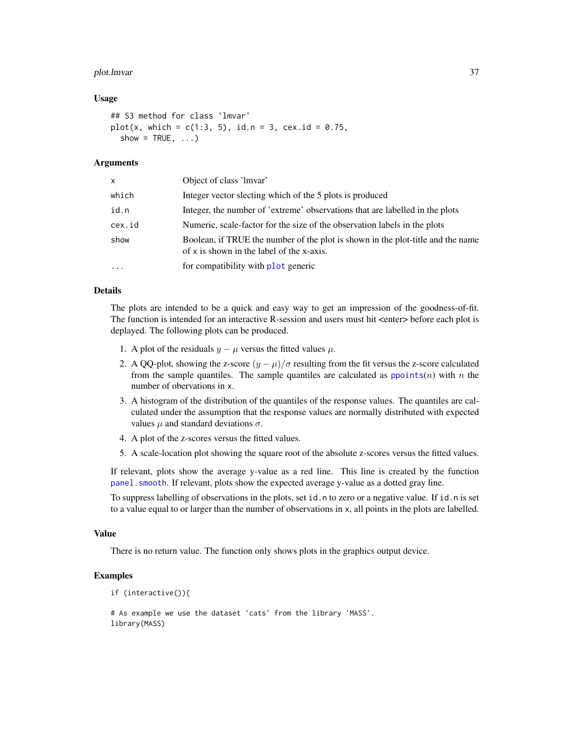### Usage

```
## S3 method for class 'lmvar'
plot(x, which = c(1:3, 5), id.n = 3, cex.id = 0.75,
  show = TRUE, ...)
```

### Arguments

| | |
|---|---|
| `x` | Object of class 'lmvar' |
| `which` | Integer vector slecting which of the 5 plots is produced |
| `id.n` | Integer, the number of 'extreme' observations that are labelled in the plots |
| `cex.id` | Numeric, scale-factor for the size of the observation labels in the plots |
| `show` | Boolean, if TRUE the number of the plot is shown in the plot-title and the name of `x` is shown in the label of the x-axis. |
| `...` | for compatibility with `plot` generic |

### Details

The plots are intended to be a quick and easy way to get an impression of the goodness-of-fit. The function is intended for an interactive R-session and users must hit <enter> before each plot is deplayed. The following plots can be produced.

1. A plot of the residuals $y - \mu$ versus the fitted values $\mu$.
2. A QQ-plot, showing the z-score $(y - \mu)/\sigma$ resulting from the fit versus the z-score calculated from the sample quantiles. The sample quantiles are calculated as `ppoints`($n$) with $n$ the number of obervations in `x`.
3. A histogram of the distribution of the quantiles of the response values. The quantiles are calculated under the assumption that the response values are normally distributed with expected values $\mu$ and standard deviations $\sigma$.
4. A plot of the z-scores versus the fitted values.
5. A scale-location plot showing the square root of the absolute z-scores versus the fitted values.

If relevant, plots show the average y-value as a red line. This line is created by the function `panel.smooth`. If relevant, plots show the expected average y-value as a dotted gray line.

To suppress labelling of observations in the plots, set `id.n` to zero or a negative value. If `id.n` is set to a value equal to or larger than the number of observations in `x`, all points in the plots are labelled.

### Value

There is no return value. The function only shows plots in the graphics output device.

### Examples

```
if (interactive()){

# As example we use the dataset 'cats' from the library 'MASS'.
library(MASS)
```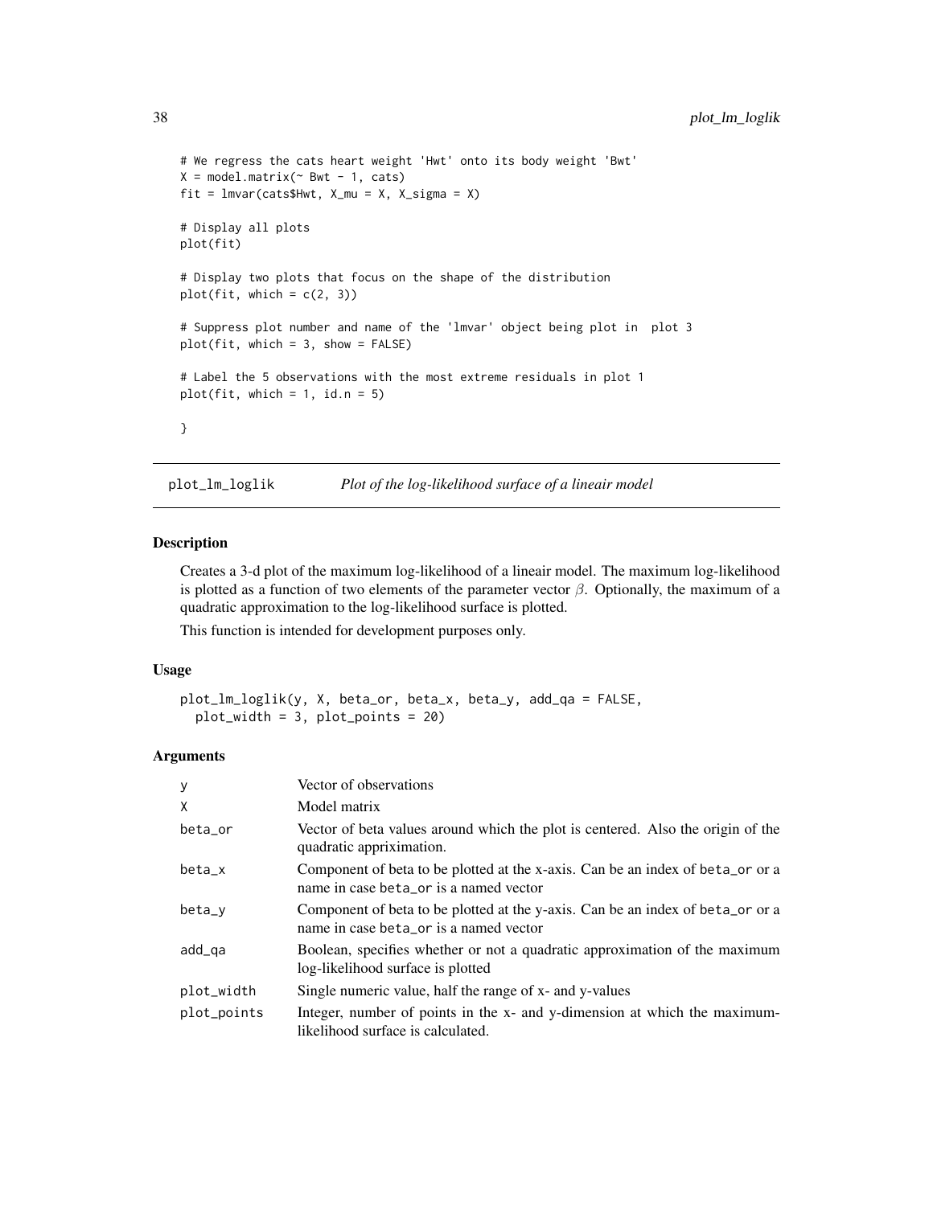```
# We regress the cats heart weight 'Hwt' onto its body weight 'Bwt'
X = model.matrix(~ Bwt - 1, cats)
fit = lmvar(cats$Hwt, X_mu = X, X_sigma = X)

# Display all plots
plot(fit)

# Display two plots that focus on the shape of the distribution
plot(fit, which = c(2, 3))

# Suppress plot number and name of the 'lmvar' object being plot in  plot 3
plot(fit, which = 3, show = FALSE)

# Label the 5 observations with the most extreme residuals in plot 1
plot(fit, which = 1, id.n = 5)

}
```

## plot_lm_loglik — *Plot of the log-likelihood surface of a lineair model*

### Description

Creates a 3-d plot of the maximum log-likelihood of a lineair model. The maximum log-likelihood is plotted as a function of two elements of the parameter vector $\beta$. Optionally, the maximum of a quadratic approximation to the log-likelihood surface is plotted.

This function is intended for development purposes only.

### Usage

```
plot_lm_loglik(y, X, beta_or, beta_x, beta_y, add_qa = FALSE,
  plot_width = 3, plot_points = 20)
```

### Arguments

| | |
|---|---|
| y | Vector of observations |
| X | Model matrix |
| beta_or | Vector of beta values around which the plot is centered. Also the origin of the quadratic appriximation. |
| beta_x | Component of beta to be plotted at the x-axis. Can be an index of beta_or or a name in case beta_or is a named vector |
| beta_y | Component of beta to be plotted at the y-axis. Can be an index of beta_or or a name in case beta_or is a named vector |
| add_qa | Boolean, specifies whether or not a quadratic approximation of the maximum log-likelihood surface is plotted |
| plot_width | Single numeric value, half the range of x- and y-values |
| plot_points | Integer, number of points in the x- and y-dimension at which the maximum-likelihood surface is calculated. |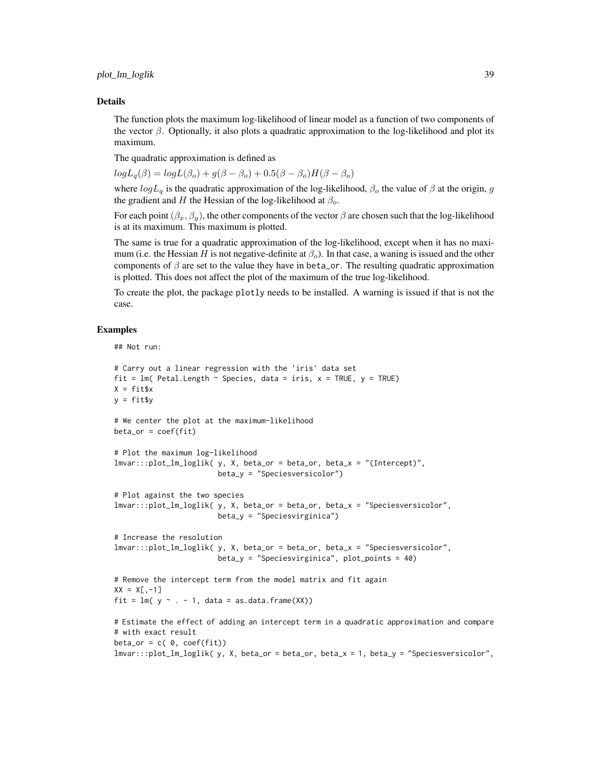## Details

The function plots the maximum log-likelihood of linear model as a function of two components of the vector $\beta$. Optionally, it also plots a quadratic approximation to the log-likelihood and plot its maximum.

The quadratic approximation is defined as

$logL_q(\beta) = logL(\beta_o) + g(\beta - \beta_o) + 0.5(\beta - \beta_o)H(\beta - \beta_o)$

where $logL_q$ is the quadratic approximation of the log-likelihood, $\beta_o$ the value of $\beta$ at the origin, $g$ the gradient and $H$ the Hessian of the log-likelihood at $\beta_o$.

For each point $(\beta_x, \beta_y)$, the other components of the vector $\beta$ are chosen such that the log-likelihood is at its maximum. This maximum is plotted.

The same is true for a quadratic approximation of the log-likelihood, except when it has no maximum (i.e. the Hessian $H$ is not negative-definite at $\beta_o$). In that case, a waning is issued and the other components of $\beta$ are set to the value they have in `beta_or`. The resulting quadratic approximation is plotted. This does not affect the plot of the maximum of the true log-likelihood.

To create the plot, the package `plotly` needs to be installed. A warning is issued if that is not the case.

## Examples

```
## Not run:

# Carry out a linear regression with the 'iris' data set
fit = lm( Petal.Length ~ Species, data = iris, x = TRUE, y = TRUE)
X = fit$x
y = fit$y

# We center the plot at the maximum-likelihood
beta_or = coef(fit)

# Plot the maximum log-likelihood
lmvar:::plot_lm_loglik( y, X, beta_or = beta_or, beta_x = "(Intercept)",
                        beta_y = "Speciesversicolor")

# Plot against the two species
lmvar:::plot_lm_loglik( y, X, beta_or = beta_or, beta_x = "Speciesversicolor",
                        beta_y = "Speciesvirginica")

# Increase the resolution
lmvar:::plot_lm_loglik( y, X, beta_or = beta_or, beta_x = "Speciesversicolor",
                        beta_y = "Speciesvirginica", plot_points = 40)

# Remove the intercept term from the model matrix and fit again
XX = X[,-1]
fit = lm( y ~ . - 1, data = as.data.frame(XX))

# Estimate the effect of adding an intercept term in a quadratic approximation and compare
# with exact result
beta_or = c( 0, coef(fit))
lmvar:::plot_lm_loglik( y, X, beta_or = beta_or, beta_x = 1, beta_y = "Speciesversicolor",
```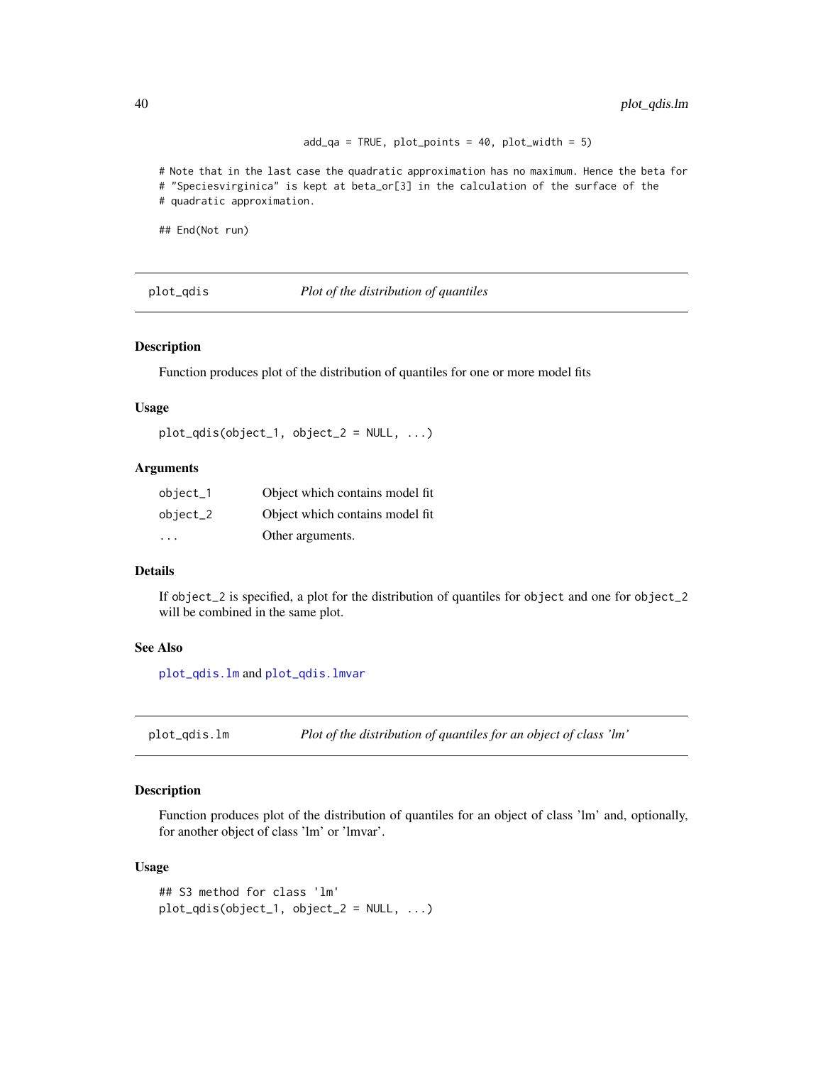```
                        add_qa = TRUE, plot_points = 40, plot_width = 5)

# Note that in the last case the quadratic approximation has no maximum. Hence the beta for
# "Speciesvirginica" is kept at beta_or[3] in the calculation of the surface of the
# quadratic approximation.

## End(Not run)
```

## plot_qdis — *Plot of the distribution of quantiles*

### Description

Function produces plot of the distribution of quantiles for one or more model fits

### Usage

```
plot_qdis(object_1, object_2 = NULL, ...)
```

### Arguments

| | |
|---|---|
| `object_1` | Object which contains model fit |
| `object_2` | Object which contains model fit |
| `...` | Other arguments. |

### Details

If `object_2` is specified, a plot for the distribution of quantiles for `object` and one for `object_2` will be combined in the same plot.

### See Also

`plot_qdis.lm` and `plot_qdis.lmvar`

## plot_qdis.lm — *Plot of the distribution of quantiles for an object of class 'lm'*

### Description

Function produces plot of the distribution of quantiles for an object of class 'lm' and, optionally, for another object of class 'lm' or 'lmvar'.

### Usage

```
## S3 method for class 'lm'
plot_qdis(object_1, object_2 = NULL, ...)
```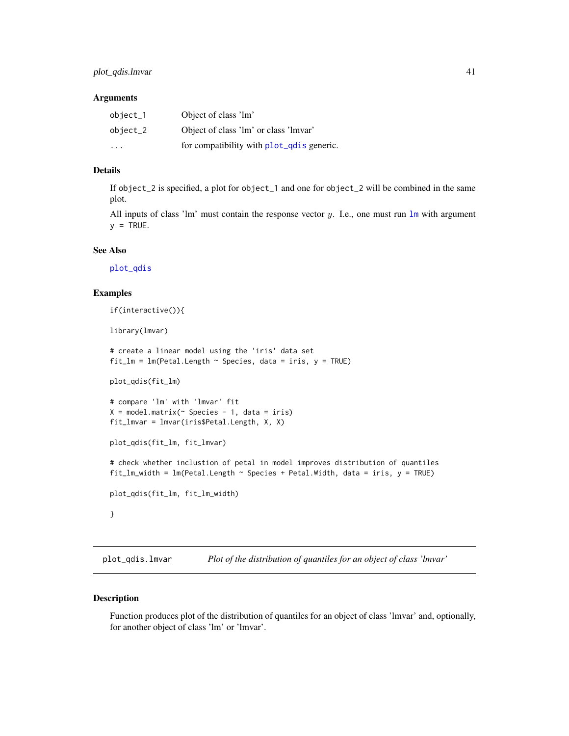## Arguments

| | |
|---|---|
| `object_1` | Object of class 'lm' |
| `object_2` | Object of class 'lm' or class 'lmvar' |
| `...` | for compatibility with `plot_qdis` generic. |

## Details

If `object_2` is specified, a plot for `object_1` and one for `object_2` will be combined in the same plot.

All inputs of class 'lm' must contain the response vector $y$. I.e., one must run `lm` with argument `y = TRUE`.

## See Also

`plot_qdis`

## Examples

```
if(interactive()){

library(lmvar)

# create a linear model using the 'iris' data set
fit_lm = lm(Petal.Length ~ Species, data = iris, y = TRUE)

plot_qdis(fit_lm)

# compare 'lm' with 'lmvar' fit
X = model.matrix(~ Species - 1, data = iris)
fit_lmvar = lmvar(iris$Petal.Length, X, X)

plot_qdis(fit_lm, fit_lmvar)

# check whether inclustion of petal in model improves distribution of quantiles
fit_lm_width = lm(Petal.Length ~ Species + Petal.Width, data = iris, y = TRUE)

plot_qdis(fit_lm, fit_lm_width)

}
```

---

# `plot_qdis.lmvar` *Plot of the distribution of quantiles for an object of class 'lmvar'*

---

## Description

Function produces plot of the distribution of quantiles for an object of class 'lmvar' and, optionally, for another object of class 'lm' or 'lmvar'.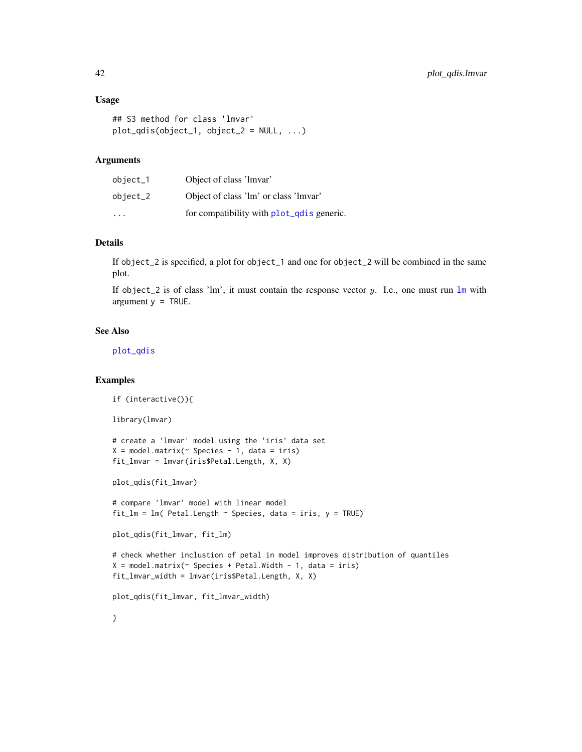### Usage

```
## S3 method for class 'lmvar'
plot_qdis(object_1, object_2 = NULL, ...)
```

### Arguments

| | |
|---|---|
| object_1 | Object of class 'lmvar' |
| object_2 | Object of class 'lm' or class 'lmvar' |
| ... | for compatibility with plot_qdis generic. |

### Details

If object_2 is specified, a plot for object_1 and one for object_2 will be combined in the same plot.

If object_2 is of class 'lm', it must contain the response vector $y$. I.e., one must run lm with argument y = TRUE.

### See Also

plot_qdis

### Examples

```
if (interactive()){

library(lmvar)

# create a 'lmvar' model using the 'iris' data set
X = model.matrix(~ Species - 1, data = iris)
fit_lmvar = lmvar(iris$Petal.Length, X, X)

plot_qdis(fit_lmvar)

# compare 'lmvar' model with linear model
fit_lm = lm( Petal.Length ~ Species, data = iris, y = TRUE)

plot_qdis(fit_lmvar, fit_lm)

# check whether inclustion of petal in model improves distribution of quantiles
X = model.matrix(~ Species + Petal.Width - 1, data = iris)
fit_lmvar_width = lmvar(iris$Petal.Length, X, X)

plot_qdis(fit_lmvar, fit_lmvar_width)

}
```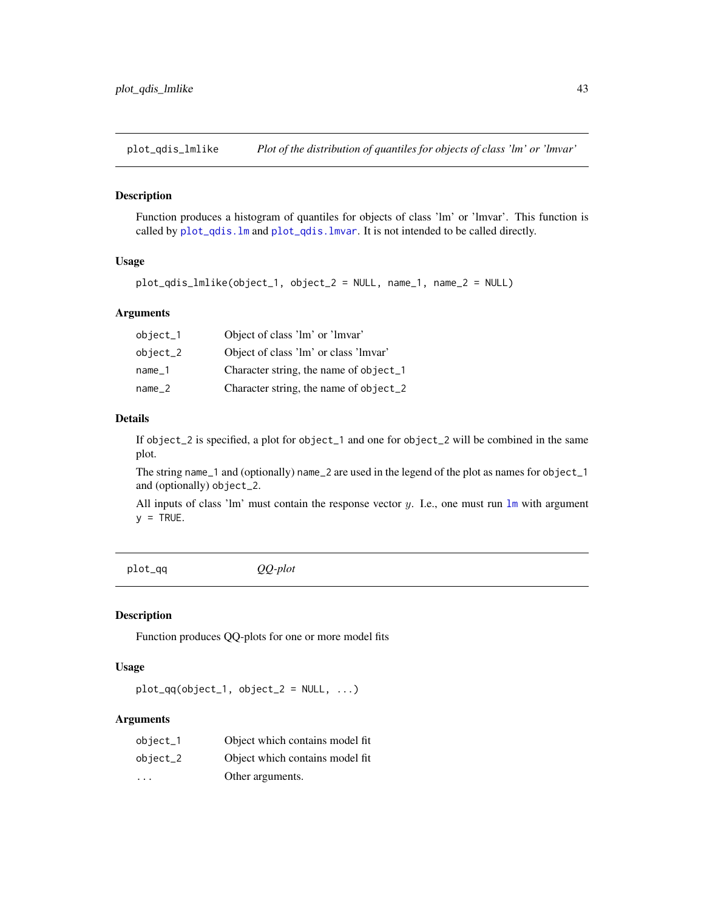## plot_qdis_lmlike — *Plot of the distribution of quantiles for objects of class 'lm' or 'lmvar'*

### Description

Function produces a histogram of quantiles for objects of class 'lm' or 'lmvar'. This function is called by `plot_qdis.lm` and `plot_qdis.lmvar`. It is not intended to be called directly.

### Usage

```
plot_qdis_lmlike(object_1, object_2 = NULL, name_1, name_2 = NULL)
```

### Arguments

| | |
|---|---|
| `object_1` | Object of class 'lm' or 'lmvar' |
| `object_2` | Object of class 'lm' or class 'lmvar' |
| `name_1` | Character string, the name of `object_1` |
| `name_2` | Character string, the name of `object_2` |

### Details

If `object_2` is specified, a plot for `object_1` and one for `object_2` will be combined in the same plot.

The string `name_1` and (optionally) `name_2` are used in the legend of the plot as names for `object_1` and (optionally) `object_2`.

All inputs of class 'lm' must contain the response vector $y$. I.e., one must run `lm` with argument `y = TRUE`.

## plot_qq — *QQ-plot*

### Description

Function produces QQ-plots for one or more model fits

### Usage

```
plot_qq(object_1, object_2 = NULL, ...)
```

### Arguments

| | |
|---|---|
| `object_1` | Object which contains model fit |
| `object_2` | Object which contains model fit |
| `...` | Other arguments. |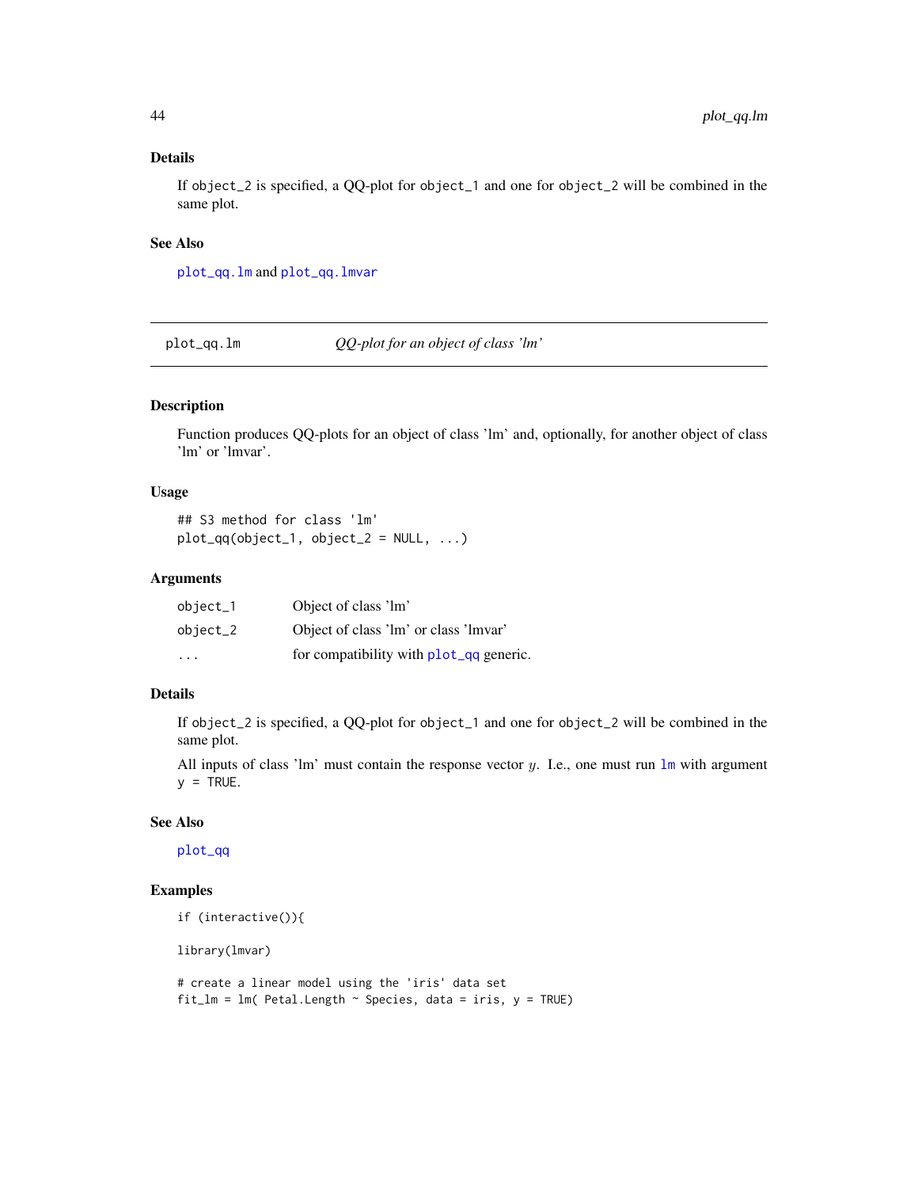### Details

If `object_2` is specified, a QQ-plot for `object_1` and one for `object_2` will be combined in the same plot.

### See Also

`plot_qq.lm` and `plot_qq.lmvar`

---

## plot_qq.lm — *QQ-plot for an object of class 'lm'*

---

### Description

Function produces QQ-plots for an object of class 'lm' and, optionally, for another object of class 'lm' or 'lmvar'.

### Usage

```
## S3 method for class 'lm'
plot_qq(object_1, object_2 = NULL, ...)
```

### Arguments

| | |
|---|---|
| `object_1` | Object of class 'lm' |
| `object_2` | Object of class 'lm' or class 'lmvar' |
| `...` | for compatibility with `plot_qq` generic. |

### Details

If `object_2` is specified, a QQ-plot for `object_1` and one for `object_2` will be combined in the same plot.

All inputs of class 'lm' must contain the response vector $y$. I.e., one must run `lm` with argument `y = TRUE`.

### See Also

`plot_qq`

### Examples

```
if (interactive()){

library(lmvar)

# create a linear model using the 'iris' data set
fit_lm = lm( Petal.Length ~ Species, data = iris, y = TRUE)
```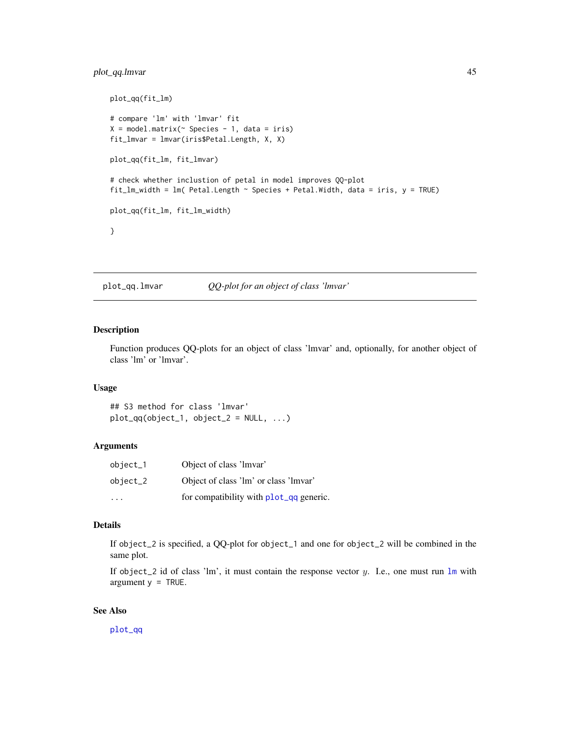```
plot_qq(fit_lm)

# compare 'lm' with 'lmvar' fit
X = model.matrix(~ Species - 1, data = iris)
fit_lmvar = lmvar(iris$Petal.Length, X, X)

plot_qq(fit_lm, fit_lmvar)

# check whether inclustion of petal in model improves QQ-plot
fit_lm_width = lm( Petal.Length ~ Species + Petal.Width, data = iris, y = TRUE)

plot_qq(fit_lm, fit_lm_width)

}
```

---

## plot_qq.lmvar    *QQ-plot for an object of class 'lmvar'*

---

### Description

Function produces QQ-plots for an object of class 'lmvar' and, optionally, for another object of class 'lm' or 'lmvar'.

### Usage

```
## S3 method for class 'lmvar'
plot_qq(object_1, object_2 = NULL, ...)
```

### Arguments

| | |
|---|---|
| `object_1` | Object of class 'lmvar' |
| `object_2` | Object of class 'lm' or class 'lmvar' |
| `...` | for compatibility with `plot_qq` generic. |

### Details

If `object_2` is specified, a QQ-plot for `object_1` and one for `object_2` will be combined in the same plot.

If `object_2` id of class 'lm', it must contain the response vector $y$. I.e., one must run `lm` with argument `y = TRUE`.

### See Also

`plot_qq`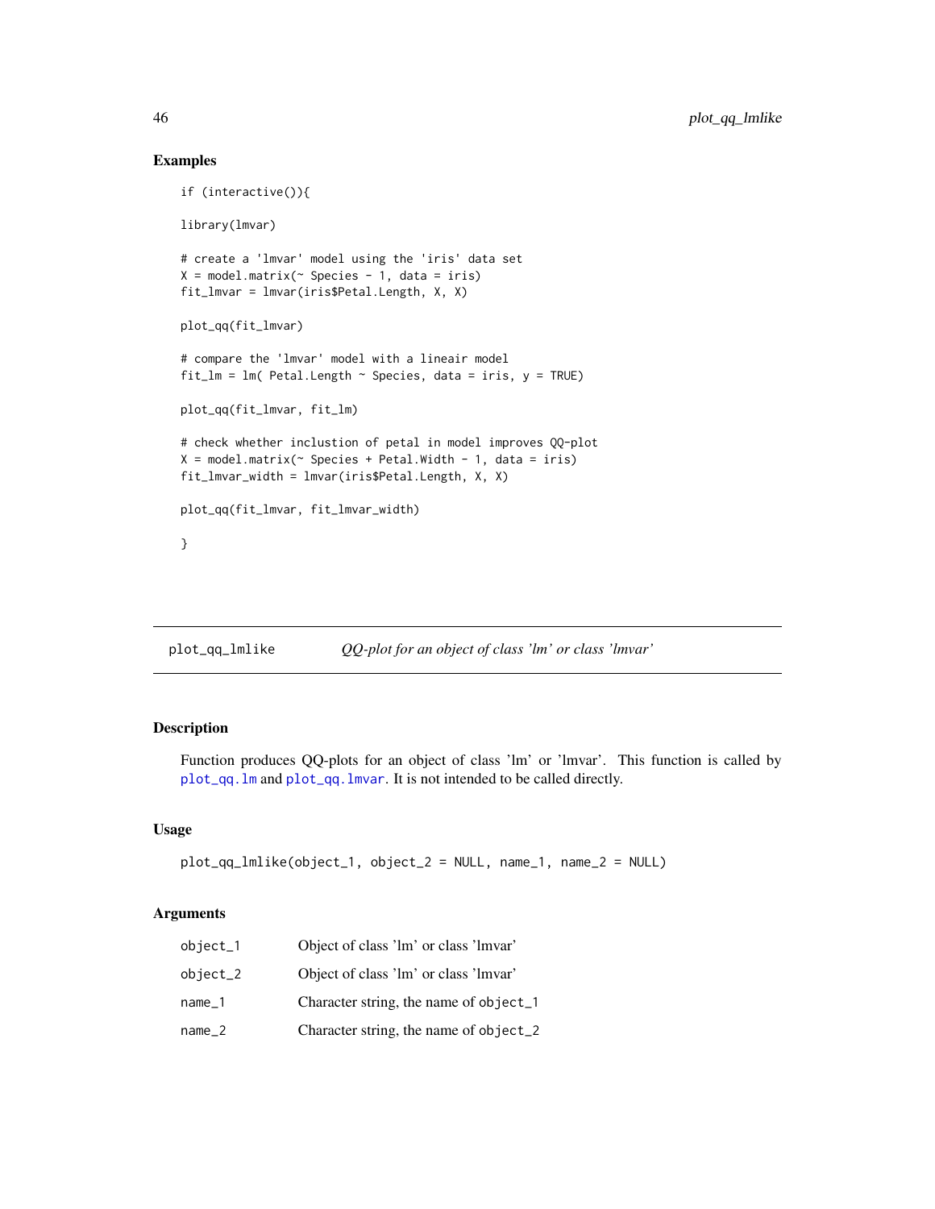## Examples

```
if (interactive()){

library(lmvar)

# create a 'lmvar' model using the 'iris' data set
X = model.matrix(~ Species - 1, data = iris)
fit_lmvar = lmvar(iris$Petal.Length, X, X)

plot_qq(fit_lmvar)

# compare the 'lmvar' model with a lineair model
fit_lm = lm( Petal.Length ~ Species, data = iris, y = TRUE)

plot_qq(fit_lmvar, fit_lm)

# check whether inclustion of petal in model improves QQ-plot
X = model.matrix(~ Species + Petal.Width - 1, data = iris)
fit_lmvar_width = lmvar(iris$Petal.Length, X, X)

plot_qq(fit_lmvar, fit_lmvar_width)

}
```

---

# plot_qq_lmlike — *QQ-plot for an object of class 'lm' or class 'lmvar'*

## Description

Function produces QQ-plots for an object of class 'lm' or 'lmvar'. This function is called by plot_qq.lm and plot_qq.lmvar. It is not intended to be called directly.

## Usage

```
plot_qq_lmlike(object_1, object_2 = NULL, name_1, name_2 = NULL)
```

## Arguments

| | |
|---|---|
| object_1 | Object of class 'lm' or class 'lmvar' |
| object_2 | Object of class 'lm' or class 'lmvar' |
| name_1 | Character string, the name of object_1 |
| name_2 | Character string, the name of object_2 |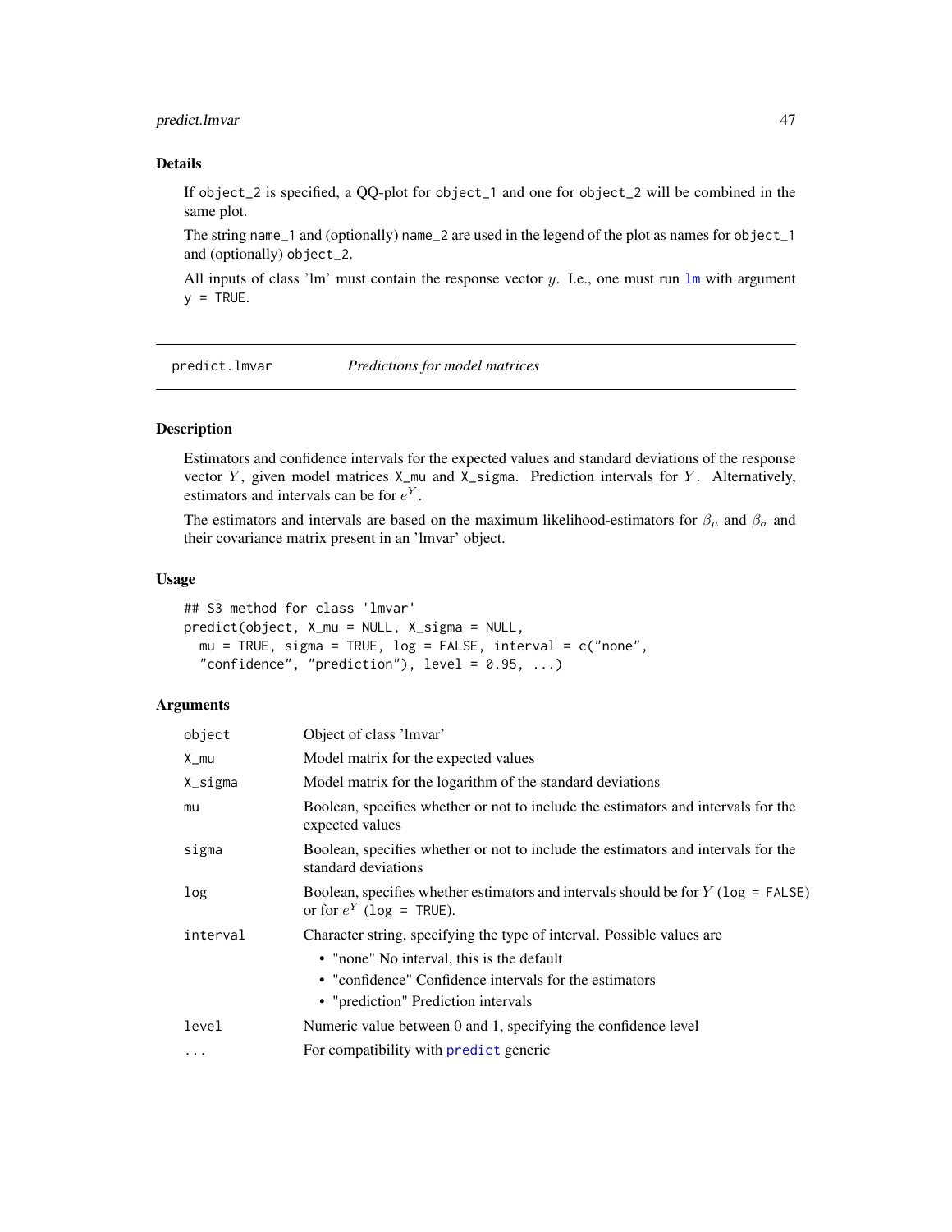## Details

If `object_2` is specified, a QQ-plot for `object_1` and one for `object_2` will be combined in the same plot.

The string `name_1` and (optionally) `name_2` are used in the legend of the plot as names for `object_1` and (optionally) `object_2`.

All inputs of class 'lm' must contain the response vector $y$. I.e., one must run `lm` with argument `y = TRUE`.

---

# predict.lmvar — *Predictions for model matrices*

## Description

Estimators and confidence intervals for the expected values and standard deviations of the response vector $Y$, given model matrices `X_mu` and `X_sigma`. Prediction intervals for $Y$. Alternatively, estimators and intervals can be for $e^Y$.

The estimators and intervals are based on the maximum likelihood-estimators for $\beta_\mu$ and $\beta_\sigma$ and their covariance matrix present in an 'lmvar' object.

## Usage

```
## S3 method for class 'lmvar'
predict(object, X_mu = NULL, X_sigma = NULL,
  mu = TRUE, sigma = TRUE, log = FALSE, interval = c("none",
  "confidence", "prediction"), level = 0.95, ...)
```

## Arguments

| Argument | Description |
|---|---|
| `object` | Object of class 'lmvar' |
| `X_mu` | Model matrix for the expected values |
| `X_sigma` | Model matrix for the logarithm of the standard deviations |
| `mu` | Boolean, specifies whether or not to include the estimators and intervals for the expected values |
| `sigma` | Boolean, specifies whether or not to include the estimators and intervals for the standard deviations |
| `log` | Boolean, specifies whether estimators and intervals should be for $Y$ (`log = FALSE`) or for $e^Y$ (`log = TRUE`). |
| `interval` | Character string, specifying the type of interval. Possible values are<br>• "none" No interval, this is the default<br>• "confidence" Confidence intervals for the estimators<br>• "prediction" Prediction intervals |
| `level` | Numeric value between 0 and 1, specifying the confidence level |
| `...` | For compatibility with `predict` generic |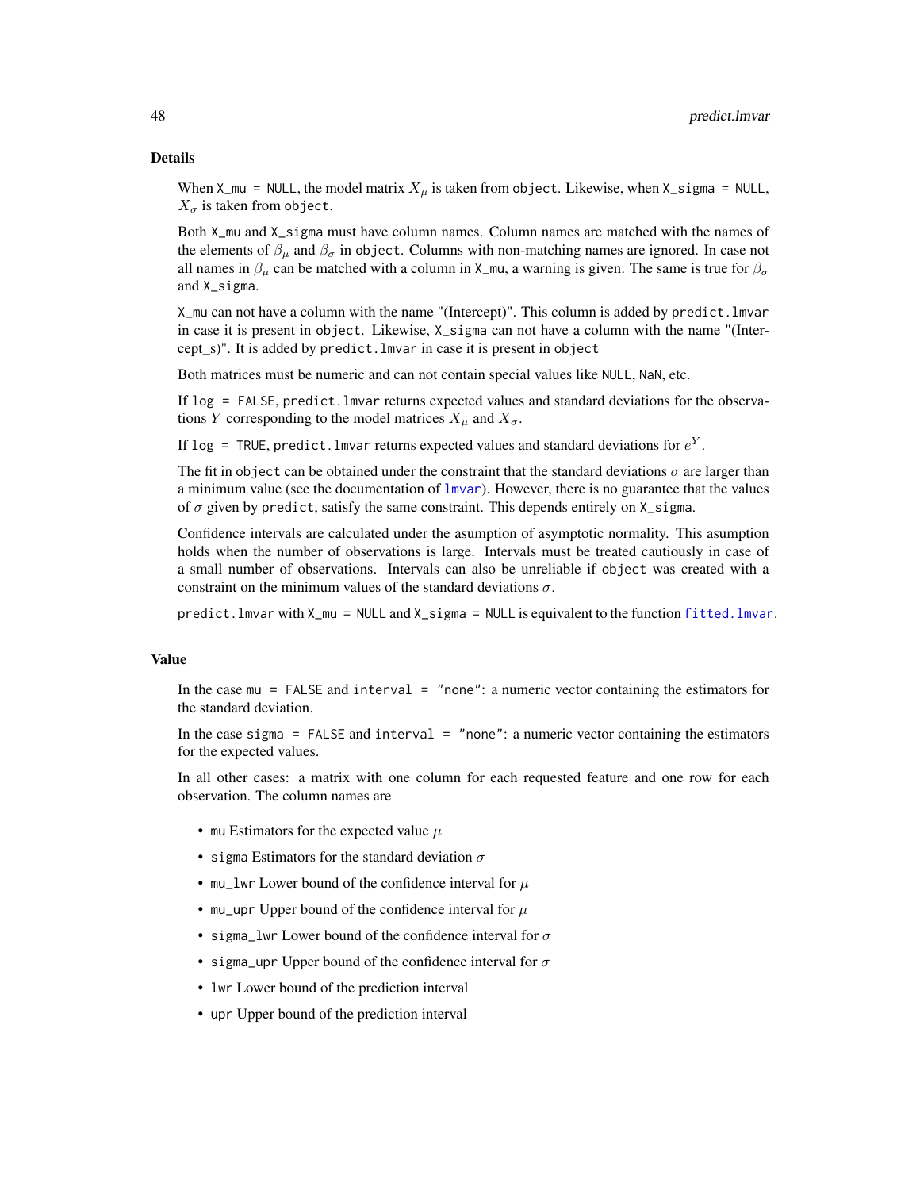### Details

When `X_mu = NULL`, the model matrix $X_\mu$ is taken from `object`. Likewise, when `X_sigma = NULL`, $X_\sigma$ is taken from `object`.

Both `X_mu` and `X_sigma` must have column names. Column names are matched with the names of the elements of $\beta_\mu$ and $\beta_\sigma$ in `object`. Columns with non-matching names are ignored. In case not all names in $\beta_\mu$ can be matched with a column in `X_mu`, a warning is given. The same is true for $\beta_\sigma$ and `X_sigma`.

`X_mu` can not have a column with the name "(Intercept)". This column is added by `predict.lmvar` in case it is present in `object`. Likewise, `X_sigma` can not have a column with the name "(Intercept_s)". It is added by `predict.lmvar` in case it is present in `object`

Both matrices must be numeric and can not contain special values like `NULL`, `NaN`, etc.

If `log = FALSE`, `predict.lmvar` returns expected values and standard deviations for the observations $Y$ corresponding to the model matrices $X_\mu$ and $X_\sigma$.

If `log = TRUE`, `predict.lmvar` returns expected values and standard deviations for $e^Y$.

The fit in `object` can be obtained under the constraint that the standard deviations $\sigma$ are larger than a minimum value (see the documentation of `lmvar`). However, there is no guarantee that the values of $\sigma$ given by `predict`, satisfy the same constraint. This depends entirely on `X_sigma`.

Confidence intervals are calculated under the asumption of asymptotic normality. This asumption holds when the number of observations is large. Intervals must be treated cautiously in case of a small number of observations. Intervals can also be unreliable if `object` was created with a constraint on the minimum values of the standard deviations $\sigma$.

`predict.lmvar` with `X_mu = NULL` and `X_sigma = NULL` is equivalent to the function `fitted.lmvar`.

### Value

In the case `mu = FALSE` and `interval = "none"`: a numeric vector containing the estimators for the standard deviation.

In the case `sigma = FALSE` and `interval = "none"`: a numeric vector containing the estimators for the expected values.

In all other cases: a matrix with one column for each requested feature and one row for each observation. The column names are

- `mu` Estimators for the expected value $\mu$
- `sigma` Estimators for the standard deviation $\sigma$
- `mu_lwr` Lower bound of the confidence interval for $\mu$
- `mu_upr` Upper bound of the confidence interval for $\mu$
- `sigma_lwr` Lower bound of the confidence interval for $\sigma$
- `sigma_upr` Upper bound of the confidence interval for $\sigma$
- `lwr` Lower bound of the prediction interval
- `upr` Upper bound of the prediction interval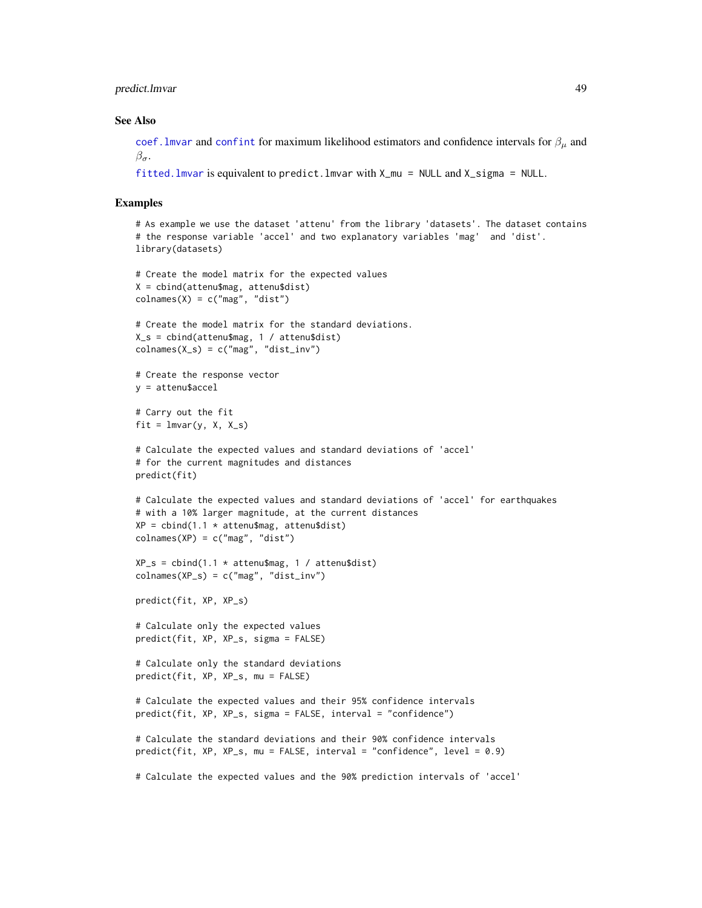## See Also

`coef.lmvar` and `confint` for maximum likelihood estimators and confidence intervals for $\beta_\mu$ and $\beta_\sigma$.

`fitted.lmvar` is equivalent to `predict.lmvar` with `X_mu = NULL` and `X_sigma = NULL`.

## Examples

```
# As example we use the dataset 'attenu' from the library 'datasets'. The dataset contains
# the response variable 'accel' and two explanatory variables 'mag'  and 'dist'.
library(datasets)

# Create the model matrix for the expected values
X = cbind(attenu$mag, attenu$dist)
colnames(X) = c("mag", "dist")

# Create the model matrix for the standard deviations.
X_s = cbind(attenu$mag, 1 / attenu$dist)
colnames(X_s) = c("mag", "dist_inv")

# Create the response vector
y = attenu$accel

# Carry out the fit
fit = lmvar(y, X, X_s)

# Calculate the expected values and standard deviations of 'accel'
# for the current magnitudes and distances
predict(fit)

# Calculate the expected values and standard deviations of 'accel' for earthquakes
# with a 10% larger magnitude, at the current distances
XP = cbind(1.1 * attenu$mag, attenu$dist)
colnames(XP) = c("mag", "dist")

XP_s = cbind(1.1 * attenu$mag, 1 / attenu$dist)
colnames(XP_s) = c("mag", "dist_inv")

predict(fit, XP, XP_s)

# Calculate only the expected values
predict(fit, XP, XP_s, sigma = FALSE)

# Calculate only the standard deviations
predict(fit, XP, XP_s, mu = FALSE)

# Calculate the expected values and their 95% confidence intervals
predict(fit, XP, XP_s, sigma = FALSE, interval = "confidence")

# Calculate the standard deviations and their 90% confidence intervals
predict(fit, XP, XP_s, mu = FALSE, interval = "confidence", level = 0.9)

# Calculate the expected values and the 90% prediction intervals of 'accel'
```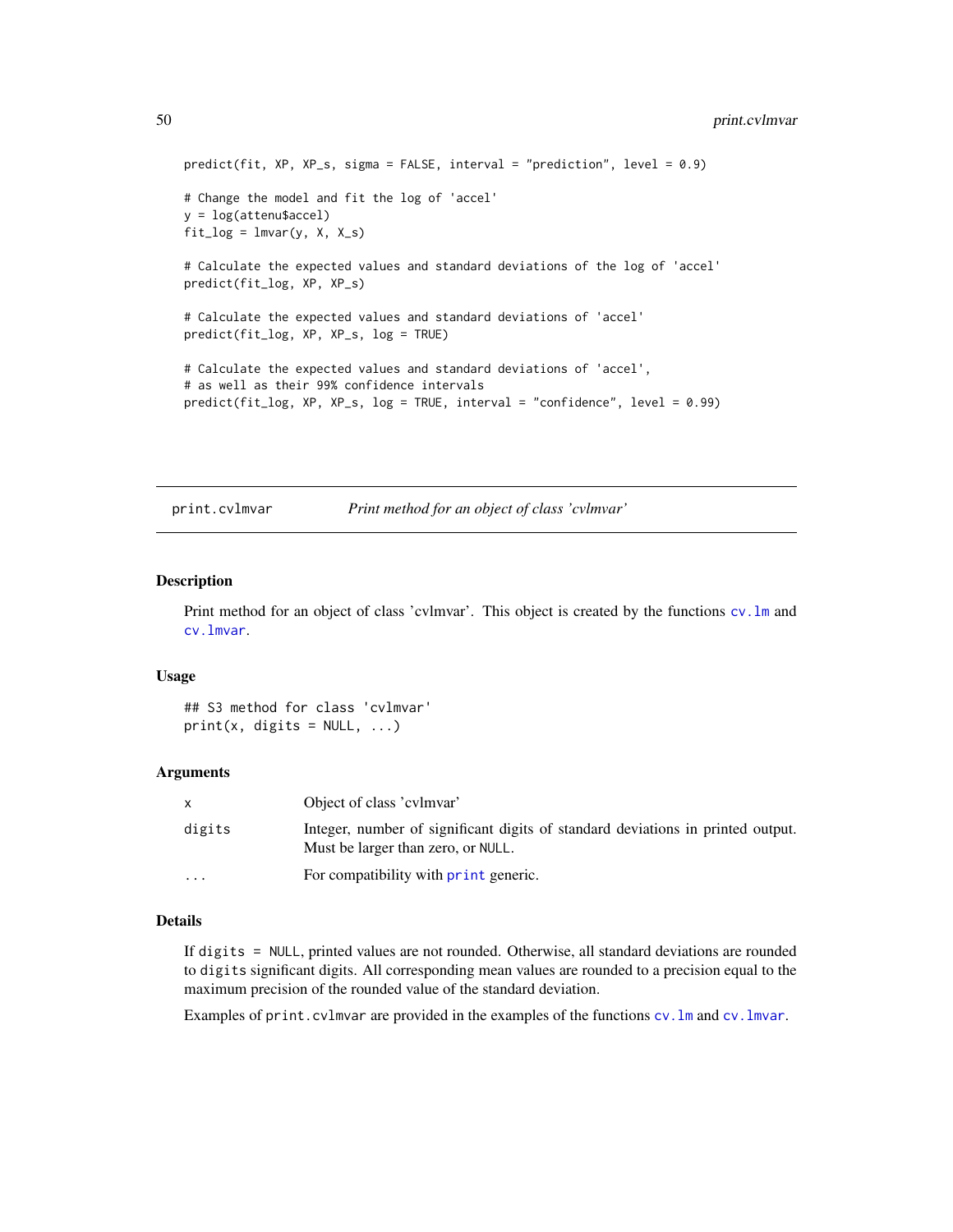```
predict(fit, XP, XP_s, sigma = FALSE, interval = "prediction", level = 0.9)

# Change the model and fit the log of 'accel'
y = log(attenu$accel)
fit_log = lmvar(y, X, X_s)

# Calculate the expected values and standard deviations of the log of 'accel'
predict(fit_log, XP, XP_s)

# Calculate the expected values and standard deviations of 'accel'
predict(fit_log, XP, XP_s, log = TRUE)

# Calculate the expected values and standard deviations of 'accel',
# as well as their 99% confidence intervals
predict(fit_log, XP, XP_s, log = TRUE, interval = "confidence", level = 0.99)
```

---

## print.cvlmvar — *Print method for an object of class 'cvlmvar'*

### Description

Print method for an object of class 'cvlmvar'. This object is created by the functions cv.lm and cv.lmvar.

### Usage

```
## S3 method for class 'cvlmvar'
print(x, digits = NULL, ...)
```

### Arguments

| | |
|---|---|
| x | Object of class 'cvlmvar' |
| digits | Integer, number of significant digits of standard deviations in printed output. Must be larger than zero, or NULL. |
| ... | For compatibility with print generic. |

### Details

If digits = NULL, printed values are not rounded. Otherwise, all standard deviations are rounded to digits significant digits. All corresponding mean values are rounded to a precision equal to the maximum precision of the rounded value of the standard deviation.

Examples of print.cvlmvar are provided in the examples of the functions cv.lm and cv.lmvar.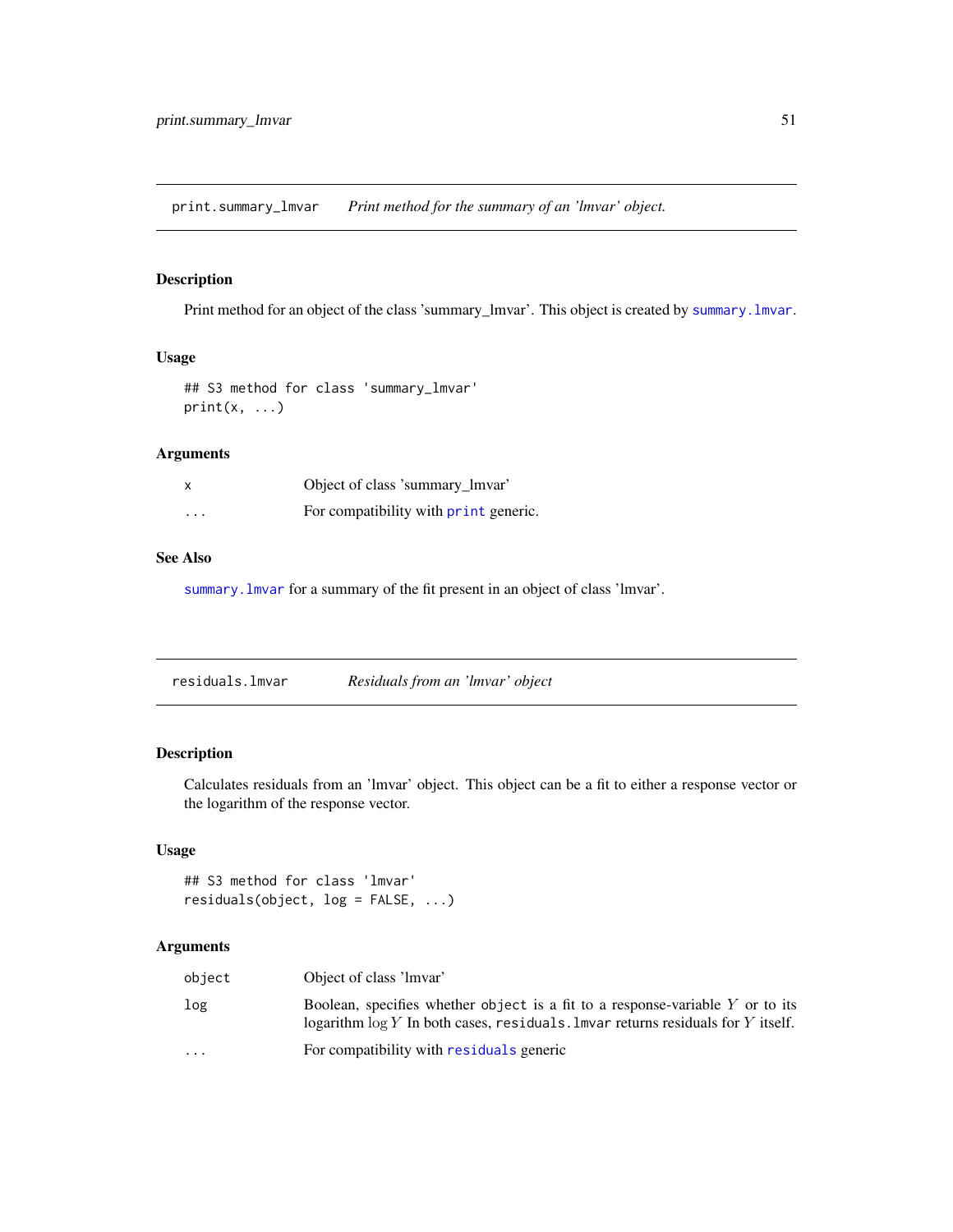## print.summary_lmvar — *Print method for the summary of an 'lmvar' object.*

### Description

Print method for an object of the class 'summary_lmvar'. This object is created by `summary.lmvar`.

### Usage

```
## S3 method for class 'summary_lmvar'
print(x, ...)
```

### Arguments

| | |
|---|---|
| `x` | Object of class 'summary_lmvar' |
| `...` | For compatibility with `print` generic. |

### See Also

`summary.lmvar` for a summary of the fit present in an object of class 'lmvar'.

## residuals.lmvar — *Residuals from an 'lmvar' object*

### Description

Calculates residuals from an 'lmvar' object. This object can be a fit to either a response vector or the logarithm of the response vector.

### Usage

```
## S3 method for class 'lmvar'
residuals(object, log = FALSE, ...)
```

### Arguments

| | |
|---|---|
| `object` | Object of class 'lmvar' |
| `log` | Boolean, specifies whether `object` is a fit to a response-variable $Y$ or to its logarithm $\log Y$ In both cases, `residuals.lmvar` returns residuals for $Y$ itself. |
| `...` | For compatibility with `residuals` generic |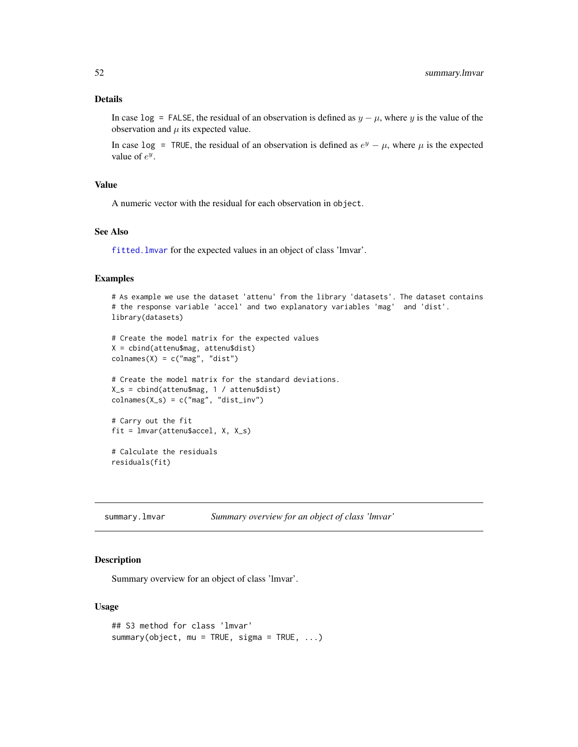### Details

In case `log = FALSE`, the residual of an observation is defined as $y - \mu$, where $y$ is the value of the observation and $\mu$ its expected value.

In case `log = TRUE`, the residual of an observation is defined as $e^y - \mu$, where $\mu$ is the expected value of $e^y$.

### Value

A numeric vector with the residual for each observation in `object`.

### See Also

`fitted.lmvar` for the expected values in an object of class 'lmvar'.

### Examples

```
# As example we use the dataset 'attenu' from the library 'datasets'. The dataset contains
# the response variable 'accel' and two explanatory variables 'mag'  and 'dist'.
library(datasets)

# Create the model matrix for the expected values
X = cbind(attenu$mag, attenu$dist)
colnames(X) = c("mag", "dist")

# Create the model matrix for the standard deviations.
X_s = cbind(attenu$mag, 1 / attenu$dist)
colnames(X_s) = c("mag", "dist_inv")

# Carry out the fit
fit = lmvar(attenu$accel, X, X_s)

# Calculate the residuals
residuals(fit)
```

---

## summary.lmvar — *Summary overview for an object of class 'lmvar'*

### Description

Summary overview for an object of class 'lmvar'.

### Usage

```
## S3 method for class 'lmvar'
summary(object, mu = TRUE, sigma = TRUE, ...)
```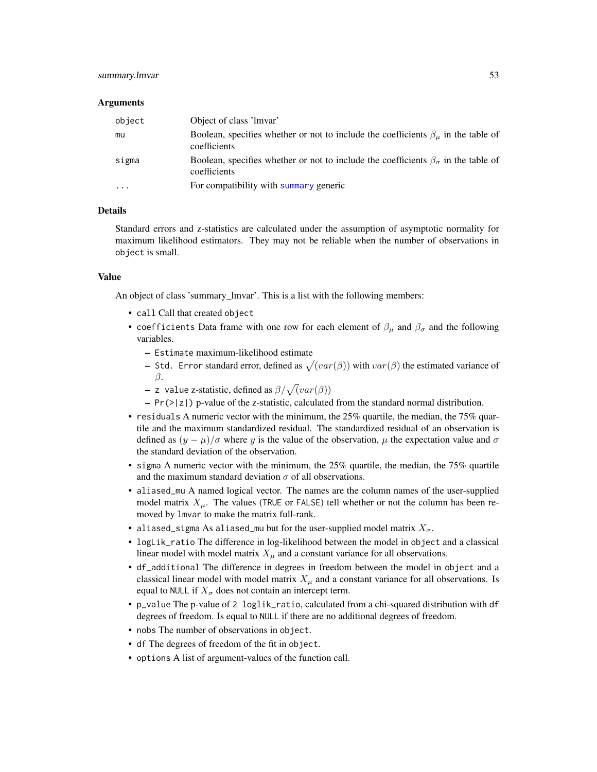### Arguments

| | |
|---|---|
| `object` | Object of class 'lmvar' |
| `mu` | Boolean, specifies whether or not to include the coefficients $\beta_\mu$ in the table of coefficients |
| `sigma` | Boolean, specifies whether or not to include the coefficients $\beta_\sigma$ in the table of coefficients |
| `...` | For compatibility with `summary` generic |

### Details

Standard errors and z-statistics are calculated under the assumption of asymptotic normality for maximum likelihood estimators. They may not be reliable when the number of observations in `object` is small.

### Value

An object of class 'summary_lmvar'. This is a list with the following members:

- `call` Call that created `object`
- `coefficients` Data frame with one row for each element of $\beta_\mu$ and $\beta_\sigma$ and the following variables.
  - `Estimate` maximum-likelihood estimate
  - `Std. Error` standard error, defined as $\sqrt(var(\beta))$ with $var(\beta)$ the estimated variance of $\beta$.
  - `z value` z-statistic, defined as $\beta/\sqrt(var(\beta))$
  - `Pr(>|z|)` p-value of the z-statistic, calculated from the standard normal distribution.
- `residuals` A numeric vector with the minimum, the 25% quartile, the median, the 75% quartile and the maximum standardized residual. The standardized residual of an observation is defined as $(y - \mu)/\sigma$ where $y$ is the value of the observation, $\mu$ the expectation value and $\sigma$ the standard deviation of the observation.
- `sigma` A numeric vector with the minimum, the 25% quartile, the median, the 75% quartile and the maximum standard deviation $\sigma$ of all observations.
- `aliased_mu` A named logical vector. The names are the column names of the user-supplied model matrix $X_\mu$. The values (`TRUE` or `FALSE`) tell whether or not the column has been removed by `lmvar` to make the matrix full-rank.
- `aliased_sigma` As `aliased_mu` but for the user-supplied model matrix $X_\sigma$.
- `logLik_ratio` The difference in log-likelihood between the model in `object` and a classical linear model with model matrix $X_\mu$ and a constant variance for all observations.
- `df_additional` The difference in degrees in freedom between the model in `object` and a classical linear model with model matrix $X_\mu$ and a constant variance for all observations. Is equal to `NULL` if $X_\sigma$ does not contain an intercept term.
- `p_value` The p-value of `2 loglik_ratio`, calculated from a chi-squared distribution with `df` degrees of freedom. Is equal to `NULL` if there are no additional degrees of freedom.
- `nobs` The number of observations in `object`.
- `df` The degrees of freedom of the fit in `object`.
- `options` A list of argument-values of the function call.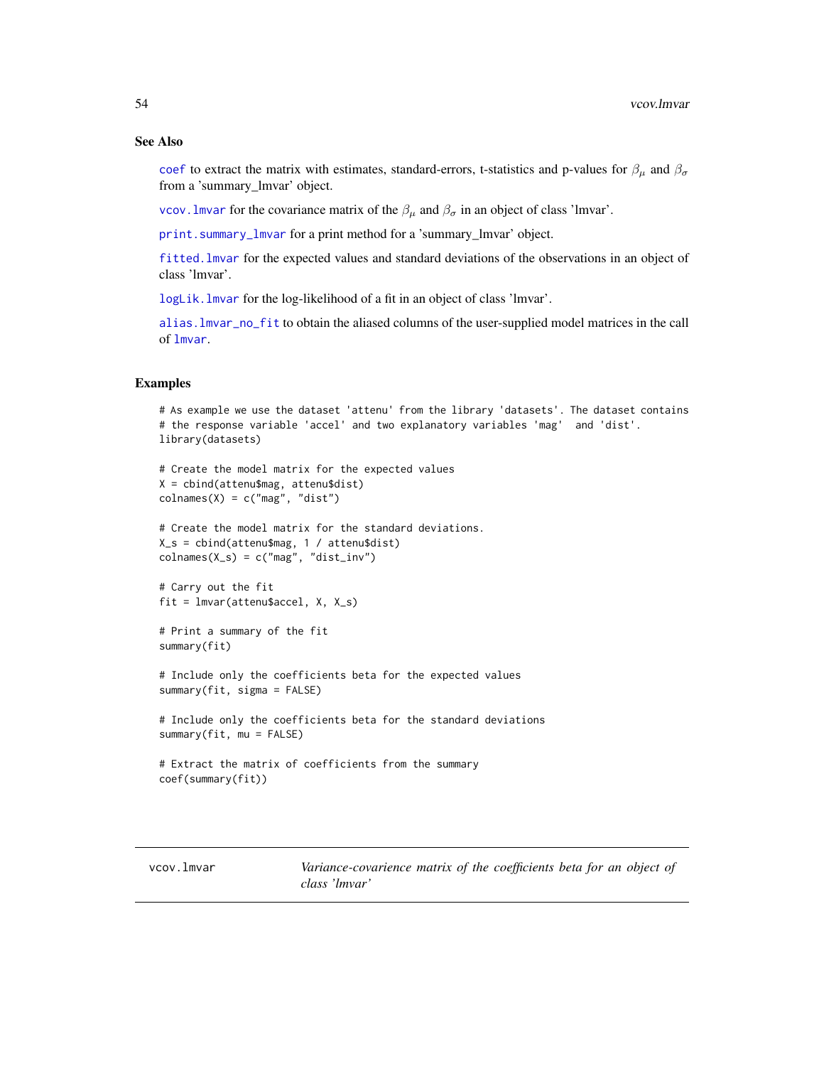### See Also

coef to extract the matrix with estimates, standard-errors, t-statistics and p-values for $\beta_\mu$ and $\beta_\sigma$ from a 'summary_lmvar' object.

vcov.lmvar for the covariance matrix of the $\beta_\mu$ and $\beta_\sigma$ in an object of class 'lmvar'.

print.summary_lmvar for a print method for a 'summary_lmvar' object.

fitted.lmvar for the expected values and standard deviations of the observations in an object of class 'lmvar'.

logLik.lmvar for the log-likelihood of a fit in an object of class 'lmvar'.

alias.lmvar_no_fit to obtain the aliased columns of the user-supplied model matrices in the call of lmvar.

### Examples

```
# As example we use the dataset 'attenu' from the library 'datasets'. The dataset contains
# the response variable 'accel' and two explanatory variables 'mag'  and 'dist'.
library(datasets)

# Create the model matrix for the expected values
X = cbind(attenu$mag, attenu$dist)
colnames(X) = c("mag", "dist")

# Create the model matrix for the standard deviations.
X_s = cbind(attenu$mag, 1 / attenu$dist)
colnames(X_s) = c("mag", "dist_inv")

# Carry out the fit
fit = lmvar(attenu$accel, X, X_s)

# Print a summary of the fit
summary(fit)

# Include only the coefficients beta for the expected values
summary(fit, sigma = FALSE)

# Include only the coefficients beta for the standard deviations
summary(fit, mu = FALSE)

# Extract the matrix of coefficients from the summary
coef(summary(fit))
```

---

## vcov.lmvar — *Variance-covarience matrix of the coefficients beta for an object of class 'lmvar'*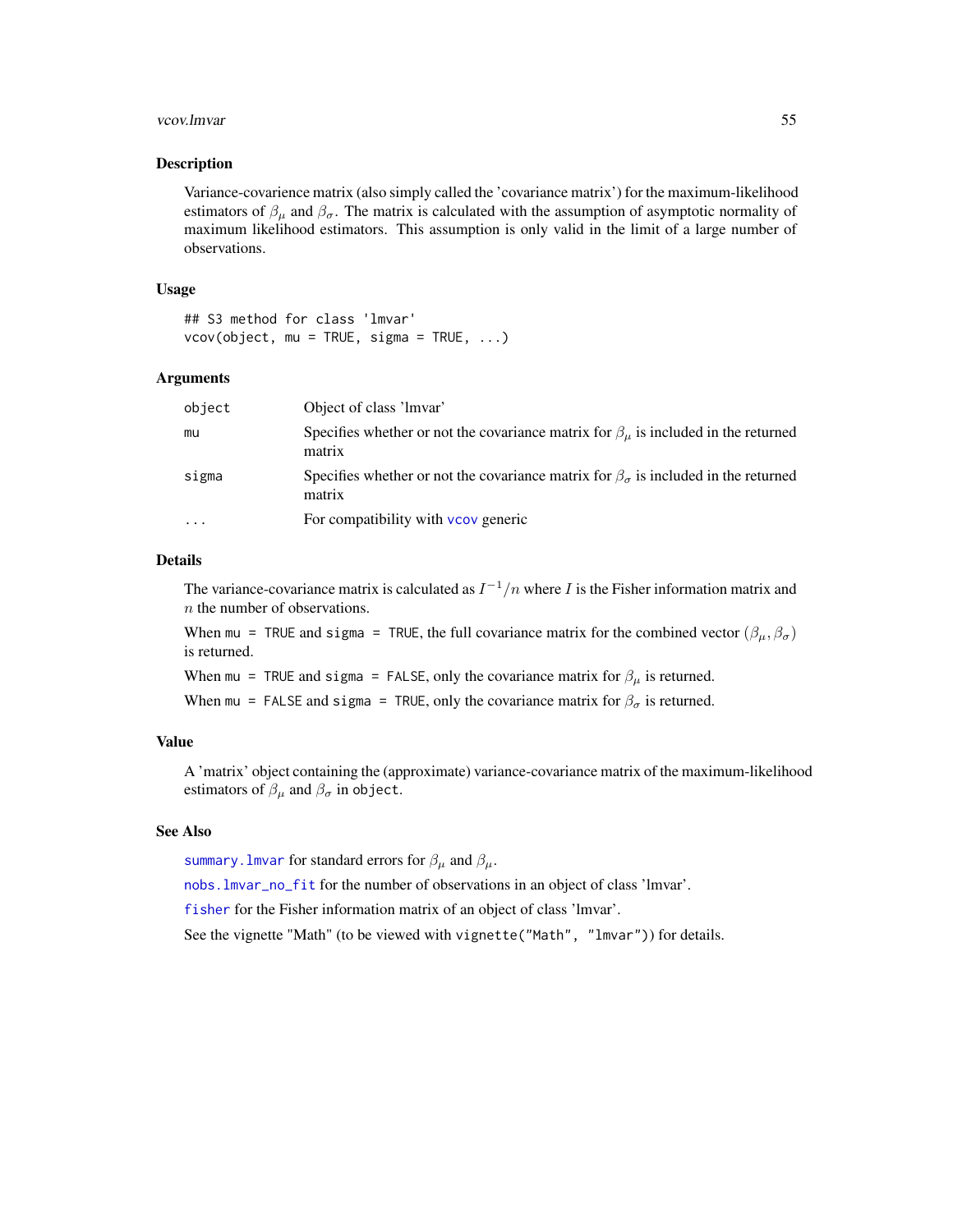### Description

Variance-covarience matrix (also simply called the 'covariance matrix') for the maximum-likelihood estimators of $\beta_\mu$ and $\beta_\sigma$. The matrix is calculated with the assumption of asymptotic normality of maximum likelihood estimators. This assumption is only valid in the limit of a large number of observations.

### Usage

```
## S3 method for class 'lmvar'
vcov(object, mu = TRUE, sigma = TRUE, ...)
```

### Arguments

| | |
|---|---|
| object | Object of class 'lmvar' |
| mu | Specifies whether or not the covariance matrix for $\beta_\mu$ is included in the returned matrix |
| sigma | Specifies whether or not the covariance matrix for $\beta_\sigma$ is included in the returned matrix |
| ... | For compatibility with vcov generic |

### Details

The variance-covariance matrix is calculated as $I^{-1}/n$ where $I$ is the Fisher information matrix and $n$ the number of observations.

When `mu = TRUE` and `sigma = TRUE`, the full covariance matrix for the combined vector $(\beta_\mu, \beta_\sigma)$ is returned.

When `mu = TRUE` and `sigma = FALSE`, only the covariance matrix for $\beta_\mu$ is returned.

When `mu = FALSE` and `sigma = TRUE`, only the covariance matrix for $\beta_\sigma$ is returned.

### Value

A 'matrix' object containing the (approximate) variance-covariance matrix of the maximum-likelihood estimators of $\beta_\mu$ and $\beta_\sigma$ in `object`.

### See Also

summary.lmvar for standard errors for $\beta_\mu$ and $\beta_\mu$.

nobs.lmvar_no_fit for the number of observations in an object of class 'lmvar'.

fisher for the Fisher information matrix of an object of class 'lmvar'.

See the vignette "Math" (to be viewed with `vignette("Math", "lmvar")`) for details.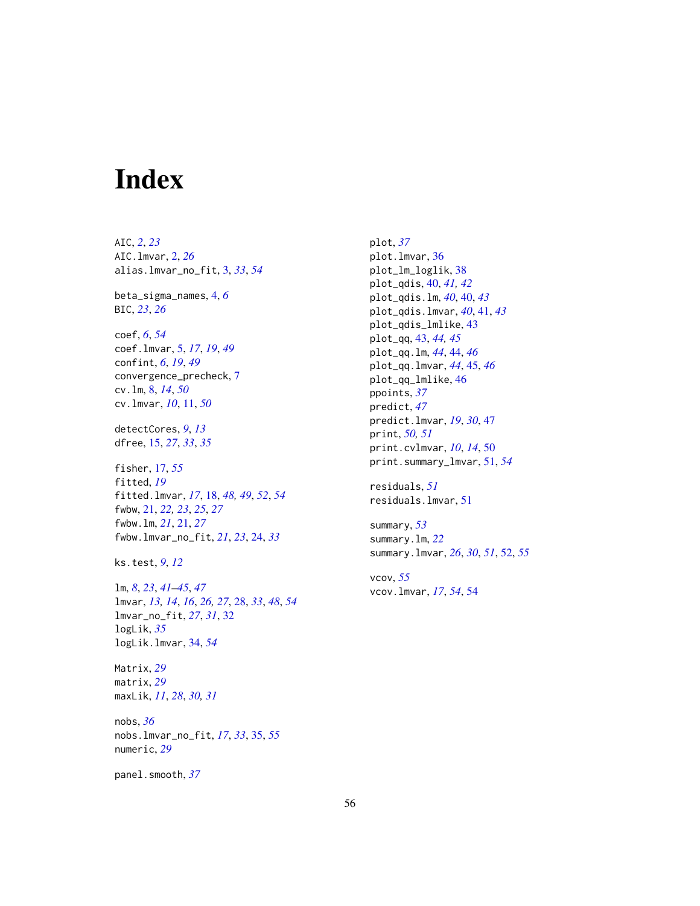# Index

AIC, *2*, *23*
AIC.lmvar, 2, *26*
alias.lmvar_no_fit, 3, *33*, *54*

beta_sigma_names, 4, *6*
BIC, *23*, *26*

coef, *6*, *54*
coef.lmvar, 5, *17*, *19*, *49*
confint, *6*, *19*, *49*
convergence_precheck, 7
cv.lm, 8, *14*, *50*
cv.lmvar, *10*, 11, *50*

detectCores, *9*, *13*
dfree, 15, *27*, *33*, *35*

fisher, 17, *55*
fitted, *19*
fitted.lmvar, *17*, 18, *48*, *49*, *52*, *54*
fwbw, 21, *22*, *23*, *25*, *27*
fwbw.lm, *21*, 21, *27*
fwbw.lmvar_no_fit, *21*, *23*, 24, *33*

ks.test, *9*, *12*

lm, *8*, *23*, *41–45*, *47*
lmvar, *13*, *14*, *16*, *26*, *27*, 28, *33*, *48*, *54*
lmvar_no_fit, *27*, *31*, 32
logLik, *35*
logLik.lmvar, 34, *54*

Matrix, *29*
matrix, *29*
maxLik, *11*, *28*, *30*, *31*

nobs, *36*
nobs.lmvar_no_fit, *17*, *33*, 35, *55*
numeric, *29*

panel.smooth, *37*
plot, *37*
plot.lmvar, 36
plot_lm_loglik, 38
plot_qdis, 40, *41*, *42*
plot_qdis.lm, *40*, 40, *43*
plot_qdis.lmvar, *40*, 41, *43*
plot_qdis_lmlike, 43
plot_qq, 43, *44*, *45*
plot_qq.lm, *44*, 44, *46*
plot_qq.lmvar, *44*, 45, *46*
plot_qq_lmlike, 46
ppoints, *37*
predict, *47*
predict.lmvar, *19*, *30*, 47
print, *50*, *51*
print.cvlmvar, *10*, *14*, 50
print.summary_lmvar, 51, *54*

residuals, *51*
residuals.lmvar, 51

summary, *53*
summary.lm, *22*
summary.lmvar, *26*, *30*, *51*, 52, *55*

vcov, *55*
vcov.lmvar, *17*, *54*, 54